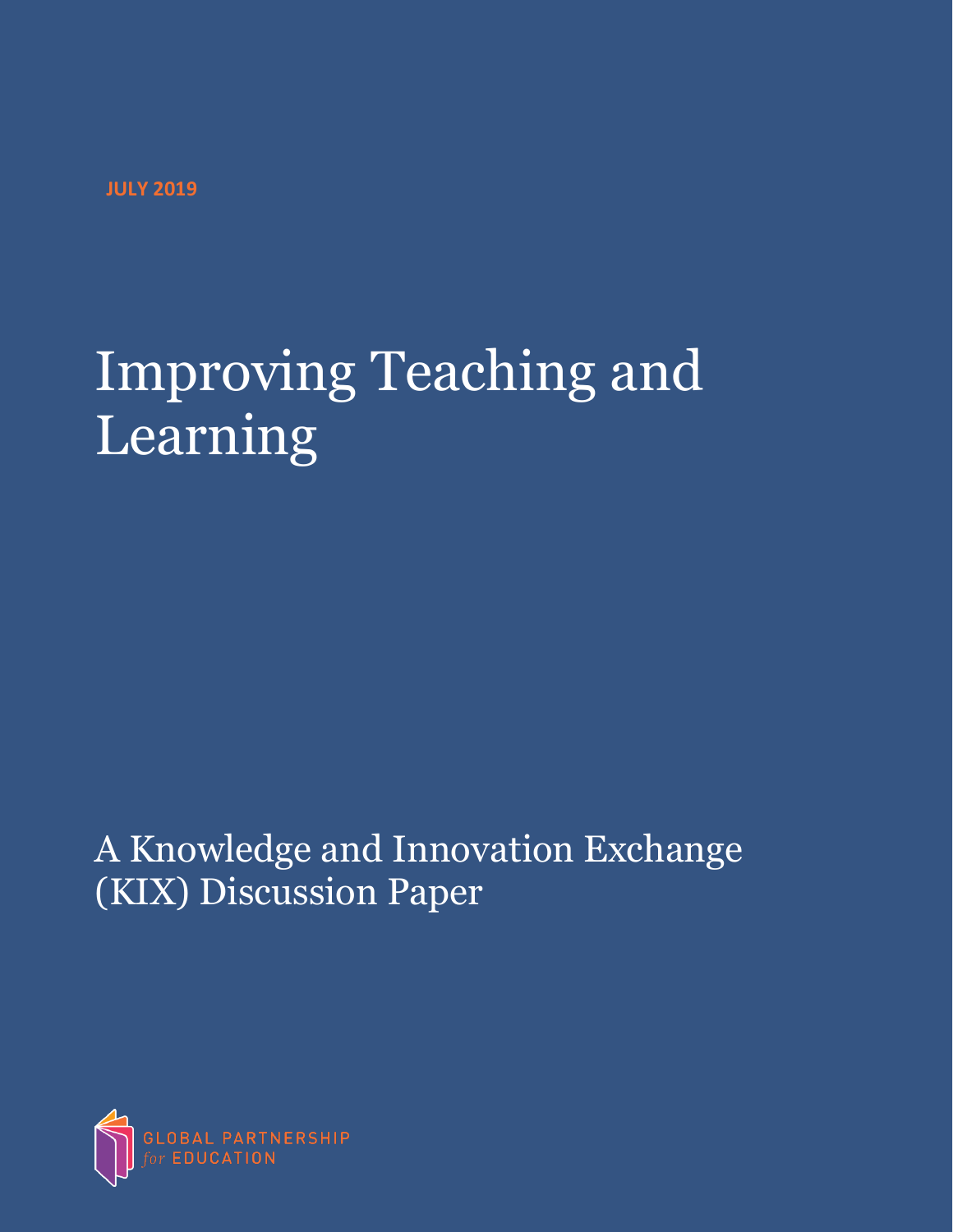JULY 2019

# Improving Teaching and Learning

## A Knowledge and Innovation Exchange (KIX) Discussion Paper

GLOBAL PARTNERSHIP *for* EDUCATION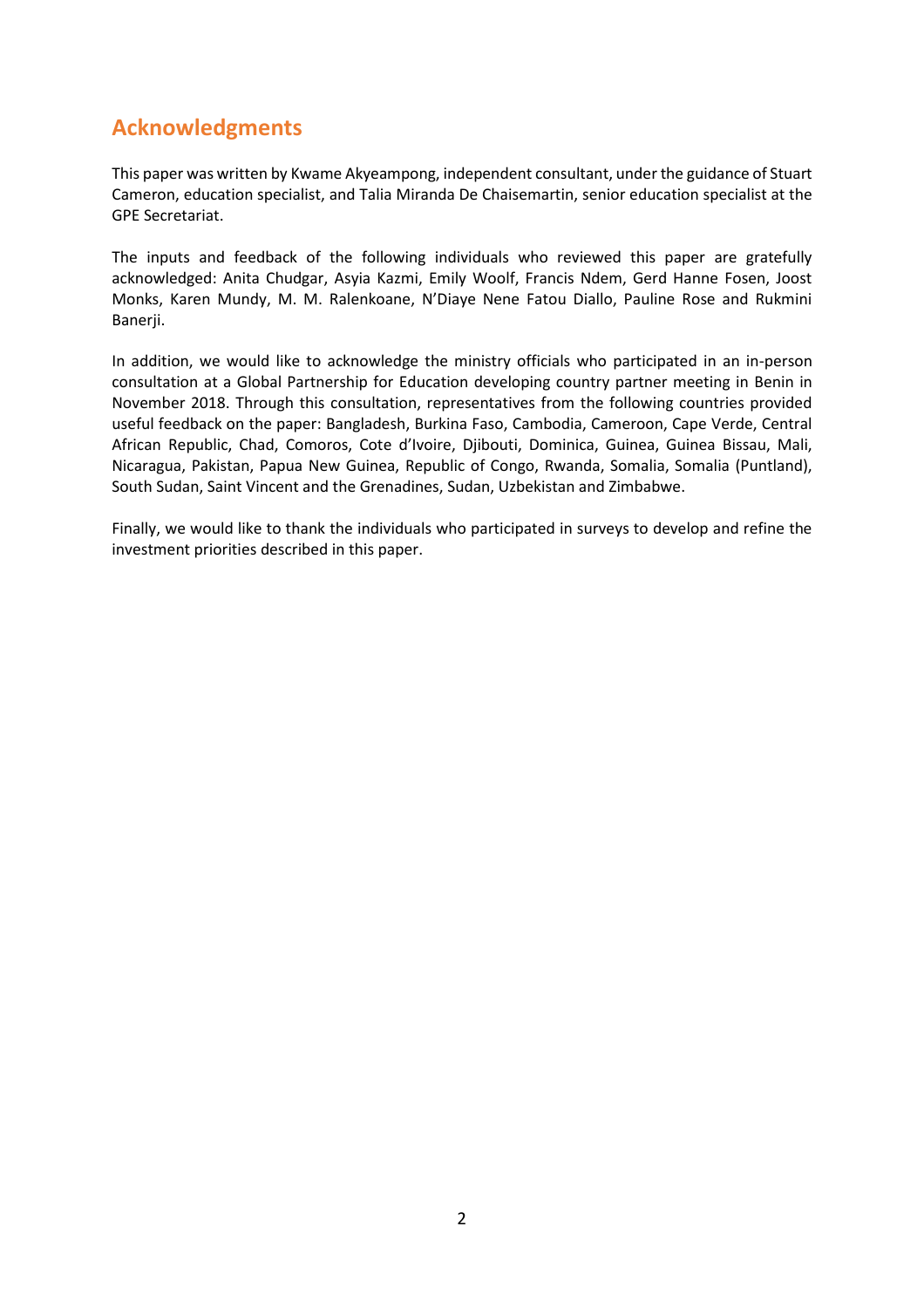## Acknowledgments

This paper was written by Kwame Akyeampong, independent consultant, under the guidance of Stuart Cameron, education specialist, and Talia Miranda De Chaisemartin, senior education specialist at the GPE Secretariat.

The inputs and feedback of the following individuals who reviewed this paper are gratefully acknowledged: Anita Chudgar, Asyia Kazmi, Emily Woolf, Francis Ndem, Gerd Hanne Fosen, Joost Monks, Karen Mundy, M. M. Ralenkoane, N'Diaye Nene Fatou Diallo, Pauline Rose and Rukmini Banerji.

In addition, we would like to acknowledge the ministry officials who participated in an in-person consultation at a Global Partnership for Education developing country partner meeting in Benin in November 2018. Through this consultation, representatives from the following countries provided useful feedback on the paper: Bangladesh, Burkina Faso, Cambodia, Cameroon, Cape Verde, Central African Republic, Chad, Comoros, Cote d'Ivoire, Djibouti, Dominica, Guinea, Guinea Bissau, Mali, Nicaragua, Pakistan, Papua New Guinea, Republic of Congo, Rwanda, Somalia, Somalia (Puntland), South Sudan, Saint Vincent and the Grenadines, Sudan, Uzbekistan and Zimbabwe.

Finally, we would like to thank the individuals who participated in surveys to develop and refine the investment priorities described in this paper.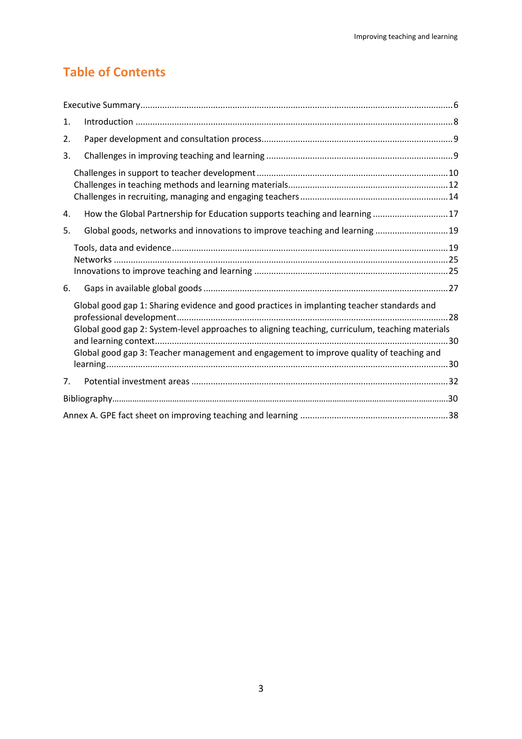## Table of Contents

Executive Summary ...... 6

1. Introduction ...... 8
2. Paper development and consultation process ...... 9
3. Challenges in improving teaching and learning ...... 9
   - Challenges in support to teacher development ...... 10
   - Challenges in teaching methods and learning materials ...... 12
   - Challenges in recruiting, managing and engaging teachers ...... 14
4. How the Global Partnership for Education supports teaching and learning ...... 17
5. Global goods, networks and innovations to improve teaching and learning ...... 19
   - Tools, data and evidence ...... 19
   - Networks ...... 25
   - Innovations to improve teaching and learning ...... 25
6. Gaps in available global goods ...... 27
   - Global good gap 1: Sharing evidence and good practices in implanting teacher standards and professional development ...... 28
   - Global good gap 2: System-level approaches to aligning teaching, curriculum, teaching materials and learning context ...... 30
   - Global good gap 3: Teacher management and engagement to improve quality of teaching and learning ...... 30
7. Potential investment areas ...... 32

Bibliography ...... 30

Annex A. GPE fact sheet on improving teaching and learning ...... 38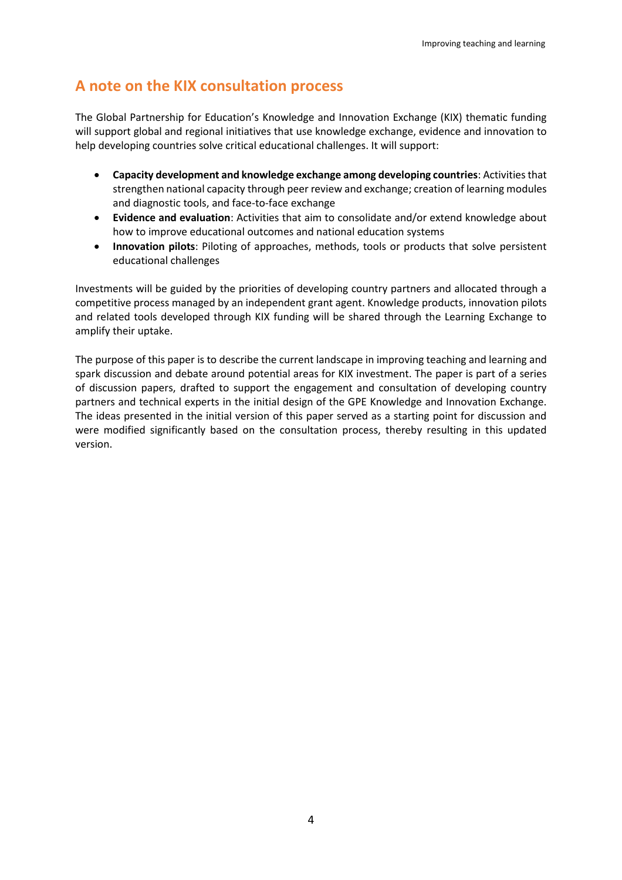## A note on the KIX consultation process

The Global Partnership for Education's Knowledge and Innovation Exchange (KIX) thematic funding will support global and regional initiatives that use knowledge exchange, evidence and innovation to help developing countries solve critical educational challenges. It will support:

- **Capacity development and knowledge exchange among developing countries**: Activities that strengthen national capacity through peer review and exchange; creation of learning modules and diagnostic tools, and face-to-face exchange
- **Evidence and evaluation**: Activities that aim to consolidate and/or extend knowledge about how to improve educational outcomes and national education systems
- **Innovation pilots**: Piloting of approaches, methods, tools or products that solve persistent educational challenges

Investments will be guided by the priorities of developing country partners and allocated through a competitive process managed by an independent grant agent. Knowledge products, innovation pilots and related tools developed through KIX funding will be shared through the Learning Exchange to amplify their uptake.

The purpose of this paper is to describe the current landscape in improving teaching and learning and spark discussion and debate around potential areas for KIX investment. The paper is part of a series of discussion papers, drafted to support the engagement and consultation of developing country partners and technical experts in the initial design of the GPE Knowledge and Innovation Exchange. The ideas presented in the initial version of this paper served as a starting point for discussion and were modified significantly based on the consultation process, thereby resulting in this updated version.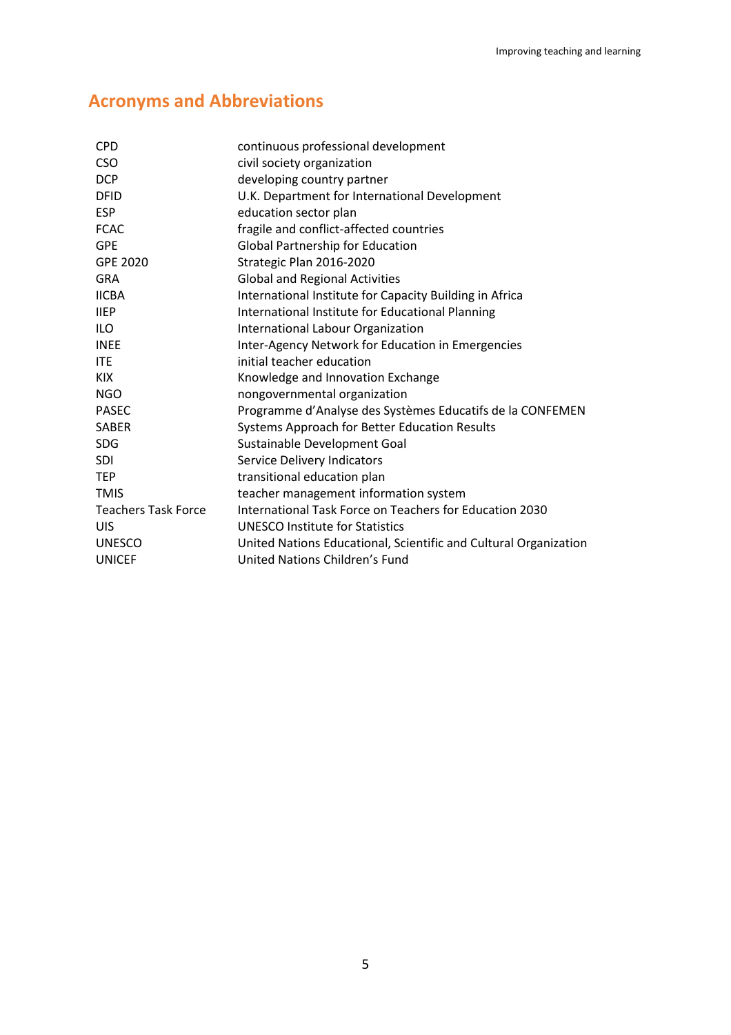## Acronyms and Abbreviations

| | |
|---|---|
| CPD | continuous professional development |
| CSO | civil society organization |
| DCP | developing country partner |
| DFID | U.K. Department for International Development |
| ESP | education sector plan |
| FCAC | fragile and conflict-affected countries |
| GPE | Global Partnership for Education |
| GPE 2020 | Strategic Plan 2016-2020 |
| GRA | Global and Regional Activities |
| IICBA | International Institute for Capacity Building in Africa |
| IIEP | International Institute for Educational Planning |
| ILO | International Labour Organization |
| INEE | Inter-Agency Network for Education in Emergencies |
| ITE | initial teacher education |
| KIX | Knowledge and Innovation Exchange |
| NGO | nongovernmental organization |
| PASEC | Programme d'Analyse des Systèmes Educatifs de la CONFEMEN |
| SABER | Systems Approach for Better Education Results |
| SDG | Sustainable Development Goal |
| SDI | Service Delivery Indicators |
| TEP | transitional education plan |
| TMIS | teacher management information system |
| Teachers Task Force | International Task Force on Teachers for Education 2030 |
| UIS | UNESCO Institute for Statistics |
| UNESCO | United Nations Educational, Scientific and Cultural Organization |
| UNICEF | United Nations Children's Fund |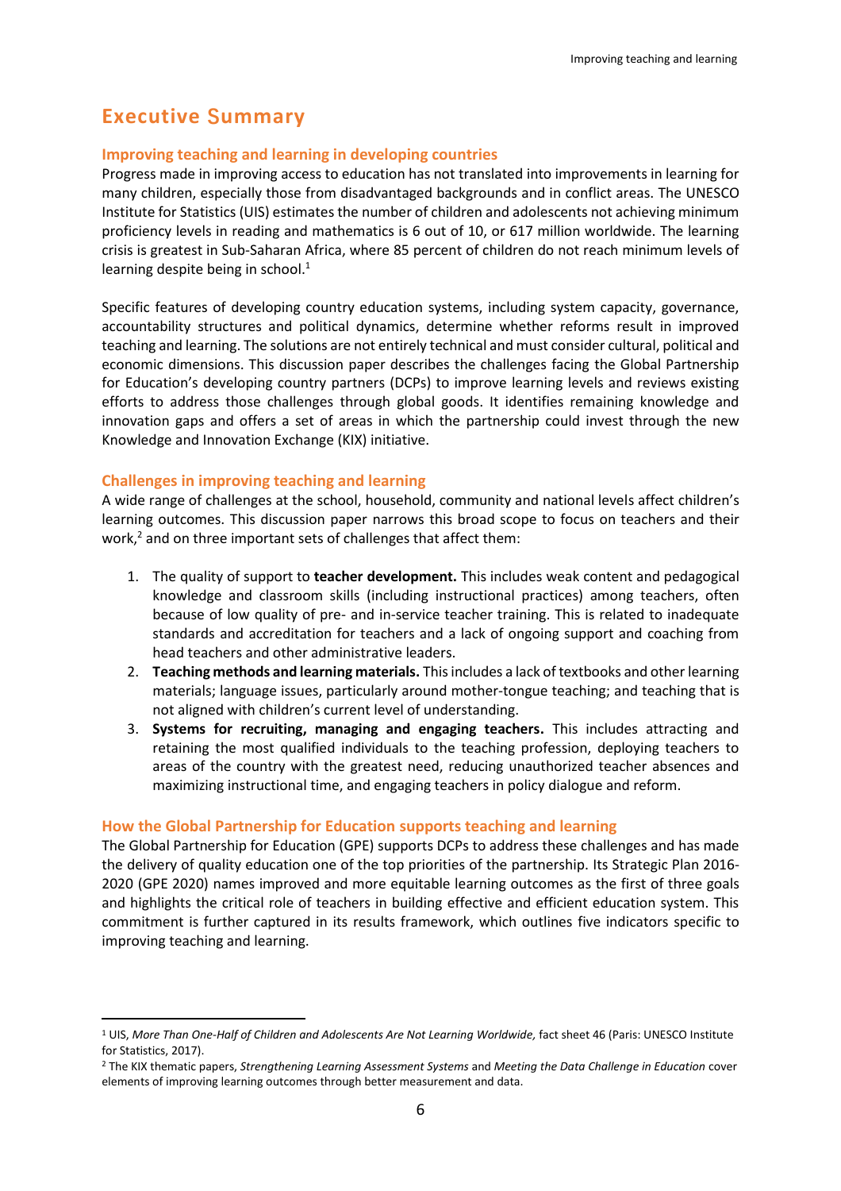# Executive Summary

## Improving teaching and learning in developing countries

Progress made in improving access to education has not translated into improvements in learning for many children, especially those from disadvantaged backgrounds and in conflict areas. The UNESCO Institute for Statistics (UIS) estimates the number of children and adolescents not achieving minimum proficiency levels in reading and mathematics is 6 out of 10, or 617 million worldwide. The learning crisis is greatest in Sub-Saharan Africa, where 85 percent of children do not reach minimum levels of learning despite being in school.[1]

Specific features of developing country education systems, including system capacity, governance, accountability structures and political dynamics, determine whether reforms result in improved teaching and learning. The solutions are not entirely technical and must consider cultural, political and economic dimensions. This discussion paper describes the challenges facing the Global Partnership for Education's developing country partners (DCPs) to improve learning levels and reviews existing efforts to address those challenges through global goods. It identifies remaining knowledge and innovation gaps and offers a set of areas in which the partnership could invest through the new Knowledge and Innovation Exchange (KIX) initiative.

## Challenges in improving teaching and learning

A wide range of challenges at the school, household, community and national levels affect children's learning outcomes. This discussion paper narrows this broad scope to focus on teachers and their work,[2] and on three important sets of challenges that affect them:

1. The quality of support to **teacher development.** This includes weak content and pedagogical knowledge and classroom skills (including instructional practices) among teachers, often because of low quality of pre- and in-service teacher training. This is related to inadequate standards and accreditation for teachers and a lack of ongoing support and coaching from head teachers and other administrative leaders.
2. **Teaching methods and learning materials.** This includes a lack of textbooks and other learning materials; language issues, particularly around mother-tongue teaching; and teaching that is not aligned with children's current level of understanding.
3. **Systems for recruiting, managing and engaging teachers.** This includes attracting and retaining the most qualified individuals to the teaching profession, deploying teachers to areas of the country with the greatest need, reducing unauthorized teacher absences and maximizing instructional time, and engaging teachers in policy dialogue and reform.

## How the Global Partnership for Education supports teaching and learning

The Global Partnership for Education (GPE) supports DCPs to address these challenges and has made the delivery of quality education one of the top priorities of the partnership. Its Strategic Plan 2016-2020 (GPE 2020) names improved and more equitable learning outcomes as the first of three goals and highlights the critical role of teachers in building effective and efficient education system. This commitment is further captured in its results framework, which outlines five indicators specific to improving teaching and learning.

---

[1] UIS, *More Than One-Half of Children and Adolescents Are Not Learning Worldwide,* fact sheet 46 (Paris: UNESCO Institute for Statistics, 2017).

[2] The KIX thematic papers, *Strengthening Learning Assessment Systems* and *Meeting the Data Challenge in Education* cover elements of improving learning outcomes through better measurement and data.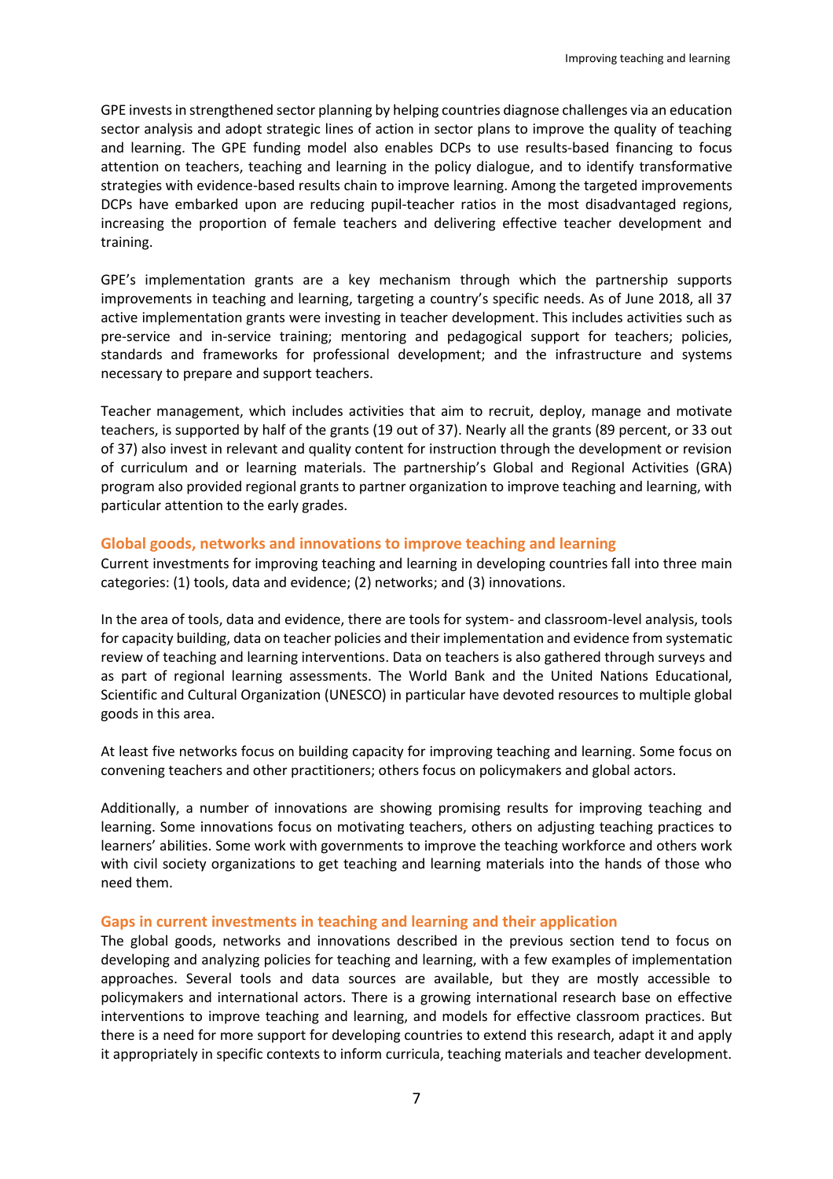GPE invests in strengthened sector planning by helping countries diagnose challenges via an education sector analysis and adopt strategic lines of action in sector plans to improve the quality of teaching and learning. The GPE funding model also enables DCPs to use results-based financing to focus attention on teachers, teaching and learning in the policy dialogue, and to identify transformative strategies with evidence-based results chain to improve learning. Among the targeted improvements DCPs have embarked upon are reducing pupil-teacher ratios in the most disadvantaged regions, increasing the proportion of female teachers and delivering effective teacher development and training.

GPE's implementation grants are a key mechanism through which the partnership supports improvements in teaching and learning, targeting a country's specific needs. As of June 2018, all 37 active implementation grants were investing in teacher development. This includes activities such as pre-service and in-service training; mentoring and pedagogical support for teachers; policies, standards and frameworks for professional development; and the infrastructure and systems necessary to prepare and support teachers.

Teacher management, which includes activities that aim to recruit, deploy, manage and motivate teachers, is supported by half of the grants (19 out of 37). Nearly all the grants (89 percent, or 33 out of 37) also invest in relevant and quality content for instruction through the development or revision of curriculum and or learning materials. The partnership's Global and Regional Activities (GRA) program also provided regional grants to partner organization to improve teaching and learning, with particular attention to the early grades.

## Global goods, networks and innovations to improve teaching and learning

Current investments for improving teaching and learning in developing countries fall into three main categories: (1) tools, data and evidence; (2) networks; and (3) innovations.

In the area of tools, data and evidence, there are tools for system- and classroom-level analysis, tools for capacity building, data on teacher policies and their implementation and evidence from systematic review of teaching and learning interventions. Data on teachers is also gathered through surveys and as part of regional learning assessments. The World Bank and the United Nations Educational, Scientific and Cultural Organization (UNESCO) in particular have devoted resources to multiple global goods in this area.

At least five networks focus on building capacity for improving teaching and learning. Some focus on convening teachers and other practitioners; others focus on policymakers and global actors.

Additionally, a number of innovations are showing promising results for improving teaching and learning. Some innovations focus on motivating teachers, others on adjusting teaching practices to learners' abilities. Some work with governments to improve the teaching workforce and others work with civil society organizations to get teaching and learning materials into the hands of those who need them.

## Gaps in current investments in teaching and learning and their application

The global goods, networks and innovations described in the previous section tend to focus on developing and analyzing policies for teaching and learning, with a few examples of implementation approaches. Several tools and data sources are available, but they are mostly accessible to policymakers and international actors. There is a growing international research base on effective interventions to improve teaching and learning, and models for effective classroom practices. But there is a need for more support for developing countries to extend this research, adapt it and apply it appropriately in specific contexts to inform curricula, teaching materials and teacher development.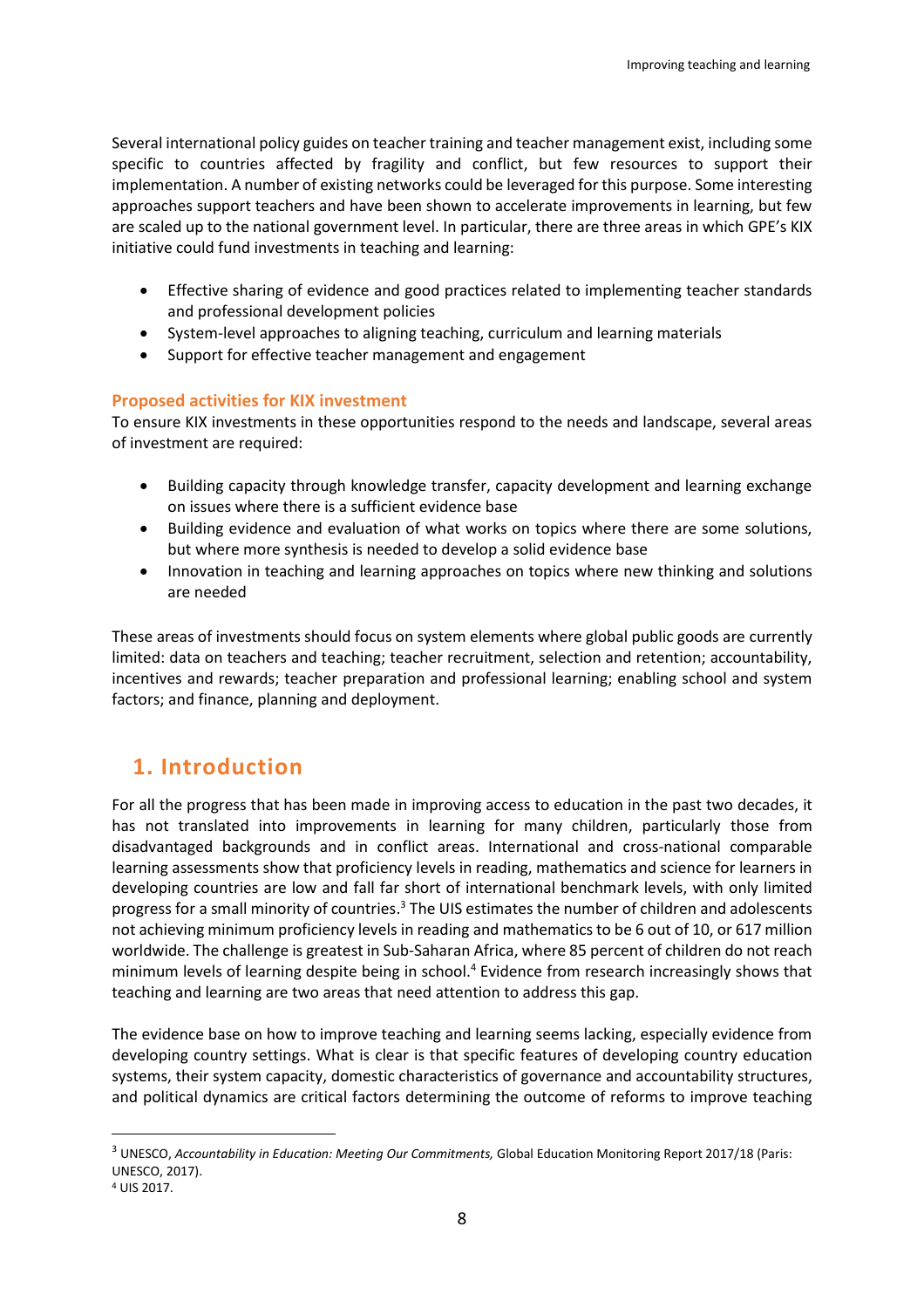Several international policy guides on teacher training and teacher management exist, including some specific to countries affected by fragility and conflict, but few resources to support their implementation. A number of existing networks could be leveraged for this purpose. Some interesting approaches support teachers and have been shown to accelerate improvements in learning, but few are scaled up to the national government level. In particular, there are three areas in which GPE's KIX initiative could fund investments in teaching and learning:

- Effective sharing of evidence and good practices related to implementing teacher standards and professional development policies
- System-level approaches to aligning teaching, curriculum and learning materials
- Support for effective teacher management and engagement

### Proposed activities for KIX investment

To ensure KIX investments in these opportunities respond to the needs and landscape, several areas of investment are required:

- Building capacity through knowledge transfer, capacity development and learning exchange on issues where there is a sufficient evidence base
- Building evidence and evaluation of what works on topics where there are some solutions, but where more synthesis is needed to develop a solid evidence base
- Innovation in teaching and learning approaches on topics where new thinking and solutions are needed

These areas of investments should focus on system elements where global public goods are currently limited: data on teachers and teaching; teacher recruitment, selection and retention; accountability, incentives and rewards; teacher preparation and professional learning; enabling school and system factors; and finance, planning and deployment.

## 1. Introduction

For all the progress that has been made in improving access to education in the past two decades, it has not translated into improvements in learning for many children, particularly those from disadvantaged backgrounds and in conflict areas. International and cross-national comparable learning assessments show that proficiency levels in reading, mathematics and science for learners in developing countries are low and fall far short of international benchmark levels, with only limited progress for a small minority of countries.[3] The UIS estimates the number of children and adolescents not achieving minimum proficiency levels in reading and mathematics to be 6 out of 10, or 617 million worldwide. The challenge is greatest in Sub-Saharan Africa, where 85 percent of children do not reach minimum levels of learning despite being in school.[4] Evidence from research increasingly shows that teaching and learning are two areas that need attention to address this gap.

The evidence base on how to improve teaching and learning seems lacking, especially evidence from developing country settings. What is clear is that specific features of developing country education systems, their system capacity, domestic characteristics of governance and accountability structures, and political dynamics are critical factors determining the outcome of reforms to improve teaching

[3] UNESCO, *Accountability in Education: Meeting Our Commitments,* Global Education Monitoring Report 2017/18 (Paris: UNESCO, 2017).

[4] UIS 2017.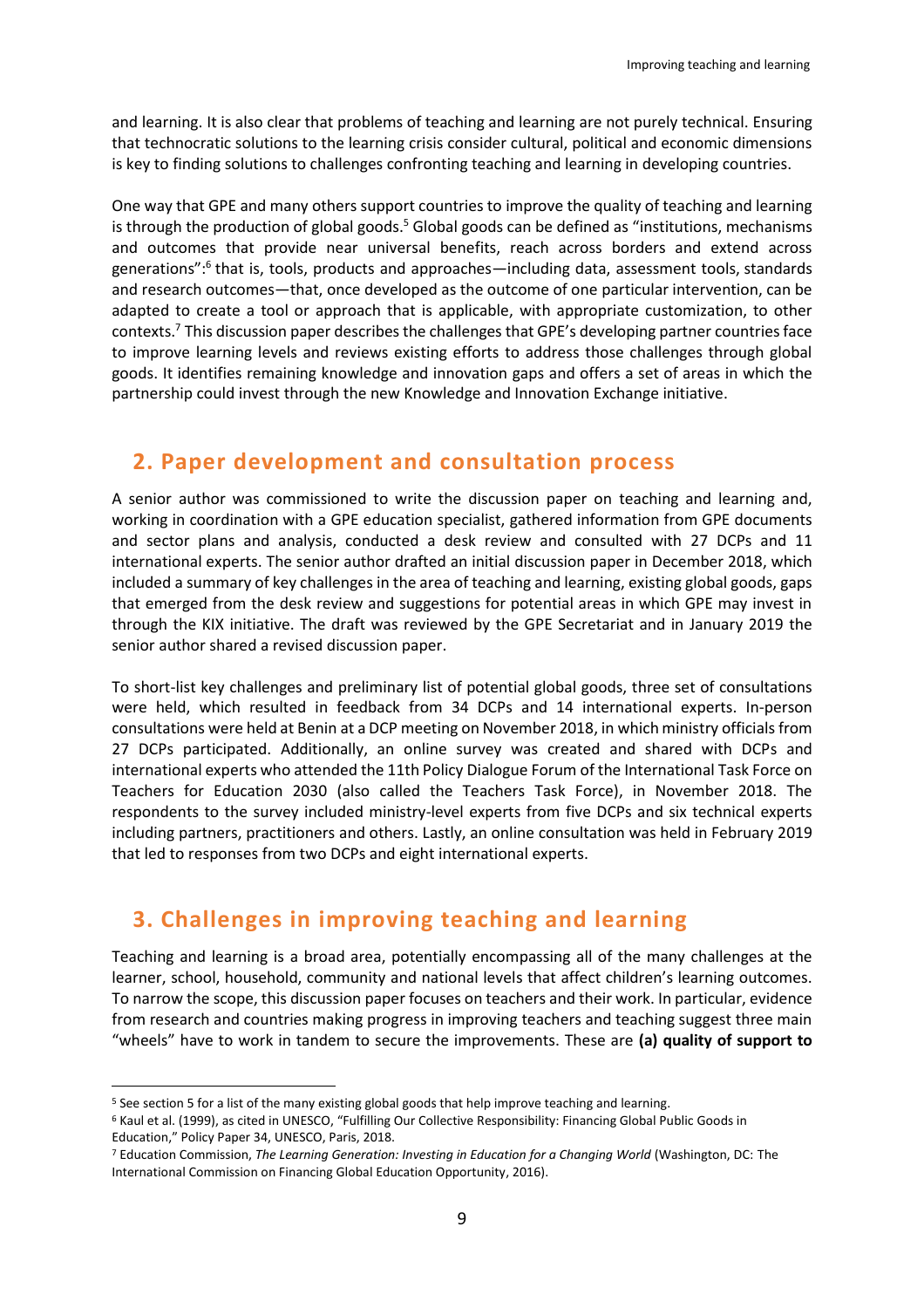and learning. It is also clear that problems of teaching and learning are not purely technical. Ensuring that technocratic solutions to the learning crisis consider cultural, political and economic dimensions is key to finding solutions to challenges confronting teaching and learning in developing countries.

One way that GPE and many others support countries to improve the quality of teaching and learning is through the production of global goods.[5] Global goods can be defined as "institutions, mechanisms and outcomes that provide near universal benefits, reach across borders and extend across generations":[6] that is, tools, products and approaches—including data, assessment tools, standards and research outcomes—that, once developed as the outcome of one particular intervention, can be adapted to create a tool or approach that is applicable, with appropriate customization, to other contexts.[7] This discussion paper describes the challenges that GPE's developing partner countries face to improve learning levels and reviews existing efforts to address those challenges through global goods. It identifies remaining knowledge and innovation gaps and offers a set of areas in which the partnership could invest through the new Knowledge and Innovation Exchange initiative.

## 2. Paper development and consultation process

A senior author was commissioned to write the discussion paper on teaching and learning and, working in coordination with a GPE education specialist, gathered information from GPE documents and sector plans and analysis, conducted a desk review and consulted with 27 DCPs and 11 international experts. The senior author drafted an initial discussion paper in December 2018, which included a summary of key challenges in the area of teaching and learning, existing global goods, gaps that emerged from the desk review and suggestions for potential areas in which GPE may invest in through the KIX initiative. The draft was reviewed by the GPE Secretariat and in January 2019 the senior author shared a revised discussion paper.

To short-list key challenges and preliminary list of potential global goods, three set of consultations were held, which resulted in feedback from 34 DCPs and 14 international experts. In-person consultations were held at Benin at a DCP meeting on November 2018, in which ministry officials from 27 DCPs participated. Additionally, an online survey was created and shared with DCPs and international experts who attended the 11th Policy Dialogue Forum of the International Task Force on Teachers for Education 2030 (also called the Teachers Task Force), in November 2018. The respondents to the survey included ministry-level experts from five DCPs and six technical experts including partners, practitioners and others. Lastly, an online consultation was held in February 2019 that led to responses from two DCPs and eight international experts.

## 3. Challenges in improving teaching and learning

Teaching and learning is a broad area, potentially encompassing all of the many challenges at the learner, school, household, community and national levels that affect children's learning outcomes. To narrow the scope, this discussion paper focuses on teachers and their work. In particular, evidence from research and countries making progress in improving teachers and teaching suggest three main "wheels" have to work in tandem to secure the improvements. These are **(a) quality of support to**

---

[5] See section 5 for a list of the many existing global goods that help improve teaching and learning.

[6] Kaul et al. (1999), as cited in UNESCO, "Fulfilling Our Collective Responsibility: Financing Global Public Goods in Education," Policy Paper 34, UNESCO, Paris, 2018.

[7] Education Commission, *The Learning Generation: Investing in Education for a Changing World* (Washington, DC: The International Commission on Financing Global Education Opportunity, 2016).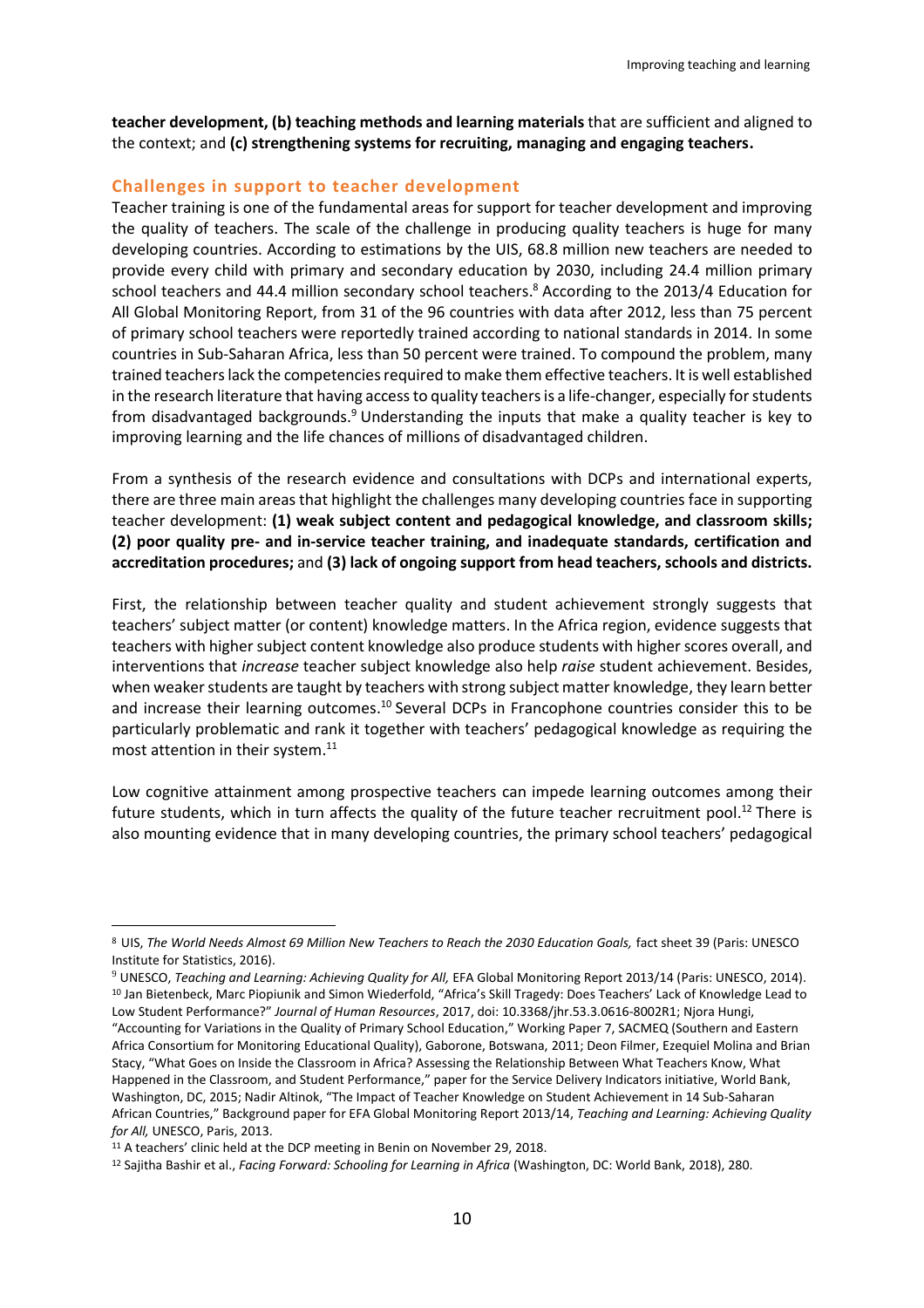**teacher development, (b) teaching methods and learning materials** that are sufficient and aligned to the context; and **(c) strengthening systems for recruiting, managing and engaging teachers.**

### Challenges in support to teacher development

Teacher training is one of the fundamental areas for support for teacher development and improving the quality of teachers. The scale of the challenge in producing quality teachers is huge for many developing countries. According to estimations by the UIS, 68.8 million new teachers are needed to provide every child with primary and secondary education by 2030, including 24.4 million primary school teachers and 44.4 million secondary school teachers.[8] According to the 2013/4 Education for All Global Monitoring Report, from 31 of the 96 countries with data after 2012, less than 75 percent of primary school teachers were reportedly trained according to national standards in 2014. In some countries in Sub-Saharan Africa, less than 50 percent were trained. To compound the problem, many trained teachers lack the competencies required to make them effective teachers. It is well established in the research literature that having access to quality teachers is a life-changer, especially for students from disadvantaged backgrounds.[9] Understanding the inputs that make a quality teacher is key to improving learning and the life chances of millions of disadvantaged children.

From a synthesis of the research evidence and consultations with DCPs and international experts, there are three main areas that highlight the challenges many developing countries face in supporting teacher development: **(1) weak subject content and pedagogical knowledge, and classroom skills; (2) poor quality pre- and in-service teacher training, and inadequate standards, certification and accreditation procedures;** and **(3) lack of ongoing support from head teachers, schools and districts.**

First, the relationship between teacher quality and student achievement strongly suggests that teachers' subject matter (or content) knowledge matters. In the Africa region, evidence suggests that teachers with higher subject content knowledge also produce students with higher scores overall, and interventions that *increase* teacher subject knowledge also help *raise* student achievement. Besides, when weaker students are taught by teachers with strong subject matter knowledge, they learn better and increase their learning outcomes.[10] Several DCPs in Francophone countries consider this to be particularly problematic and rank it together with teachers' pedagogical knowledge as requiring the most attention in their system.[11]

Low cognitive attainment among prospective teachers can impede learning outcomes among their future students, which in turn affects the quality of the future teacher recruitment pool.[12] There is also mounting evidence that in many developing countries, the primary school teachers' pedagogical

---

[8] UIS, *The World Needs Almost 69 Million New Teachers to Reach the 2030 Education Goals,* fact sheet 39 (Paris: UNESCO Institute for Statistics, 2016).

[9] UNESCO, *Teaching and Learning: Achieving Quality for All,* EFA Global Monitoring Report 2013/14 (Paris: UNESCO, 2014).

[10] Jan Bietenbeck, Marc Piopiunik and Simon Wiederfold, "Africa's Skill Tragedy: Does Teachers' Lack of Knowledge Lead to Low Student Performance?" *Journal of Human Resources*, 2017, doi: 10.3368/jhr.53.3.0616-8002R1; Njora Hungi, "Accounting for Variations in the Quality of Primary School Education," Working Paper 7, SACMEQ (Southern and Eastern Africa Consortium for Monitoring Educational Quality), Gaborone, Botswana, 2011; Deon Filmer, Ezequiel Molina and Brian Stacy, "What Goes on Inside the Classroom in Africa? Assessing the Relationship Between What Teachers Know, What Happened in the Classroom, and Student Performance," paper for the Service Delivery Indicators initiative, World Bank, Washington, DC, 2015; Nadir Altinok, "The Impact of Teacher Knowledge on Student Achievement in 14 Sub-Saharan African Countries," Background paper for EFA Global Monitoring Report 2013/14, *Teaching and Learning: Achieving Quality for All,* UNESCO, Paris, 2013.

[11] A teachers' clinic held at the DCP meeting in Benin on November 29, 2018.

[12] Sajitha Bashir et al., *Facing Forward: Schooling for Learning in Africa* (Washington, DC: World Bank, 2018), 280.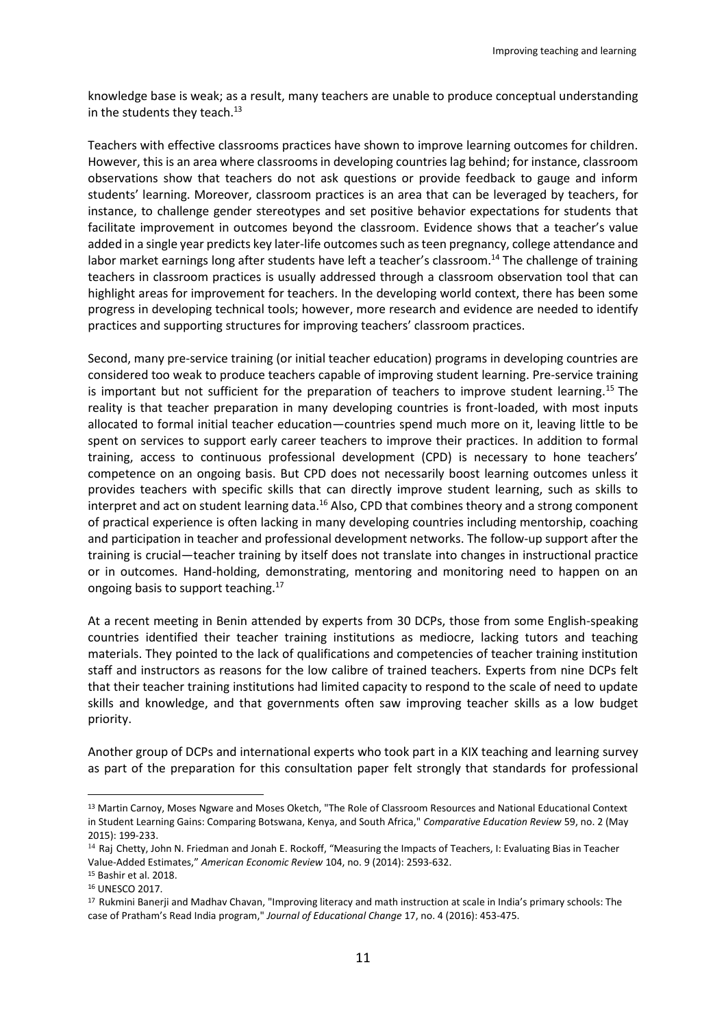knowledge base is weak; as a result, many teachers are unable to produce conceptual understanding in the students they teach.[13]

Teachers with effective classrooms practices have shown to improve learning outcomes for children. However, this is an area where classrooms in developing countries lag behind; for instance, classroom observations show that teachers do not ask questions or provide feedback to gauge and inform students' learning. Moreover, classroom practices is an area that can be leveraged by teachers, for instance, to challenge gender stereotypes and set positive behavior expectations for students that facilitate improvement in outcomes beyond the classroom. Evidence shows that a teacher's value added in a single year predicts key later-life outcomes such as teen pregnancy, college attendance and labor market earnings long after students have left a teacher's classroom.[14] The challenge of training teachers in classroom practices is usually addressed through a classroom observation tool that can highlight areas for improvement for teachers. In the developing world context, there has been some progress in developing technical tools; however, more research and evidence are needed to identify practices and supporting structures for improving teachers' classroom practices.

Second, many pre-service training (or initial teacher education) programs in developing countries are considered too weak to produce teachers capable of improving student learning. Pre-service training is important but not sufficient for the preparation of teachers to improve student learning.[15] The reality is that teacher preparation in many developing countries is front-loaded, with most inputs allocated to formal initial teacher education—countries spend much more on it, leaving little to be spent on services to support early career teachers to improve their practices. In addition to formal training, access to continuous professional development (CPD) is necessary to hone teachers' competence on an ongoing basis. But CPD does not necessarily boost learning outcomes unless it provides teachers with specific skills that can directly improve student learning, such as skills to interpret and act on student learning data.[16] Also, CPD that combines theory and a strong component of practical experience is often lacking in many developing countries including mentorship, coaching and participation in teacher and professional development networks. The follow-up support after the training is crucial—teacher training by itself does not translate into changes in instructional practice or in outcomes. Hand-holding, demonstrating, mentoring and monitoring need to happen on an ongoing basis to support teaching.[17]

At a recent meeting in Benin attended by experts from 30 DCPs, those from some English-speaking countries identified their teacher training institutions as mediocre, lacking tutors and teaching materials. They pointed to the lack of qualifications and competencies of teacher training institution staff and instructors as reasons for the low calibre of trained teachers. Experts from nine DCPs felt that their teacher training institutions had limited capacity to respond to the scale of need to update skills and knowledge, and that governments often saw improving teacher skills as a low budget priority.

Another group of DCPs and international experts who took part in a KIX teaching and learning survey as part of the preparation for this consultation paper felt strongly that standards for professional

---

[13] Martin Carnoy, Moses Ngware and Moses Oketch, "The Role of Classroom Resources and National Educational Context in Student Learning Gains: Comparing Botswana, Kenya, and South Africa," *Comparative Education Review* 59, no. 2 (May 2015): 199-233.

[14] Raj Chetty, John N. Friedman and Jonah E. Rockoff, "Measuring the Impacts of Teachers, I: Evaluating Bias in Teacher Value-Added Estimates," *American Economic Review* 104, no. 9 (2014): 2593-632.

[15] Bashir et al. 2018.

[16] UNESCO 2017.

[17] Rukmini Banerji and Madhav Chavan, "Improving literacy and math instruction at scale in India's primary schools: The case of Pratham's Read India program," *Journal of Educational Change* 17, no. 4 (2016): 453-475.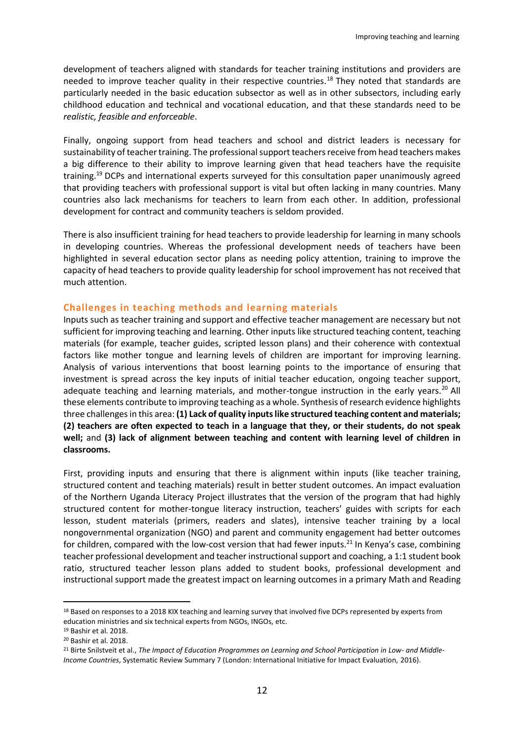development of teachers aligned with standards for teacher training institutions and providers are needed to improve teacher quality in their respective countries.[18] They noted that standards are particularly needed in the basic education subsector as well as in other subsectors, including early childhood education and technical and vocational education, and that these standards need to be *realistic, feasible and enforceable*.

Finally, ongoing support from head teachers and school and district leaders is necessary for sustainability of teacher training. The professional support teachers receive from head teachers makes a big difference to their ability to improve learning given that head teachers have the requisite training.[19] DCPs and international experts surveyed for this consultation paper unanimously agreed that providing teachers with professional support is vital but often lacking in many countries. Many countries also lack mechanisms for teachers to learn from each other. In addition, professional development for contract and community teachers is seldom provided.

There is also insufficient training for head teachers to provide leadership for learning in many schools in developing countries. Whereas the professional development needs of teachers have been highlighted in several education sector plans as needing policy attention, training to improve the capacity of head teachers to provide quality leadership for school improvement has not received that much attention.

### Challenges in teaching methods and learning materials

Inputs such as teacher training and support and effective teacher management are necessary but not sufficient for improving teaching and learning. Other inputs like structured teaching content, teaching materials (for example, teacher guides, scripted lesson plans) and their coherence with contextual factors like mother tongue and learning levels of children are important for improving learning. Analysis of various interventions that boost learning points to the importance of ensuring that investment is spread across the key inputs of initial teacher education, ongoing teacher support, adequate teaching and learning materials, and mother-tongue instruction in the early years.[20] All these elements contribute to improving teaching as a whole. Synthesis of research evidence highlights three challenges in this area: **(1) Lack of quality inputs like structured teaching content and materials; (2) teachers are often expected to teach in a language that they, or their students, do not speak well;** and **(3) lack of alignment between teaching and content with learning level of children in classrooms.**

First, providing inputs and ensuring that there is alignment within inputs (like teacher training, structured content and teaching materials) result in better student outcomes. An impact evaluation of the Northern Uganda Literacy Project illustrates that the version of the program that had highly structured content for mother-tongue literacy instruction, teachers' guides with scripts for each lesson, student materials (primers, readers and slates), intensive teacher training by a local nongovernmental organization (NGO) and parent and community engagement had better outcomes for children, compared with the low-cost version that had fewer inputs.[21] In Kenya's case, combining teacher professional development and teacher instructional support and coaching, a 1:1 student book ratio, structured teacher lesson plans added to student books, professional development and instructional support made the greatest impact on learning outcomes in a primary Math and Reading

---

[18] Based on responses to a 2018 KIX teaching and learning survey that involved five DCPs represented by experts from education ministries and six technical experts from NGOs, INGOs, etc.

[19] Bashir et al. 2018.

[20] Bashir et al. 2018.

[21] Birte Snilstveit et al., *The Impact of Education Programmes on Learning and School Participation in Low- and Middle-Income Countries*, Systematic Review Summary 7 (London: International Initiative for Impact Evaluation, 2016).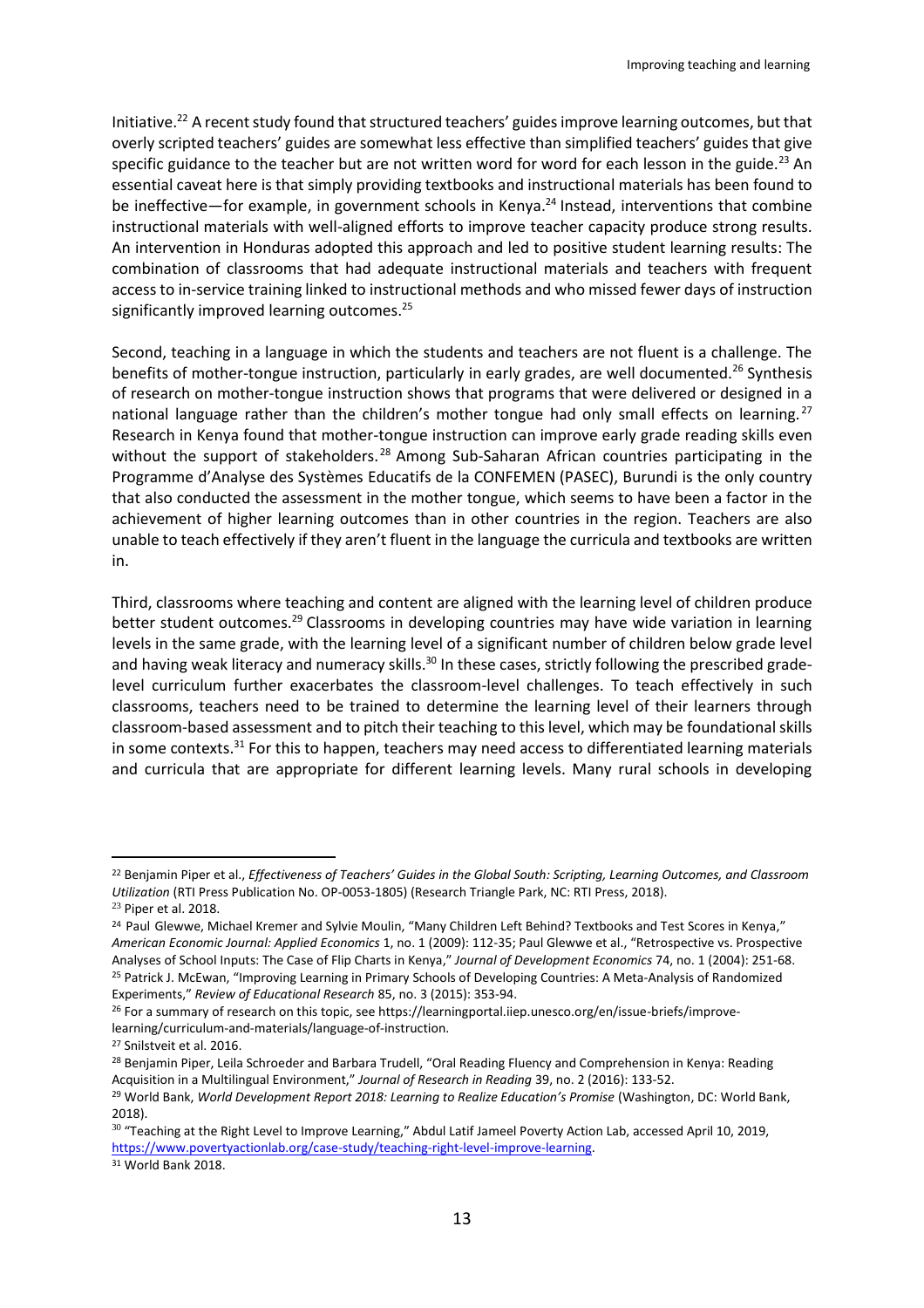Initiative.[22] A recent study found that structured teachers' guides improve learning outcomes, but that overly scripted teachers' guides are somewhat less effective than simplified teachers' guides that give specific guidance to the teacher but are not written word for word for each lesson in the guide.[23] An essential caveat here is that simply providing textbooks and instructional materials has been found to be ineffective—for example, in government schools in Kenya.[24] Instead, interventions that combine instructional materials with well-aligned efforts to improve teacher capacity produce strong results. An intervention in Honduras adopted this approach and led to positive student learning results: The combination of classrooms that had adequate instructional materials and teachers with frequent access to in-service training linked to instructional methods and who missed fewer days of instruction significantly improved learning outcomes.[25]

Second, teaching in a language in which the students and teachers are not fluent is a challenge. The benefits of mother-tongue instruction, particularly in early grades, are well documented.[26] Synthesis of research on mother-tongue instruction shows that programs that were delivered or designed in a national language rather than the children's mother tongue had only small effects on learning.[27] Research in Kenya found that mother-tongue instruction can improve early grade reading skills even without the support of stakeholders.[28] Among Sub-Saharan African countries participating in the Programme d'Analyse des Systèmes Educatifs de la CONFEMEN (PASEC), Burundi is the only country that also conducted the assessment in the mother tongue, which seems to have been a factor in the achievement of higher learning outcomes than in other countries in the region. Teachers are also unable to teach effectively if they aren't fluent in the language the curricula and textbooks are written in.

Third, classrooms where teaching and content are aligned with the learning level of children produce better student outcomes.[29] Classrooms in developing countries may have wide variation in learning levels in the same grade, with the learning level of a significant number of children below grade level and having weak literacy and numeracy skills.[30] In these cases, strictly following the prescribed grade-level curriculum further exacerbates the classroom-level challenges. To teach effectively in such classrooms, teachers need to be trained to determine the learning level of their learners through classroom-based assessment and to pitch their teaching to this level, which may be foundational skills in some contexts.[31] For this to happen, teachers may need access to differentiated learning materials and curricula that are appropriate for different learning levels. Many rural schools in developing

---

[22] Benjamin Piper et al., *Effectiveness of Teachers' Guides in the Global South: Scripting, Learning Outcomes, and Classroom Utilization* (RTI Press Publication No. OP-0053-1805) (Research Triangle Park, NC: RTI Press, 2018).

[23] Piper et al. 2018.

[24] Paul Glewwe, Michael Kremer and Sylvie Moulin, "Many Children Left Behind? Textbooks and Test Scores in Kenya," *American Economic Journal: Applied Economics* 1, no. 1 (2009): 112-35; Paul Glewwe et al., "Retrospective vs. Prospective Analyses of School Inputs: The Case of Flip Charts in Kenya," *Journal of Development Economics* 74, no. 1 (2004): 251-68.

[25] Patrick J. McEwan, "Improving Learning in Primary Schools of Developing Countries: A Meta-Analysis of Randomized Experiments," *Review of Educational Research* 85, no. 3 (2015): 353-94.

[26] For a summary of research on this topic, see https://learningportal.iiep.unesco.org/en/issue-briefs/improve-learning/curriculum-and-materials/language-of-instruction.

[27] Snilstveit et al. 2016.

[28] Benjamin Piper, Leila Schroeder and Barbara Trudell, "Oral Reading Fluency and Comprehension in Kenya: Reading Acquisition in a Multilingual Environment," *Journal of Research in Reading* 39, no. 2 (2016): 133-52.

[29] World Bank, *World Development Report 2018: Learning to Realize Education's Promise* (Washington, DC: World Bank, 2018).

[30] "Teaching at the Right Level to Improve Learning," Abdul Latif Jameel Poverty Action Lab, accessed April 10, 2019, https://www.povertyactionlab.org/case-study/teaching-right-level-improve-learning.

[31] World Bank 2018.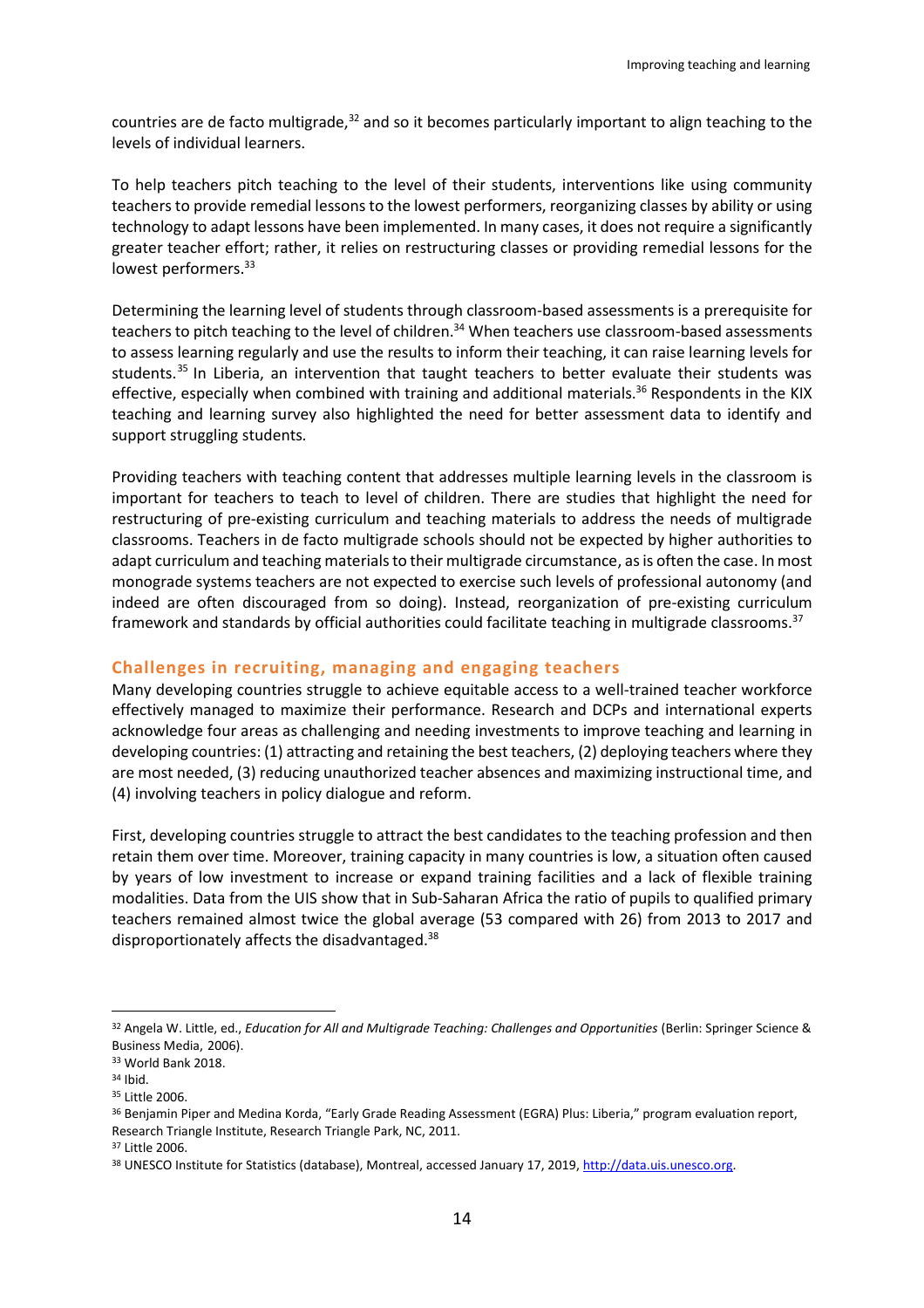countries are de facto multigrade,[32] and so it becomes particularly important to align teaching to the levels of individual learners.

To help teachers pitch teaching to the level of their students, interventions like using community teachers to provide remedial lessons to the lowest performers, reorganizing classes by ability or using technology to adapt lessons have been implemented. In many cases, it does not require a significantly greater teacher effort; rather, it relies on restructuring classes or providing remedial lessons for the lowest performers.[33]

Determining the learning level of students through classroom-based assessments is a prerequisite for teachers to pitch teaching to the level of children.[34] When teachers use classroom-based assessments to assess learning regularly and use the results to inform their teaching, it can raise learning levels for students.[35] In Liberia, an intervention that taught teachers to better evaluate their students was effective, especially when combined with training and additional materials.[36] Respondents in the KIX teaching and learning survey also highlighted the need for better assessment data to identify and support struggling students.

Providing teachers with teaching content that addresses multiple learning levels in the classroom is important for teachers to teach to level of children. There are studies that highlight the need for restructuring of pre-existing curriculum and teaching materials to address the needs of multigrade classrooms. Teachers in de facto multigrade schools should not be expected by higher authorities to adapt curriculum and teaching materials to their multigrade circumstance, as is often the case. In most monograde systems teachers are not expected to exercise such levels of professional autonomy (and indeed are often discouraged from so doing). Instead, reorganization of pre-existing curriculum framework and standards by official authorities could facilitate teaching in multigrade classrooms.[37]

### Challenges in recruiting, managing and engaging teachers

Many developing countries struggle to achieve equitable access to a well-trained teacher workforce effectively managed to maximize their performance. Research and DCPs and international experts acknowledge four areas as challenging and needing investments to improve teaching and learning in developing countries: (1) attracting and retaining the best teachers, (2) deploying teachers where they are most needed, (3) reducing unauthorized teacher absences and maximizing instructional time, and (4) involving teachers in policy dialogue and reform.

First, developing countries struggle to attract the best candidates to the teaching profession and then retain them over time. Moreover, training capacity in many countries is low, a situation often caused by years of low investment to increase or expand training facilities and a lack of flexible training modalities. Data from the UIS show that in Sub-Saharan Africa the ratio of pupils to qualified primary teachers remained almost twice the global average (53 compared with 26) from 2013 to 2017 and disproportionately affects the disadvantaged.[38]

---

[32] Angela W. Little, ed., *Education for All and Multigrade Teaching: Challenges and Opportunities* (Berlin: Springer Science & Business Media, 2006).

[33] World Bank 2018.

[34] Ibid.

[35] Little 2006.

[36] Benjamin Piper and Medina Korda, "Early Grade Reading Assessment (EGRA) Plus: Liberia," program evaluation report, Research Triangle Institute, Research Triangle Park, NC, 2011.

[37] Little 2006.

[38] UNESCO Institute for Statistics (database), Montreal, accessed January 17, 2019, http://data.uis.unesco.org.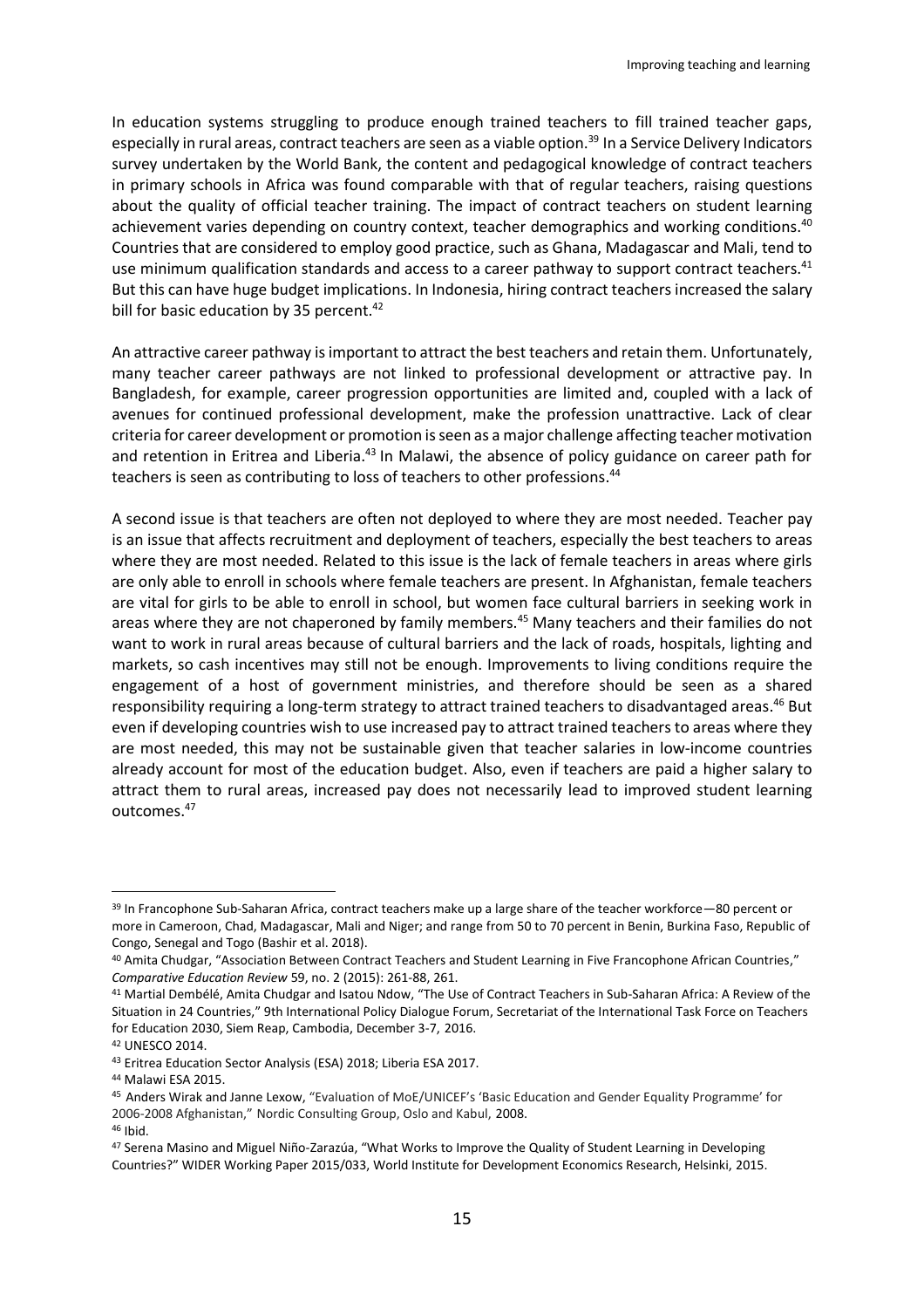In education systems struggling to produce enough trained teachers to fill trained teacher gaps, especially in rural areas, contract teachers are seen as a viable option.[39] In a Service Delivery Indicators survey undertaken by the World Bank, the content and pedagogical knowledge of contract teachers in primary schools in Africa was found comparable with that of regular teachers, raising questions about the quality of official teacher training. The impact of contract teachers on student learning achievement varies depending on country context, teacher demographics and working conditions.[40] Countries that are considered to employ good practice, such as Ghana, Madagascar and Mali, tend to use minimum qualification standards and access to a career pathway to support contract teachers.[41] But this can have huge budget implications. In Indonesia, hiring contract teachers increased the salary bill for basic education by 35 percent.[42]

An attractive career pathway is important to attract the best teachers and retain them. Unfortunately, many teacher career pathways are not linked to professional development or attractive pay. In Bangladesh, for example, career progression opportunities are limited and, coupled with a lack of avenues for continued professional development, make the profession unattractive. Lack of clear criteria for career development or promotion is seen as a major challenge affecting teacher motivation and retention in Eritrea and Liberia.[43] In Malawi, the absence of policy guidance on career path for teachers is seen as contributing to loss of teachers to other professions.[44]

A second issue is that teachers are often not deployed to where they are most needed. Teacher pay is an issue that affects recruitment and deployment of teachers, especially the best teachers to areas where they are most needed. Related to this issue is the lack of female teachers in areas where girls are only able to enroll in schools where female teachers are present. In Afghanistan, female teachers are vital for girls to be able to enroll in school, but women face cultural barriers in seeking work in areas where they are not chaperoned by family members.[45] Many teachers and their families do not want to work in rural areas because of cultural barriers and the lack of roads, hospitals, lighting and markets, so cash incentives may still not be enough. Improvements to living conditions require the engagement of a host of government ministries, and therefore should be seen as a shared responsibility requiring a long-term strategy to attract trained teachers to disadvantaged areas.[46] But even if developing countries wish to use increased pay to attract trained teachers to areas where they are most needed, this may not be sustainable given that teacher salaries in low-income countries already account for most of the education budget. Also, even if teachers are paid a higher salary to attract them to rural areas, increased pay does not necessarily lead to improved student learning outcomes.[47]

---

[39] In Francophone Sub-Saharan Africa, contract teachers make up a large share of the teacher workforce—80 percent or more in Cameroon, Chad, Madagascar, Mali and Niger; and range from 50 to 70 percent in Benin, Burkina Faso, Republic of Congo, Senegal and Togo (Bashir et al. 2018).

[40] Amita Chudgar, "Association Between Contract Teachers and Student Learning in Five Francophone African Countries," *Comparative Education Review* 59, no. 2 (2015): 261-88, 261.

[41] Martial Dembélé, Amita Chudgar and Isatou Ndow, "The Use of Contract Teachers in Sub-Saharan Africa: A Review of the Situation in 24 Countries," 9th International Policy Dialogue Forum, Secretariat of the International Task Force on Teachers for Education 2030, Siem Reap, Cambodia, December 3-7, 2016.

[42] UNESCO 2014.

[43] Eritrea Education Sector Analysis (ESA) 2018; Liberia ESA 2017.

[44] Malawi ESA 2015.

[45] Anders Wirak and Janne Lexow, "Evaluation of MoE/UNICEF's 'Basic Education and Gender Equality Programme' for 2006-2008 Afghanistan," Nordic Consulting Group, Oslo and Kabul, 2008.

[46] Ibid.

[47] Serena Masino and Miguel Niño-Zarazúa, "What Works to Improve the Quality of Student Learning in Developing Countries?" WIDER Working Paper 2015/033, World Institute for Development Economics Research, Helsinki, 2015.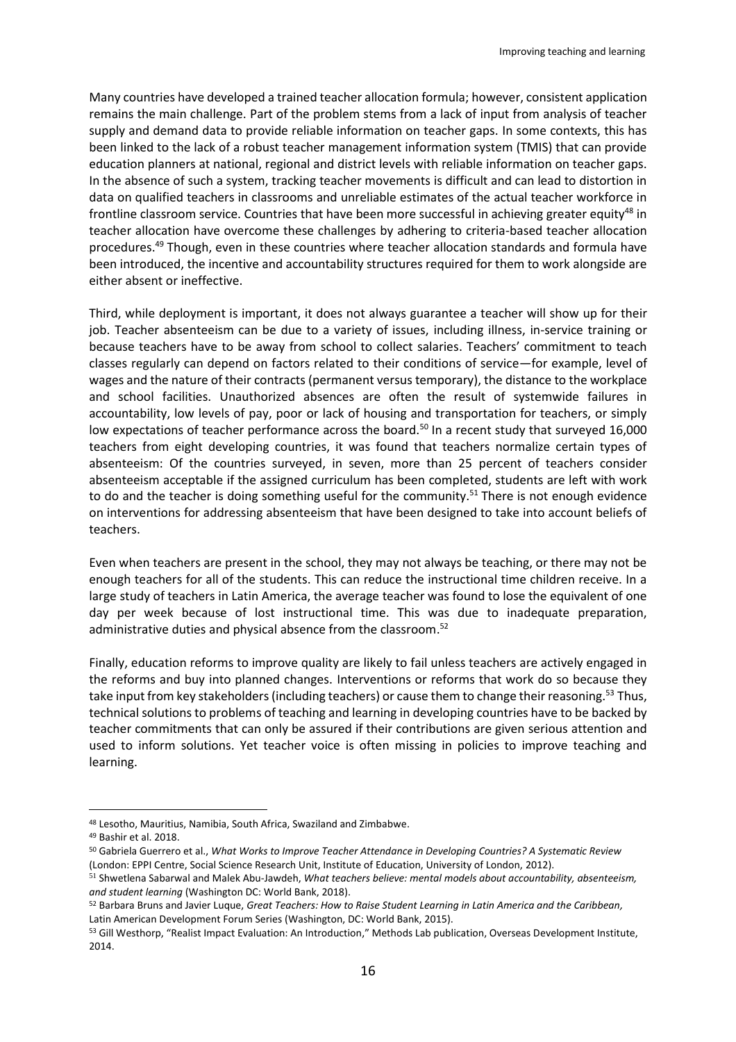Many countries have developed a trained teacher allocation formula; however, consistent application remains the main challenge. Part of the problem stems from a lack of input from analysis of teacher supply and demand data to provide reliable information on teacher gaps. In some contexts, this has been linked to the lack of a robust teacher management information system (TMIS) that can provide education planners at national, regional and district levels with reliable information on teacher gaps. In the absence of such a system, tracking teacher movements is difficult and can lead to distortion in data on qualified teachers in classrooms and unreliable estimates of the actual teacher workforce in frontline classroom service. Countries that have been more successful in achieving greater equity[48] in teacher allocation have overcome these challenges by adhering to criteria-based teacher allocation procedures.[49] Though, even in these countries where teacher allocation standards and formula have been introduced, the incentive and accountability structures required for them to work alongside are either absent or ineffective.

Third, while deployment is important, it does not always guarantee a teacher will show up for their job. Teacher absenteeism can be due to a variety of issues, including illness, in-service training or because teachers have to be away from school to collect salaries. Teachers' commitment to teach classes regularly can depend on factors related to their conditions of service—for example, level of wages and the nature of their contracts (permanent versus temporary), the distance to the workplace and school facilities. Unauthorized absences are often the result of systemwide failures in accountability, low levels of pay, poor or lack of housing and transportation for teachers, or simply low expectations of teacher performance across the board.[50] In a recent study that surveyed 16,000 teachers from eight developing countries, it was found that teachers normalize certain types of absenteeism: Of the countries surveyed, in seven, more than 25 percent of teachers consider absenteeism acceptable if the assigned curriculum has been completed, students are left with work to do and the teacher is doing something useful for the community.[51] There is not enough evidence on interventions for addressing absenteeism that have been designed to take into account beliefs of teachers.

Even when teachers are present in the school, they may not always be teaching, or there may not be enough teachers for all of the students. This can reduce the instructional time children receive. In a large study of teachers in Latin America, the average teacher was found to lose the equivalent of one day per week because of lost instructional time. This was due to inadequate preparation, administrative duties and physical absence from the classroom.[52]

Finally, education reforms to improve quality are likely to fail unless teachers are actively engaged in the reforms and buy into planned changes. Interventions or reforms that work do so because they take input from key stakeholders (including teachers) or cause them to change their reasoning.[53] Thus, technical solutions to problems of teaching and learning in developing countries have to be backed by teacher commitments that can only be assured if their contributions are given serious attention and used to inform solutions. Yet teacher voice is often missing in policies to improve teaching and learning.

---

[48] Lesotho, Mauritius, Namibia, South Africa, Swaziland and Zimbabwe.

[49] Bashir et al. 2018.

[50] Gabriela Guerrero et al., *What Works to Improve Teacher Attendance in Developing Countries? A Systematic Review* (London: EPPI Centre, Social Science Research Unit, Institute of Education, University of London, 2012).

[51] Shwetlena Sabarwal and Malek Abu-Jawdeh, *What teachers believe: mental models about accountability, absenteeism, and student learning* (Washington DC: World Bank, 2018).

[52] Barbara Bruns and Javier Luque, *Great Teachers: How to Raise Student Learning in Latin America and the Caribbean,* Latin American Development Forum Series (Washington, DC: World Bank, 2015).

[53] Gill Westhorp, "Realist Impact Evaluation: An Introduction," Methods Lab publication, Overseas Development Institute, 2014.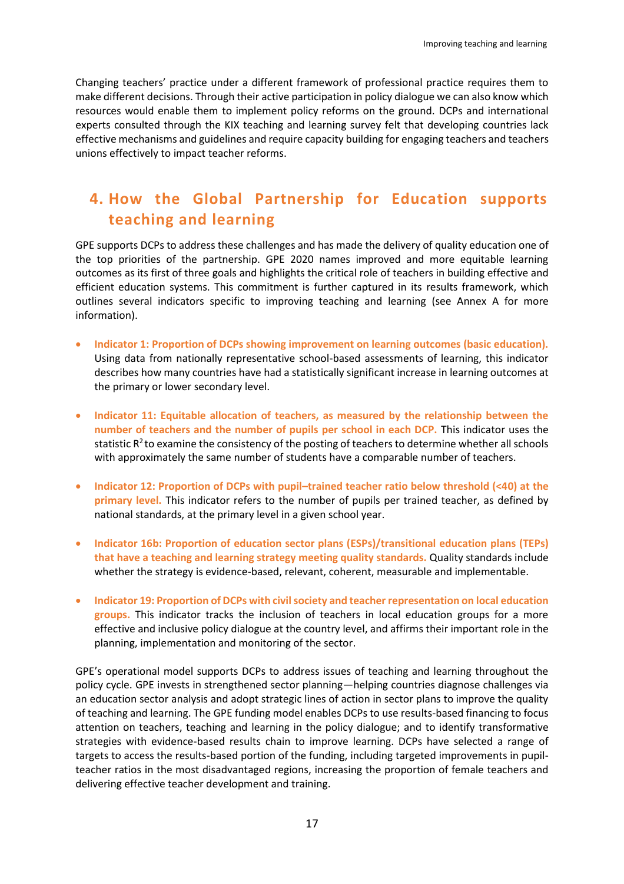Changing teachers' practice under a different framework of professional practice requires them to make different decisions. Through their active participation in policy dialogue we can also know which resources would enable them to implement policy reforms on the ground. DCPs and international experts consulted through the KIX teaching and learning survey felt that developing countries lack effective mechanisms and guidelines and require capacity building for engaging teachers and teachers unions effectively to impact teacher reforms.

# 4. How the Global Partnership for Education supports teaching and learning

GPE supports DCPs to address these challenges and has made the delivery of quality education one of the top priorities of the partnership. GPE 2020 names improved and more equitable learning outcomes as its first of three goals and highlights the critical role of teachers in building effective and efficient education systems. This commitment is further captured in its results framework, which outlines several indicators specific to improving teaching and learning (see Annex A for more information).

- **Indicator 1: Proportion of DCPs showing improvement on learning outcomes (basic education).** Using data from nationally representative school-based assessments of learning, this indicator describes how many countries have had a statistically significant increase in learning outcomes at the primary or lower secondary level.

- **Indicator 11: Equitable allocation of teachers, as measured by the relationship between the number of teachers and the number of pupils per school in each DCP.** This indicator uses the statistic $R^2$ to examine the consistency of the posting of teachers to determine whether all schools with approximately the same number of students have a comparable number of teachers.

- **Indicator 12: Proportion of DCPs with pupil–trained teacher ratio below threshold (<40) at the primary level.** This indicator refers to the number of pupils per trained teacher, as defined by national standards, at the primary level in a given school year.

- **Indicator 16b: Proportion of education sector plans (ESPs)/transitional education plans (TEPs) that have a teaching and learning strategy meeting quality standards.** Quality standards include whether the strategy is evidence-based, relevant, coherent, measurable and implementable.

- **Indicator 19: Proportion of DCPs with civil society and teacher representation on local education groups.** This indicator tracks the inclusion of teachers in local education groups for a more effective and inclusive policy dialogue at the country level, and affirms their important role in the planning, implementation and monitoring of the sector.

GPE's operational model supports DCPs to address issues of teaching and learning throughout the policy cycle. GPE invests in strengthened sector planning—helping countries diagnose challenges via an education sector analysis and adopt strategic lines of action in sector plans to improve the quality of teaching and learning. The GPE funding model enables DCPs to use results-based financing to focus attention on teachers, teaching and learning in the policy dialogue; and to identify transformative strategies with evidence-based results chain to improve learning. DCPs have selected a range of targets to access the results-based portion of the funding, including targeted improvements in pupil-teacher ratios in the most disadvantaged regions, increasing the proportion of female teachers and delivering effective teacher development and training.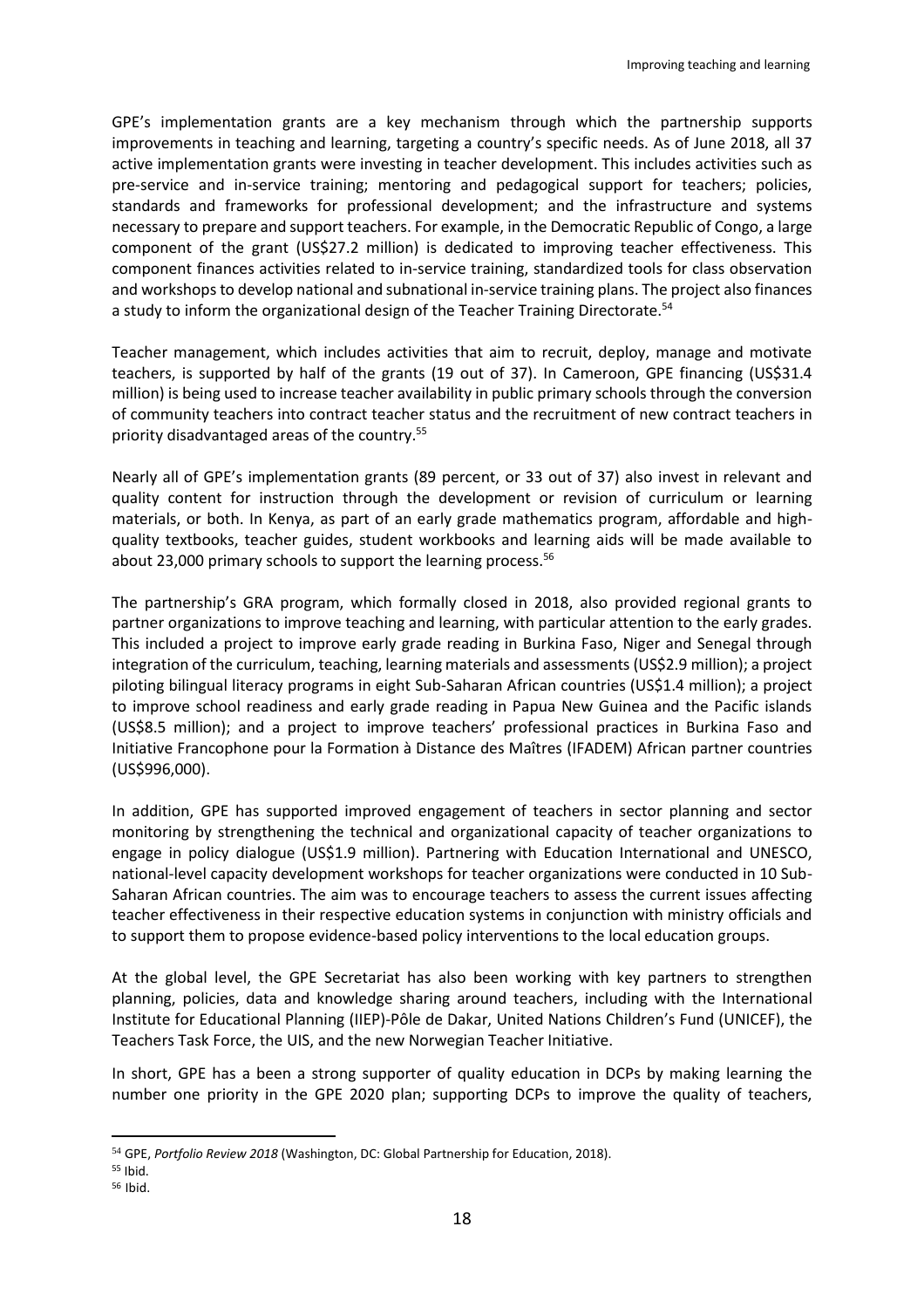GPE's implementation grants are a key mechanism through which the partnership supports improvements in teaching and learning, targeting a country's specific needs. As of June 2018, all 37 active implementation grants were investing in teacher development. This includes activities such as pre-service and in-service training; mentoring and pedagogical support for teachers; policies, standards and frameworks for professional development; and the infrastructure and systems necessary to prepare and support teachers. For example, in the Democratic Republic of Congo, a large component of the grant (US$27.2 million) is dedicated to improving teacher effectiveness. This component finances activities related to in-service training, standardized tools for class observation and workshops to develop national and subnational in-service training plans. The project also finances a study to inform the organizational design of the Teacher Training Directorate.[54]

Teacher management, which includes activities that aim to recruit, deploy, manage and motivate teachers, is supported by half of the grants (19 out of 37). In Cameroon, GPE financing (US$31.4 million) is being used to increase teacher availability in public primary schools through the conversion of community teachers into contract teacher status and the recruitment of new contract teachers in priority disadvantaged areas of the country.[55]

Nearly all of GPE's implementation grants (89 percent, or 33 out of 37) also invest in relevant and quality content for instruction through the development or revision of curriculum or learning materials, or both. In Kenya, as part of an early grade mathematics program, affordable and high-quality textbooks, teacher guides, student workbooks and learning aids will be made available to about 23,000 primary schools to support the learning process.[56]

The partnership's GRA program, which formally closed in 2018, also provided regional grants to partner organizations to improve teaching and learning, with particular attention to the early grades. This included a project to improve early grade reading in Burkina Faso, Niger and Senegal through integration of the curriculum, teaching, learning materials and assessments (US$2.9 million); a project piloting bilingual literacy programs in eight Sub-Saharan African countries (US$1.4 million); a project to improve school readiness and early grade reading in Papua New Guinea and the Pacific islands (US$8.5 million); and a project to improve teachers' professional practices in Burkina Faso and Initiative Francophone pour la Formation à Distance des Maîtres (IFADEM) African partner countries (US$996,000).

In addition, GPE has supported improved engagement of teachers in sector planning and sector monitoring by strengthening the technical and organizational capacity of teacher organizations to engage in policy dialogue (US$1.9 million). Partnering with Education International and UNESCO, national-level capacity development workshops for teacher organizations were conducted in 10 Sub-Saharan African countries. The aim was to encourage teachers to assess the current issues affecting teacher effectiveness in their respective education systems in conjunction with ministry officials and to support them to propose evidence-based policy interventions to the local education groups.

At the global level, the GPE Secretariat has also been working with key partners to strengthen planning, policies, data and knowledge sharing around teachers, including with the International Institute for Educational Planning (IIEP)-Pôle de Dakar, United Nations Children's Fund (UNICEF), the Teachers Task Force, the UIS, and the new Norwegian Teacher Initiative.

In short, GPE has a been a strong supporter of quality education in DCPs by making learning the number one priority in the GPE 2020 plan; supporting DCPs to improve the quality of teachers,

---

[54] GPE, *Portfolio Review 2018* (Washington, DC: Global Partnership for Education, 2018).

[55] Ibid.

[56] Ibid.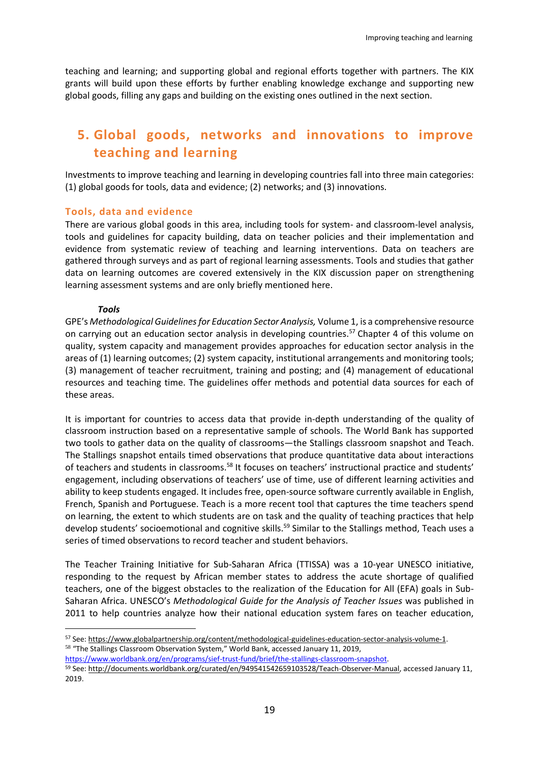teaching and learning; and supporting global and regional efforts together with partners. The KIX grants will build upon these efforts by further enabling knowledge exchange and supporting new global goods, filling any gaps and building on the existing ones outlined in the next section.

# 5. Global goods, networks and innovations to improve teaching and learning

Investments to improve teaching and learning in developing countries fall into three main categories: (1) global goods for tools, data and evidence; (2) networks; and (3) innovations.

## Tools, data and evidence

There are various global goods in this area, including tools for system- and classroom-level analysis, tools and guidelines for capacity building, data on teacher policies and their implementation and evidence from systematic review of teaching and learning interventions. Data on teachers are gathered through surveys and as part of regional learning assessments. Tools and studies that gather data on learning outcomes are covered extensively in the KIX discussion paper on strengthening learning assessment systems and are only briefly mentioned here.

### *Tools*

GPE's *Methodological Guidelines for Education Sector Analysis,* Volume 1, is a comprehensive resource on carrying out an education sector analysis in developing countries.[57] Chapter 4 of this volume on quality, system capacity and management provides approaches for education sector analysis in the areas of (1) learning outcomes; (2) system capacity, institutional arrangements and monitoring tools; (3) management of teacher recruitment, training and posting; and (4) management of educational resources and teaching time. The guidelines offer methods and potential data sources for each of these areas.

It is important for countries to access data that provide in-depth understanding of the quality of classroom instruction based on a representative sample of schools. The World Bank has supported two tools to gather data on the quality of classrooms—the Stallings classroom snapshot and Teach. The Stallings snapshot entails timed observations that produce quantitative data about interactions of teachers and students in classrooms.[58] It focuses on teachers' instructional practice and students' engagement, including observations of teachers' use of time, use of different learning activities and ability to keep students engaged. It includes free, open-source software currently available in English, French, Spanish and Portuguese. Teach is a more recent tool that captures the time teachers spend on learning, the extent to which students are on task and the quality of teaching practices that help develop students' socioemotional and cognitive skills.[59] Similar to the Stallings method, Teach uses a series of timed observations to record teacher and student behaviors.

The Teacher Training Initiative for Sub-Saharan Africa (TTISSA) was a 10-year UNESCO initiative, responding to the request by African member states to address the acute shortage of qualified teachers, one of the biggest obstacles to the realization of the Education for All (EFA) goals in Sub-Saharan Africa. UNESCO's *Methodological Guide for the Analysis of Teacher Issues* was published in 2011 to help countries analyze how their national education system fares on teacher education,

---

[57] See: https://www.globalpartnership.org/content/methodological-guidelines-education-sector-analysis-volume-1.

[58] "The Stallings Classroom Observation System," World Bank, accessed January 11, 2019, https://www.worldbank.org/en/programs/sief-trust-fund/brief/the-stallings-classroom-snapshot.

[59] See: http://documents.worldbank.org/curated/en/949541542659103528/Teach-Observer-Manual, accessed January 11, 2019.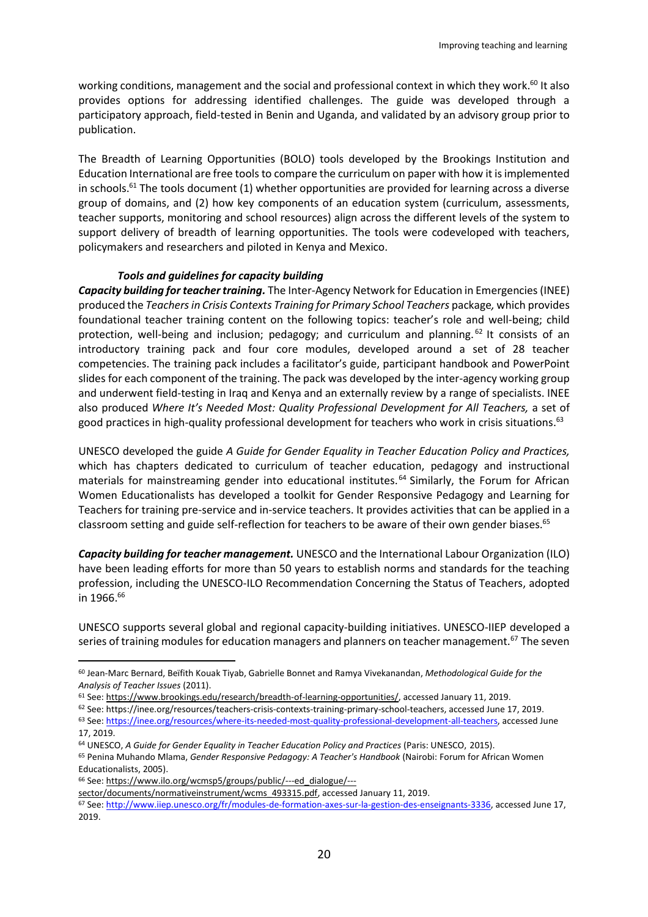working conditions, management and the social and professional context in which they work.[60] It also provides options for addressing identified challenges. The guide was developed through a participatory approach, field-tested in Benin and Uganda, and validated by an advisory group prior to publication.

The Breadth of Learning Opportunities (BOLO) tools developed by the Brookings Institution and Education International are free tools to compare the curriculum on paper with how it is implemented in schools.[61] The tools document (1) whether opportunities are provided for learning across a diverse group of domains, and (2) how key components of an education system (curriculum, assessments, teacher supports, monitoring and school resources) align across the different levels of the system to support delivery of breadth of learning opportunities. The tools were codeveloped with teachers, policymakers and researchers and piloted in Kenya and Mexico.

### *Tools and guidelines for capacity building*

***Capacity building for teacher training.*** The Inter-Agency Network for Education in Emergencies (INEE) produced the *Teachers in Crisis Contexts Training for Primary School Teachers* package*,* which provides foundational teacher training content on the following topics: teacher's role and well-being; child protection, well-being and inclusion; pedagogy; and curriculum and planning.[62] It consists of an introductory training pack and four core modules, developed around a set of 28 teacher competencies. The training pack includes a facilitator's guide, participant handbook and PowerPoint slides for each component of the training. The pack was developed by the inter-agency working group and underwent field-testing in Iraq and Kenya and an externally review by a range of specialists. INEE also produced *Where It's Needed Most: Quality Professional Development for All Teachers,* a set of good practices in high-quality professional development for teachers who work in crisis situations.[63]

UNESCO developed the guide *A Guide for Gender Equality in Teacher Education Policy and Practices,* which has chapters dedicated to curriculum of teacher education, pedagogy and instructional materials for mainstreaming gender into educational institutes.[64] Similarly, the Forum for African Women Educationalists has developed a toolkit for Gender Responsive Pedagogy and Learning for Teachers for training pre-service and in-service teachers. It provides activities that can be applied in a classroom setting and guide self-reflection for teachers to be aware of their own gender biases.[65]

***Capacity building for teacher management.*** UNESCO and the International Labour Organization (ILO) have been leading efforts for more than 50 years to establish norms and standards for the teaching profession, including the UNESCO-ILO Recommendation Concerning the Status of Teachers, adopted in 1966.[66]

UNESCO supports several global and regional capacity-building initiatives. UNESCO-IIEP developed a series of training modules for education managers and planners on teacher management.[67] The seven

---

[60] Jean-Marc Bernard, Beïfith Kouak Tiyab, Gabrielle Bonnet and Ramya Vivekanandan, *Methodological Guide for the Analysis of Teacher Issues* (2011).

[61] See: https://www.brookings.edu/research/breadth-of-learning-opportunities/, accessed January 11, 2019.

[62] See: https://inee.org/resources/teachers-crisis-contexts-training-primary-school-teachers, accessed June 17, 2019.

[63] See: https://inee.org/resources/where-its-needed-most-quality-professional-development-all-teachers, accessed June 17, 2019.

[64] UNESCO, *A Guide for Gender Equality in Teacher Education Policy and Practices* (Paris: UNESCO, 2015).

[65] Penina Muhando Mlama, *Gender Responsive Pedagogy: A Teacher's Handbook* (Nairobi: Forum for African Women Educationalists, 2005).

[66] See: https://www.ilo.org/wcmsp5/groups/public/---ed_dialogue/---sector/documents/normativeinstrument/wcms_493315.pdf, accessed January 11, 2019.

[67] See: http://www.iiep.unesco.org/fr/modules-de-formation-axes-sur-la-gestion-des-enseignants-3336, accessed June 17, 2019.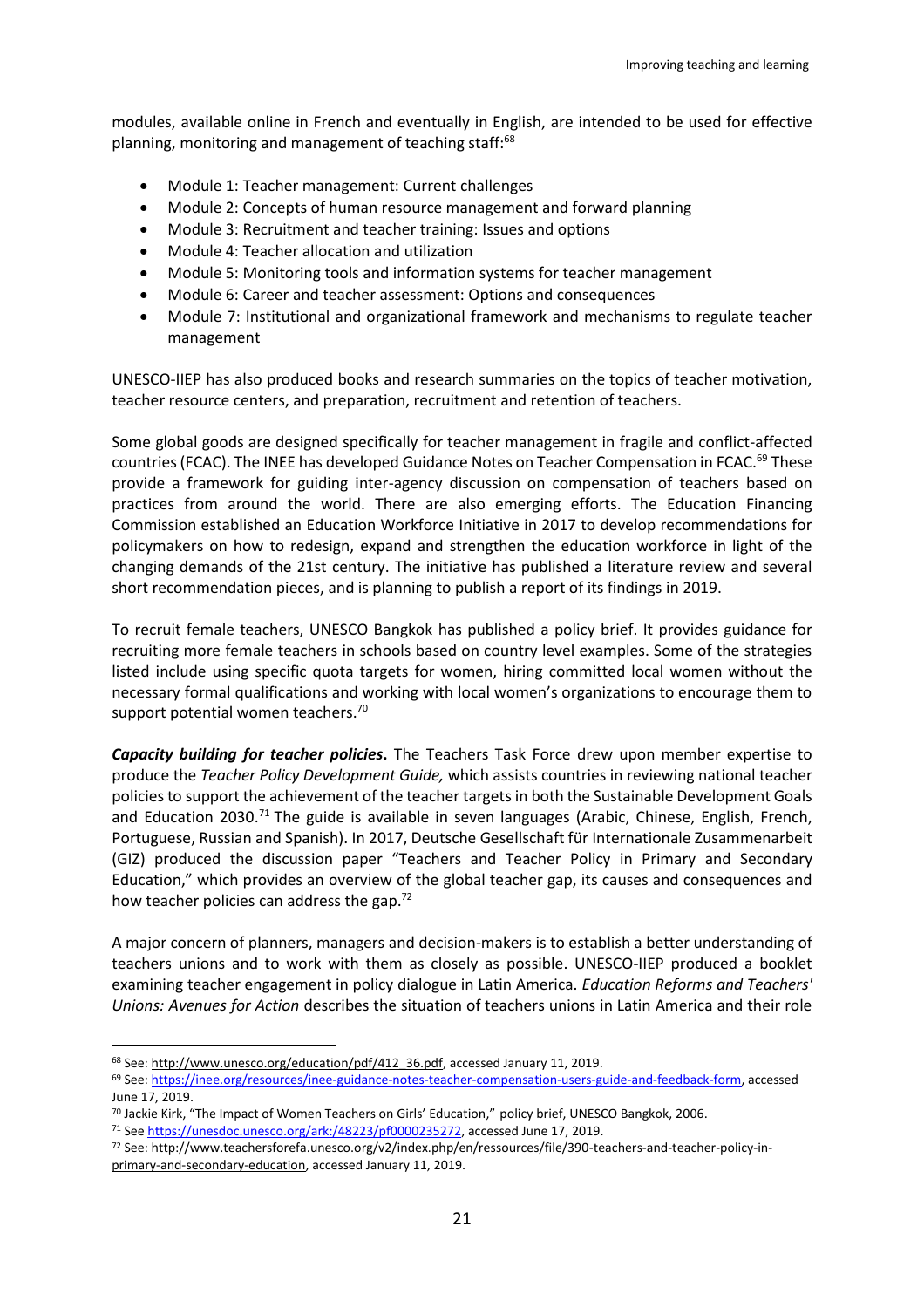modules, available online in French and eventually in English, are intended to be used for effective planning, monitoring and management of teaching staff:[68]

- Module 1: Teacher management: Current challenges
- Module 2: Concepts of human resource management and forward planning
- Module 3: Recruitment and teacher training: Issues and options
- Module 4: Teacher allocation and utilization
- Module 5: Monitoring tools and information systems for teacher management
- Module 6: Career and teacher assessment: Options and consequences
- Module 7: Institutional and organizational framework and mechanisms to regulate teacher management

UNESCO-IIEP has also produced books and research summaries on the topics of teacher motivation, teacher resource centers, and preparation, recruitment and retention of teachers.

Some global goods are designed specifically for teacher management in fragile and conflict-affected countries (FCAC). The INEE has developed Guidance Notes on Teacher Compensation in FCAC.[69] These provide a framework for guiding inter-agency discussion on compensation of teachers based on practices from around the world. There are also emerging efforts. The Education Financing Commission established an Education Workforce Initiative in 2017 to develop recommendations for policymakers on how to redesign, expand and strengthen the education workforce in light of the changing demands of the 21st century. The initiative has published a literature review and several short recommendation pieces, and is planning to publish a report of its findings in 2019.

To recruit female teachers, UNESCO Bangkok has published a policy brief. It provides guidance for recruiting more female teachers in schools based on country level examples. Some of the strategies listed include using specific quota targets for women, hiring committed local women without the necessary formal qualifications and working with local women's organizations to encourage them to support potential women teachers.[70]

***Capacity building for teacher policies*.** The Teachers Task Force drew upon member expertise to produce the *Teacher Policy Development Guide,* which assists countries in reviewing national teacher policies to support the achievement of the teacher targets in both the Sustainable Development Goals and Education 2030.[71] The guide is available in seven languages (Arabic, Chinese, English, French, Portuguese, Russian and Spanish). In 2017, Deutsche Gesellschaft für Internationale Zusammenarbeit (GIZ) produced the discussion paper "Teachers and Teacher Policy in Primary and Secondary Education," which provides an overview of the global teacher gap, its causes and consequences and how teacher policies can address the gap.[72]

A major concern of planners, managers and decision-makers is to establish a better understanding of teachers unions and to work with them as closely as possible. UNESCO-IIEP produced a booklet examining teacher engagement in policy dialogue in Latin America. *Education Reforms and Teachers' Unions: Avenues for Action* describes the situation of teachers unions in Latin America and their role

---

[68] See: http://www.unesco.org/education/pdf/412_36.pdf, accessed January 11, 2019.

[69] See: https://inee.org/resources/inee-guidance-notes-teacher-compensation-users-guide-and-feedback-form, accessed June 17, 2019.

[70] Jackie Kirk, "The Impact of Women Teachers on Girls' Education," policy brief, UNESCO Bangkok, 2006.

[71] See https://unesdoc.unesco.org/ark:/48223/pf0000235272, accessed June 17, 2019.

[72] See: http://www.teachersforefa.unesco.org/v2/index.php/en/ressources/file/390-teachers-and-teacher-policy-in-primary-and-secondary-education, accessed January 11, 2019.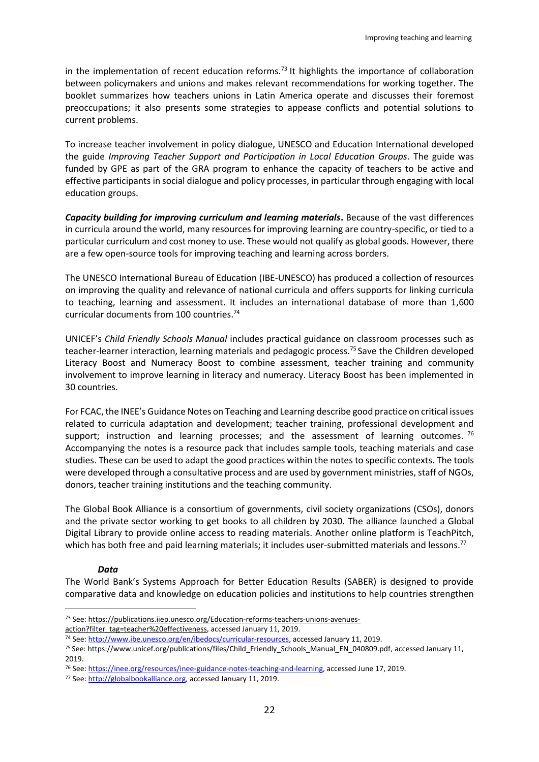in the implementation of recent education reforms.[73] It highlights the importance of collaboration between policymakers and unions and makes relevant recommendations for working together. The booklet summarizes how teachers unions in Latin America operate and discusses their foremost preoccupations; it also presents some strategies to appease conflicts and potential solutions to current problems.

To increase teacher involvement in policy dialogue, UNESCO and Education International developed the guide *Improving Teacher Support and Participation in Local Education Groups*. The guide was funded by GPE as part of the GRA program to enhance the capacity of teachers to be active and effective participants in social dialogue and policy processes, in particular through engaging with local education groups.

***Capacity building for improving curriculum and learning materials*.** Because of the vast differences in curricula around the world, many resources for improving learning are country-specific, or tied to a particular curriculum and cost money to use. These would not qualify as global goods. However, there are a few open-source tools for improving teaching and learning across borders.

The UNESCO International Bureau of Education (IBE-UNESCO) has produced a collection of resources on improving the quality and relevance of national curricula and offers supports for linking curricula to teaching, learning and assessment. It includes an international database of more than 1,600 curricular documents from 100 countries.[74]

UNICEF's *Child Friendly Schools Manual* includes practical guidance on classroom processes such as teacher-learner interaction, learning materials and pedagogic process.[75] Save the Children developed Literacy Boost and Numeracy Boost to combine assessment, teacher training and community involvement to improve learning in literacy and numeracy. Literacy Boost has been implemented in 30 countries.

For FCAC, the INEE's Guidance Notes on Teaching and Learning describe good practice on critical issues related to curricula adaptation and development; teacher training, professional development and support; instruction and learning processes; and the assessment of learning outcomes. [76] Accompanying the notes is a resource pack that includes sample tools, teaching materials and case studies. These can be used to adapt the good practices within the notes to specific contexts. The tools were developed through a consultative process and are used by government ministries, staff of NGOs, donors, teacher training institutions and the teaching community.

The Global Book Alliance is a consortium of governments, civil society organizations (CSOs), donors and the private sector working to get books to all children by 2030. The alliance launched a Global Digital Library to provide online access to reading materials. Another online platform is TeachPitch, which has both free and paid learning materials; it includes user-submitted materials and lessons.[77]

***Data***

The World Bank's Systems Approach for Better Education Results (SABER) is designed to provide comparative data and knowledge on education policies and institutions to help countries strengthen

---

[73] See: https://publications.iiep.unesco.org/Education-reforms-teachers-unions-avenues-action?filter_tag=teacher%20effectiveness, accessed January 11, 2019.

[74] See: http://www.ibe.unesco.org/en/ibedocs/curricular-resources, accessed January 11, 2019.

[75] See: https://www.unicef.org/publications/files/Child_Friendly_Schools_Manual_EN_040809.pdf, accessed January 11, 2019.

[76] See: https://inee.org/resources/inee-guidance-notes-teaching-and-learning, accessed June 17, 2019.

[77] See: http://globalbookalliance.org, accessed January 11, 2019.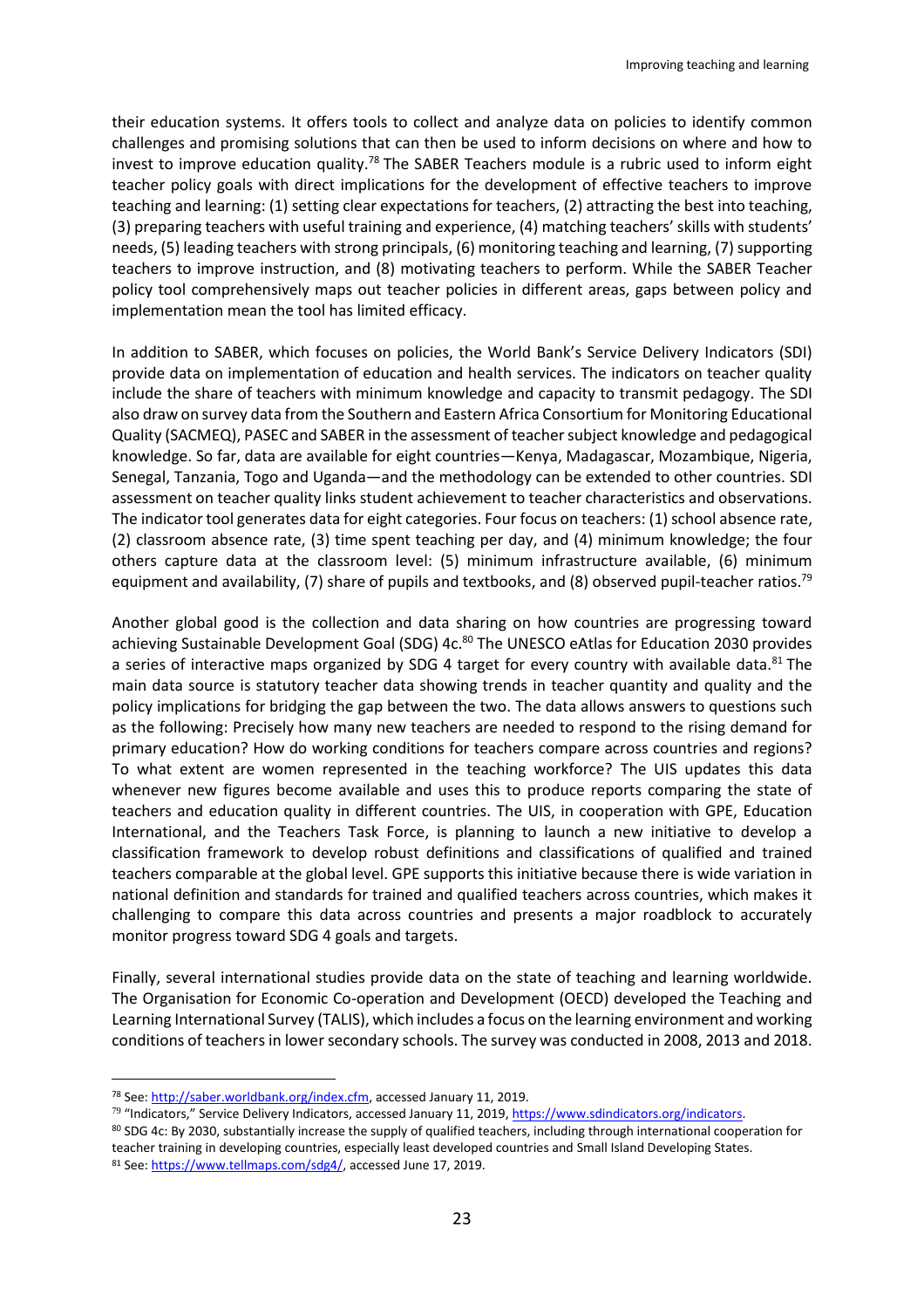their education systems. It offers tools to collect and analyze data on policies to identify common challenges and promising solutions that can then be used to inform decisions on where and how to invest to improve education quality.[78] The SABER Teachers module is a rubric used to inform eight teacher policy goals with direct implications for the development of effective teachers to improve teaching and learning: (1) setting clear expectations for teachers, (2) attracting the best into teaching, (3) preparing teachers with useful training and experience, (4) matching teachers' skills with students' needs, (5) leading teachers with strong principals, (6) monitoring teaching and learning, (7) supporting teachers to improve instruction, and (8) motivating teachers to perform. While the SABER Teacher policy tool comprehensively maps out teacher policies in different areas, gaps between policy and implementation mean the tool has limited efficacy.

In addition to SABER, which focuses on policies, the World Bank's Service Delivery Indicators (SDI) provide data on implementation of education and health services. The indicators on teacher quality include the share of teachers with minimum knowledge and capacity to transmit pedagogy. The SDI also draw on survey data from the Southern and Eastern Africa Consortium for Monitoring Educational Quality (SACMEQ), PASEC and SABER in the assessment of teacher subject knowledge and pedagogical knowledge. So far, data are available for eight countries—Kenya, Madagascar, Mozambique, Nigeria, Senegal, Tanzania, Togo and Uganda—and the methodology can be extended to other countries. SDI assessment on teacher quality links student achievement to teacher characteristics and observations. The indicator tool generates data for eight categories. Four focus on teachers: (1) school absence rate, (2) classroom absence rate, (3) time spent teaching per day, and (4) minimum knowledge; the four others capture data at the classroom level: (5) minimum infrastructure available, (6) minimum equipment and availability, (7) share of pupils and textbooks, and (8) observed pupil-teacher ratios.[79]

Another global good is the collection and data sharing on how countries are progressing toward achieving Sustainable Development Goal (SDG) 4c.[80] The UNESCO eAtlas for Education 2030 provides a series of interactive maps organized by SDG 4 target for every country with available data.[81] The main data source is statutory teacher data showing trends in teacher quantity and quality and the policy implications for bridging the gap between the two. The data allows answers to questions such as the following: Precisely how many new teachers are needed to respond to the rising demand for primary education? How do working conditions for teachers compare across countries and regions? To what extent are women represented in the teaching workforce? The UIS updates this data whenever new figures become available and uses this to produce reports comparing the state of teachers and education quality in different countries. The UIS, in cooperation with GPE, Education International, and the Teachers Task Force, is planning to launch a new initiative to develop a classification framework to develop robust definitions and classifications of qualified and trained teachers comparable at the global level. GPE supports this initiative because there is wide variation in national definition and standards for trained and qualified teachers across countries, which makes it challenging to compare this data across countries and presents a major roadblock to accurately monitor progress toward SDG 4 goals and targets.

Finally, several international studies provide data on the state of teaching and learning worldwide. The Organisation for Economic Co-operation and Development (OECD) developed the Teaching and Learning International Survey (TALIS), which includes a focus on the learning environment and working conditions of teachers in lower secondary schools. The survey was conducted in 2008, 2013 and 2018.

---

[78] See: http://saber.worldbank.org/index.cfm, accessed January 11, 2019.

[79] "Indicators," Service Delivery Indicators, accessed January 11, 2019, https://www.sdindicators.org/indicators.

[80] SDG 4c: By 2030, substantially increase the supply of qualified teachers, including through international cooperation for teacher training in developing countries, especially least developed countries and Small Island Developing States.

[81] See: https://www.tellmaps.com/sdg4/, accessed June 17, 2019.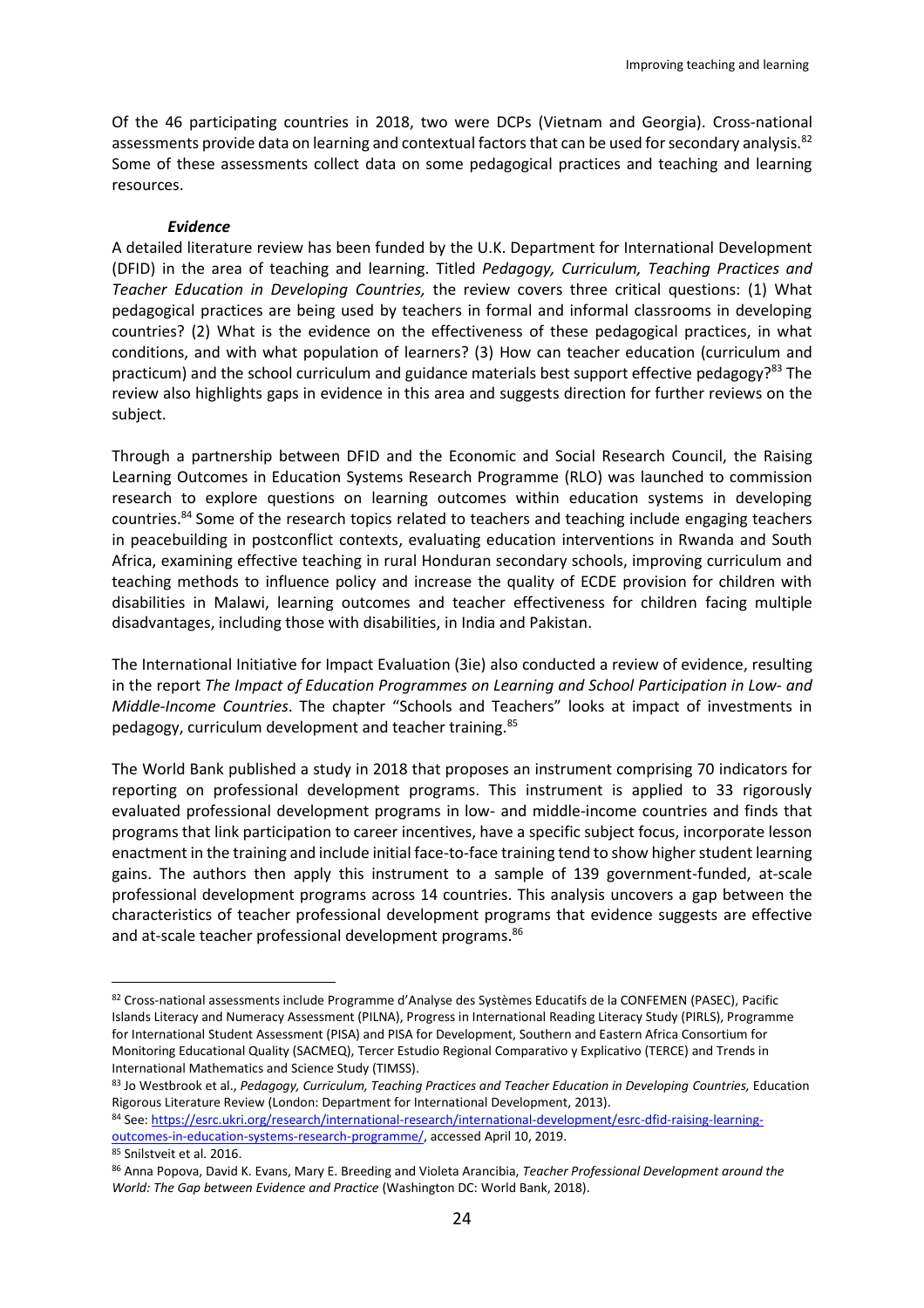Of the 46 participating countries in 2018, two were DCPs (Vietnam and Georgia). Cross-national assessments provide data on learning and contextual factors that can be used for secondary analysis.[82] Some of these assessments collect data on some pedagogical practices and teaching and learning resources.

### *Evidence*

A detailed literature review has been funded by the U.K. Department for International Development (DFID) in the area of teaching and learning. Titled *Pedagogy, Curriculum, Teaching Practices and Teacher Education in Developing Countries,* the review covers three critical questions: (1) What pedagogical practices are being used by teachers in formal and informal classrooms in developing countries? (2) What is the evidence on the effectiveness of these pedagogical practices, in what conditions, and with what population of learners? (3) How can teacher education (curriculum and practicum) and the school curriculum and guidance materials best support effective pedagogy?[83] The review also highlights gaps in evidence in this area and suggests direction for further reviews on the subject.

Through a partnership between DFID and the Economic and Social Research Council, the Raising Learning Outcomes in Education Systems Research Programme (RLO) was launched to commission research to explore questions on learning outcomes within education systems in developing countries.[84] Some of the research topics related to teachers and teaching include engaging teachers in peacebuilding in postconflict contexts, evaluating education interventions in Rwanda and South Africa, examining effective teaching in rural Honduran secondary schools, improving curriculum and teaching methods to influence policy and increase the quality of ECDE provision for children with disabilities in Malawi, learning outcomes and teacher effectiveness for children facing multiple disadvantages, including those with disabilities, in India and Pakistan.

The International Initiative for Impact Evaluation (3ie) also conducted a review of evidence, resulting in the report *The Impact of Education Programmes on Learning and School Participation in Low- and Middle-Income Countries*. The chapter "Schools and Teachers" looks at impact of investments in pedagogy, curriculum development and teacher training.[85]

The World Bank published a study in 2018 that proposes an instrument comprising 70 indicators for reporting on professional development programs. This instrument is applied to 33 rigorously evaluated professional development programs in low- and middle-income countries and finds that programs that link participation to career incentives, have a specific subject focus, incorporate lesson enactment in the training and include initial face-to-face training tend to show higher student learning gains. The authors then apply this instrument to a sample of 139 government-funded, at-scale professional development programs across 14 countries. This analysis uncovers a gap between the characteristics of teacher professional development programs that evidence suggests are effective and at-scale teacher professional development programs.[86]

---

[82] Cross-national assessments include Programme d'Analyse des Systèmes Educatifs de la CONFEMEN (PASEC), Pacific Islands Literacy and Numeracy Assessment (PILNA), Progress in International Reading Literacy Study (PIRLS), Programme for International Student Assessment (PISA) and PISA for Development, Southern and Eastern Africa Consortium for Monitoring Educational Quality (SACMEQ), Tercer Estudio Regional Comparativo y Explicativo (TERCE) and Trends in International Mathematics and Science Study (TIMSS).

[83] Jo Westbrook et al., *Pedagogy, Curriculum, Teaching Practices and Teacher Education in Developing Countries,* Education Rigorous Literature Review (London: Department for International Development, 2013).

[84] See: https://esrc.ukri.org/research/international-research/international-development/esrc-dfid-raising-learning-outcomes-in-education-systems-research-programme/, accessed April 10, 2019.

[85] Snilstveit et al. 2016.

[86] Anna Popova, David K. Evans, Mary E. Breeding and Violeta Arancibia, *Teacher Professional Development around the World: The Gap between Evidence and Practice* (Washington DC: World Bank, 2018).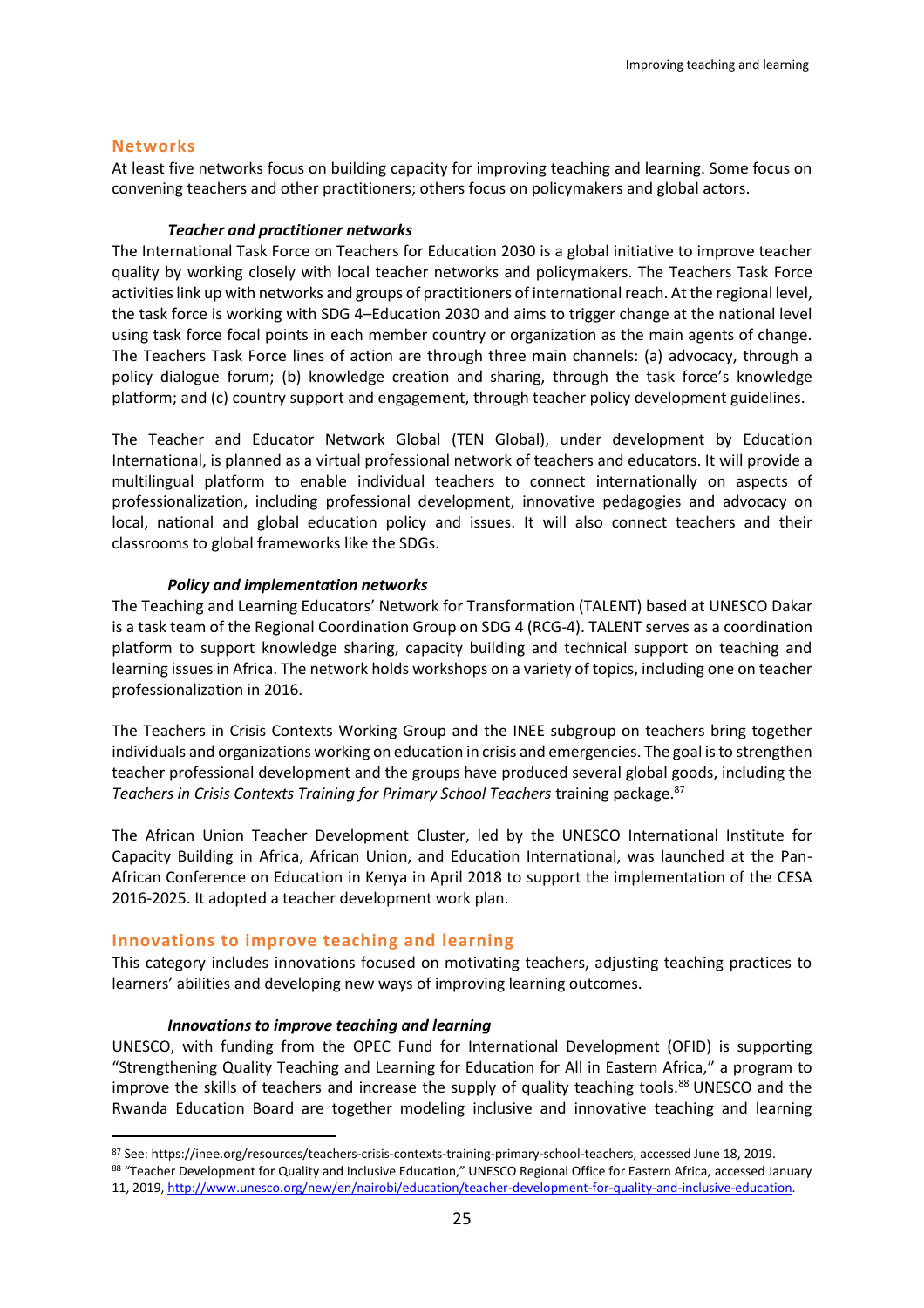## Networks

At least five networks focus on building capacity for improving teaching and learning. Some focus on convening teachers and other practitioners; others focus on policymakers and global actors.

### *Teacher and practitioner networks*

The International Task Force on Teachers for Education 2030 is a global initiative to improve teacher quality by working closely with local teacher networks and policymakers. The Teachers Task Force activities link up with networks and groups of practitioners of international reach. At the regional level, the task force is working with SDG 4–Education 2030 and aims to trigger change at the national level using task force focal points in each member country or organization as the main agents of change. The Teachers Task Force lines of action are through three main channels: (a) advocacy, through a policy dialogue forum; (b) knowledge creation and sharing, through the task force's knowledge platform; and (c) country support and engagement, through teacher policy development guidelines.

The Teacher and Educator Network Global (TEN Global), under development by Education International, is planned as a virtual professional network of teachers and educators. It will provide a multilingual platform to enable individual teachers to connect internationally on aspects of professionalization, including professional development, innovative pedagogies and advocacy on local, national and global education policy and issues. It will also connect teachers and their classrooms to global frameworks like the SDGs.

### *Policy and implementation networks*

The Teaching and Learning Educators' Network for Transformation (TALENT) based at UNESCO Dakar is a task team of the Regional Coordination Group on SDG 4 (RCG-4). TALENT serves as a coordination platform to support knowledge sharing, capacity building and technical support on teaching and learning issues in Africa. The network holds workshops on a variety of topics, including one on teacher professionalization in 2016.

The Teachers in Crisis Contexts Working Group and the INEE subgroup on teachers bring together individuals and organizations working on education in crisis and emergencies. The goal is to strengthen teacher professional development and the groups have produced several global goods, including the *Teachers in Crisis Contexts Training for Primary School Teachers* training package.[87]

The African Union Teacher Development Cluster, led by the UNESCO International Institute for Capacity Building in Africa, African Union, and Education International, was launched at the Pan-African Conference on Education in Kenya in April 2018 to support the implementation of the CESA 2016-2025. It adopted a teacher development work plan.

## Innovations to improve teaching and learning

This category includes innovations focused on motivating teachers, adjusting teaching practices to learners' abilities and developing new ways of improving learning outcomes.

### *Innovations to improve teaching and learning*

UNESCO, with funding from the OPEC Fund for International Development (OFID) is supporting "Strengthening Quality Teaching and Learning for Education for All in Eastern Africa," a program to improve the skills of teachers and increase the supply of quality teaching tools.[88] UNESCO and the Rwanda Education Board are together modeling inclusive and innovative teaching and learning

---

[87] See: https://inee.org/resources/teachers-crisis-contexts-training-primary-school-teachers, accessed June 18, 2019.

[88] "Teacher Development for Quality and Inclusive Education," UNESCO Regional Office for Eastern Africa, accessed January 11, 2019, http://www.unesco.org/new/en/nairobi/education/teacher-development-for-quality-and-inclusive-education.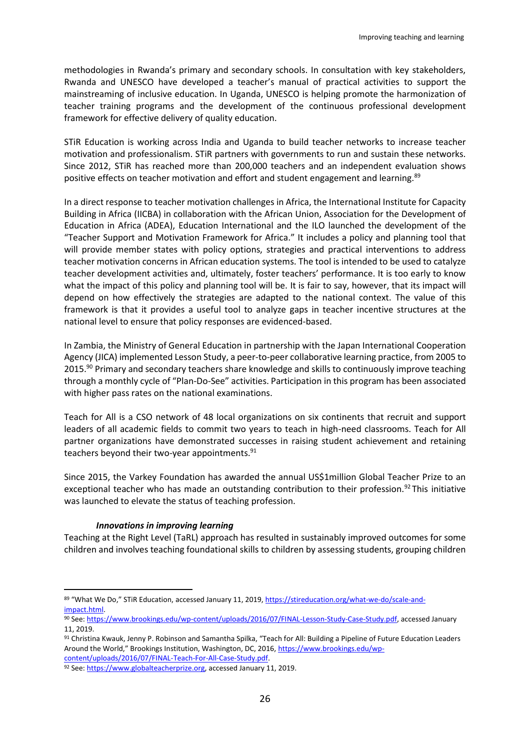methodologies in Rwanda's primary and secondary schools. In consultation with key stakeholders, Rwanda and UNESCO have developed a teacher's manual of practical activities to support the mainstreaming of inclusive education. In Uganda, UNESCO is helping promote the harmonization of teacher training programs and the development of the continuous professional development framework for effective delivery of quality education.

STiR Education is working across India and Uganda to build teacher networks to increase teacher motivation and professionalism. STiR partners with governments to run and sustain these networks. Since 2012, STiR has reached more than 200,000 teachers and an independent evaluation shows positive effects on teacher motivation and effort and student engagement and learning.[89]

In a direct response to teacher motivation challenges in Africa, the International Institute for Capacity Building in Africa (IICBA) in collaboration with the African Union, Association for the Development of Education in Africa (ADEA), Education International and the ILO launched the development of the "Teacher Support and Motivation Framework for Africa." It includes a policy and planning tool that will provide member states with policy options, strategies and practical interventions to address teacher motivation concerns in African education systems. The tool is intended to be used to catalyze teacher development activities and, ultimately, foster teachers' performance. It is too early to know what the impact of this policy and planning tool will be. It is fair to say, however, that its impact will depend on how effectively the strategies are adapted to the national context. The value of this framework is that it provides a useful tool to analyze gaps in teacher incentive structures at the national level to ensure that policy responses are evidenced-based.

In Zambia, the Ministry of General Education in partnership with the Japan International Cooperation Agency (JICA) implemented Lesson Study, a peer-to-peer collaborative learning practice, from 2005 to 2015.[90] Primary and secondary teachers share knowledge and skills to continuously improve teaching through a monthly cycle of "Plan-Do-See" activities. Participation in this program has been associated with higher pass rates on the national examinations.

Teach for All is a CSO network of 48 local organizations on six continents that recruit and support leaders of all academic fields to commit two years to teach in high-need classrooms. Teach for All partner organizations have demonstrated successes in raising student achievement and retaining teachers beyond their two-year appointments.[91]

Since 2015, the Varkey Foundation has awarded the annual US$1million Global Teacher Prize to an exceptional teacher who has made an outstanding contribution to their profession.[92] This initiative was launched to elevate the status of teaching profession.

***Innovations in improving learning***

Teaching at the Right Level (TaRL) approach has resulted in sustainably improved outcomes for some children and involves teaching foundational skills to children by assessing students, grouping children

---

[89] "What We Do," STiR Education, accessed January 11, 2019, https://stireducation.org/what-we-do/scale-and-impact.html.

[90] See: https://www.brookings.edu/wp-content/uploads/2016/07/FINAL-Lesson-Study-Case-Study.pdf, accessed January 11, 2019.

[91] Christina Kwauk, Jenny P. Robinson and Samantha Spilka, "Teach for All: Building a Pipeline of Future Education Leaders Around the World," Brookings Institution, Washington, DC, 2016, https://www.brookings.edu/wp-content/uploads/2016/07/FINAL-Teach-For-All-Case-Study.pdf.

[92] See: https://www.globalteacherprize.org, accessed January 11, 2019.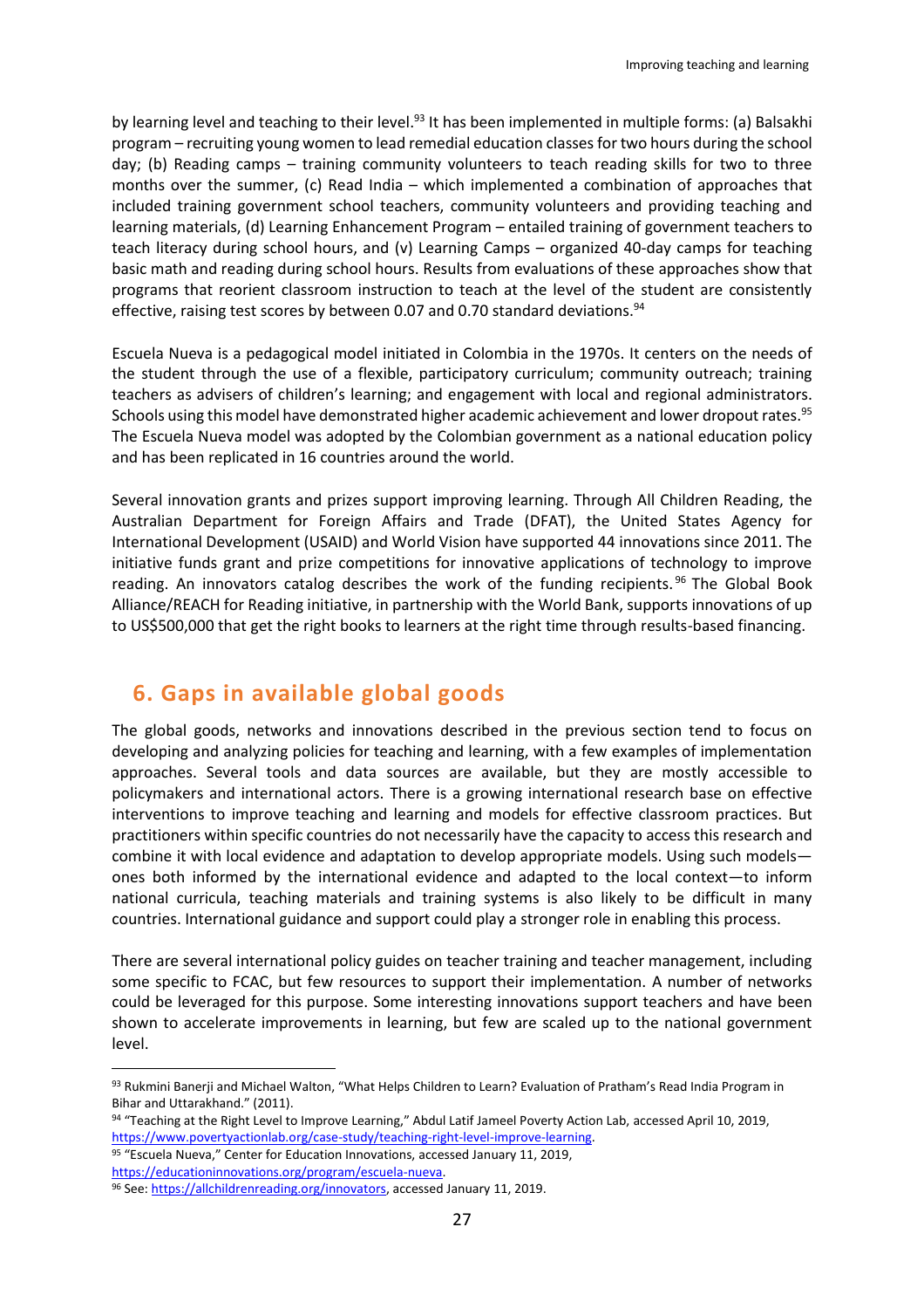by learning level and teaching to their level.[93] It has been implemented in multiple forms: (a) Balsakhi program – recruiting young women to lead remedial education classes for two hours during the school day; (b) Reading camps – training community volunteers to teach reading skills for two to three months over the summer, (c) Read India – which implemented a combination of approaches that included training government school teachers, community volunteers and providing teaching and learning materials, (d) Learning Enhancement Program – entailed training of government teachers to teach literacy during school hours, and (v) Learning Camps – organized 40-day camps for teaching basic math and reading during school hours. Results from evaluations of these approaches show that programs that reorient classroom instruction to teach at the level of the student are consistently effective, raising test scores by between 0.07 and 0.70 standard deviations.[94]

Escuela Nueva is a pedagogical model initiated in Colombia in the 1970s. It centers on the needs of the student through the use of a flexible, participatory curriculum; community outreach; training teachers as advisers of children's learning; and engagement with local and regional administrators. Schools using this model have demonstrated higher academic achievement and lower dropout rates.[95] The Escuela Nueva model was adopted by the Colombian government as a national education policy and has been replicated in 16 countries around the world.

Several innovation grants and prizes support improving learning. Through All Children Reading, the Australian Department for Foreign Affairs and Trade (DFAT), the United States Agency for International Development (USAID) and World Vision have supported 44 innovations since 2011. The initiative funds grant and prize competitions for innovative applications of technology to improve reading. An innovators catalog describes the work of the funding recipients.[96] The Global Book Alliance/REACH for Reading initiative, in partnership with the World Bank, supports innovations of up to US$500,000 that get the right books to learners at the right time through results-based financing.

## 6. Gaps in available global goods

The global goods, networks and innovations described in the previous section tend to focus on developing and analyzing policies for teaching and learning, with a few examples of implementation approaches. Several tools and data sources are available, but they are mostly accessible to policymakers and international actors. There is a growing international research base on effective interventions to improve teaching and learning and models for effective classroom practices. But practitioners within specific countries do not necessarily have the capacity to access this research and combine it with local evidence and adaptation to develop appropriate models. Using such models—ones both informed by the international evidence and adapted to the local context—to inform national curricula, teaching materials and training systems is also likely to be difficult in many countries. International guidance and support could play a stronger role in enabling this process.

There are several international policy guides on teacher training and teacher management, including some specific to FCAC, but few resources to support their implementation. A number of networks could be leveraged for this purpose. Some interesting innovations support teachers and have been shown to accelerate improvements in learning, but few are scaled up to the national government level.

---

[93] Rukmini Banerji and Michael Walton, "What Helps Children to Learn? Evaluation of Pratham's Read India Program in Bihar and Uttarakhand." (2011).

[94] "Teaching at the Right Level to Improve Learning," Abdul Latif Jameel Poverty Action Lab, accessed April 10, 2019, https://www.povertyactionlab.org/case-study/teaching-right-level-improve-learning.

[95] "Escuela Nueva," Center for Education Innovations, accessed January 11, 2019, https://educationinnovations.org/program/escuela-nueva.

[96] See: https://allchildrenreading.org/innovators, accessed January 11, 2019.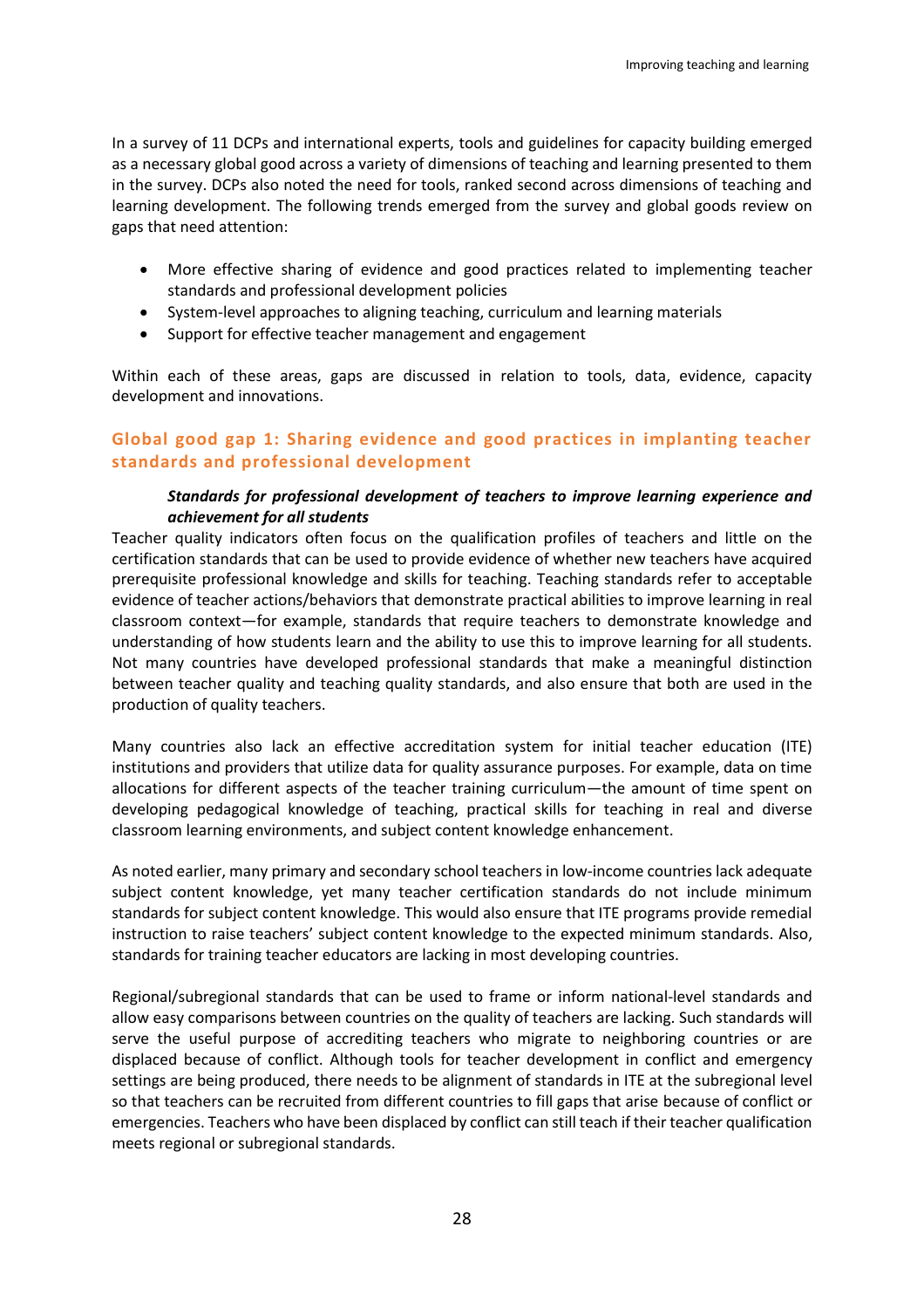In a survey of 11 DCPs and international experts, tools and guidelines for capacity building emerged as a necessary global good across a variety of dimensions of teaching and learning presented to them in the survey. DCPs also noted the need for tools, ranked second across dimensions of teaching and learning development. The following trends emerged from the survey and global goods review on gaps that need attention:

- More effective sharing of evidence and good practices related to implementing teacher standards and professional development policies
- System-level approaches to aligning teaching, curriculum and learning materials
- Support for effective teacher management and engagement

Within each of these areas, gaps are discussed in relation to tools, data, evidence, capacity development and innovations.

## Global good gap 1: Sharing evidence and good practices in implanting teacher standards and professional development

***Standards for professional development of teachers to improve learning experience and achievement for all students***

Teacher quality indicators often focus on the qualification profiles of teachers and little on the certification standards that can be used to provide evidence of whether new teachers have acquired prerequisite professional knowledge and skills for teaching. Teaching standards refer to acceptable evidence of teacher actions/behaviors that demonstrate practical abilities to improve learning in real classroom context—for example, standards that require teachers to demonstrate knowledge and understanding of how students learn and the ability to use this to improve learning for all students. Not many countries have developed professional standards that make a meaningful distinction between teacher quality and teaching quality standards, and also ensure that both are used in the production of quality teachers.

Many countries also lack an effective accreditation system for initial teacher education (ITE) institutions and providers that utilize data for quality assurance purposes. For example, data on time allocations for different aspects of the teacher training curriculum—the amount of time spent on developing pedagogical knowledge of teaching, practical skills for teaching in real and diverse classroom learning environments, and subject content knowledge enhancement.

As noted earlier, many primary and secondary school teachers in low-income countries lack adequate subject content knowledge, yet many teacher certification standards do not include minimum standards for subject content knowledge. This would also ensure that ITE programs provide remedial instruction to raise teachers' subject content knowledge to the expected minimum standards. Also, standards for training teacher educators are lacking in most developing countries.

Regional/subregional standards that can be used to frame or inform national-level standards and allow easy comparisons between countries on the quality of teachers are lacking. Such standards will serve the useful purpose of accrediting teachers who migrate to neighboring countries or are displaced because of conflict. Although tools for teacher development in conflict and emergency settings are being produced, there needs to be alignment of standards in ITE at the subregional level so that teachers can be recruited from different countries to fill gaps that arise because of conflict or emergencies. Teachers who have been displaced by conflict can still teach if their teacher qualification meets regional or subregional standards.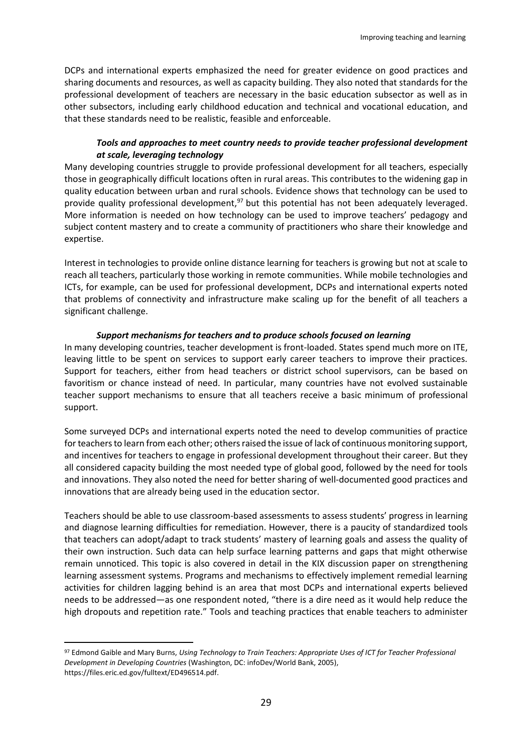DCPs and international experts emphasized the need for greater evidence on good practices and sharing documents and resources, as well as capacity building. They also noted that standards for the professional development of teachers are necessary in the basic education subsector as well as in other subsectors, including early childhood education and technical and vocational education, and that these standards need to be realistic, feasible and enforceable.

#### *Tools and approaches to meet country needs to provide teacher professional development at scale, leveraging technology*

Many developing countries struggle to provide professional development for all teachers, especially those in geographically difficult locations often in rural areas. This contributes to the widening gap in quality education between urban and rural schools. Evidence shows that technology can be used to provide quality professional development,[97] but this potential has not been adequately leveraged. More information is needed on how technology can be used to improve teachers' pedagogy and subject content mastery and to create a community of practitioners who share their knowledge and expertise.

Interest in technologies to provide online distance learning for teachers is growing but not at scale to reach all teachers, particularly those working in remote communities. While mobile technologies and ICTs, for example, can be used for professional development, DCPs and international experts noted that problems of connectivity and infrastructure make scaling up for the benefit of all teachers a significant challenge.

#### *Support mechanisms for teachers and to produce schools focused on learning*

In many developing countries, teacher development is front-loaded. States spend much more on ITE, leaving little to be spent on services to support early career teachers to improve their practices. Support for teachers, either from head teachers or district school supervisors, can be based on favoritism or chance instead of need. In particular, many countries have not evolved sustainable teacher support mechanisms to ensure that all teachers receive a basic minimum of professional support.

Some surveyed DCPs and international experts noted the need to develop communities of practice for teachers to learn from each other; others raised the issue of lack of continuous monitoring support, and incentives for teachers to engage in professional development throughout their career. But they all considered capacity building the most needed type of global good, followed by the need for tools and innovations. They also noted the need for better sharing of well-documented good practices and innovations that are already being used in the education sector.

Teachers should be able to use classroom-based assessments to assess students' progress in learning and diagnose learning difficulties for remediation. However, there is a paucity of standardized tools that teachers can adopt/adapt to track students' mastery of learning goals and assess the quality of their own instruction. Such data can help surface learning patterns and gaps that might otherwise remain unnoticed. This topic is also covered in detail in the KIX discussion paper on strengthening learning assessment systems. Programs and mechanisms to effectively implement remedial learning activities for children lagging behind is an area that most DCPs and international experts believed needs to be addressed—as one respondent noted, "there is a dire need as it would help reduce the high dropouts and repetition rate." Tools and teaching practices that enable teachers to administer

---

[97] Edmond Gaible and Mary Burns, *Using Technology to Train Teachers: Appropriate Uses of ICT for Teacher Professional Development in Developing Countries* (Washington, DC: infoDev/World Bank, 2005), https://files.eric.ed.gov/fulltext/ED496514.pdf.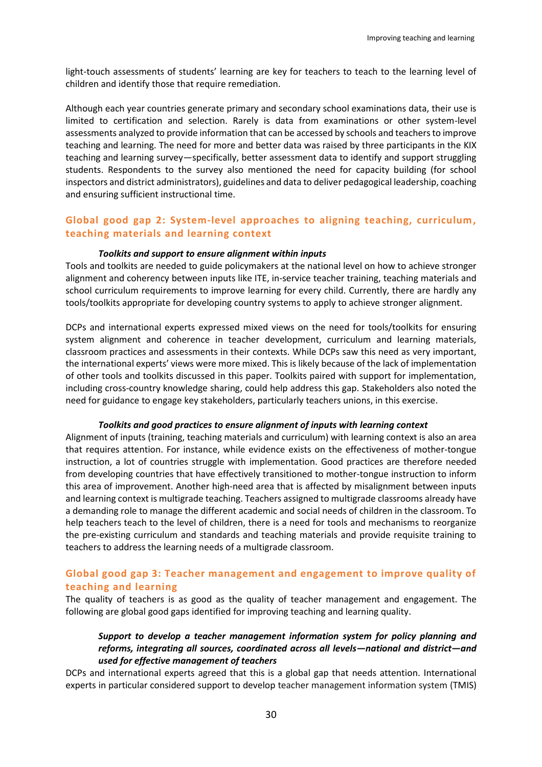light-touch assessments of students' learning are key for teachers to teach to the learning level of children and identify those that require remediation.

Although each year countries generate primary and secondary school examinations data, their use is limited to certification and selection. Rarely is data from examinations or other system-level assessments analyzed to provide information that can be accessed by schools and teachers to improve teaching and learning. The need for more and better data was raised by three participants in the KIX teaching and learning survey—specifically, better assessment data to identify and support struggling students. Respondents to the survey also mentioned the need for capacity building (for school inspectors and district administrators), guidelines and data to deliver pedagogical leadership, coaching and ensuring sufficient instructional time.

## Global good gap 2: System-level approaches to aligning teaching, curriculum, teaching materials and learning context

#### *Toolkits and support to ensure alignment within inputs*

Tools and toolkits are needed to guide policymakers at the national level on how to achieve stronger alignment and coherency between inputs like ITE, in-service teacher training, teaching materials and school curriculum requirements to improve learning for every child. Currently, there are hardly any tools/toolkits appropriate for developing country systems to apply to achieve stronger alignment.

DCPs and international experts expressed mixed views on the need for tools/toolkits for ensuring system alignment and coherence in teacher development, curriculum and learning materials, classroom practices and assessments in their contexts. While DCPs saw this need as very important, the international experts' views were more mixed. This is likely because of the lack of implementation of other tools and toolkits discussed in this paper. Toolkits paired with support for implementation, including cross-country knowledge sharing, could help address this gap. Stakeholders also noted the need for guidance to engage key stakeholders, particularly teachers unions, in this exercise.

#### *Toolkits and good practices to ensure alignment of inputs with learning context*

Alignment of inputs (training, teaching materials and curriculum) with learning context is also an area that requires attention. For instance, while evidence exists on the effectiveness of mother-tongue instruction, a lot of countries struggle with implementation. Good practices are therefore needed from developing countries that have effectively transitioned to mother-tongue instruction to inform this area of improvement. Another high-need area that is affected by misalignment between inputs and learning context is multigrade teaching. Teachers assigned to multigrade classrooms already have a demanding role to manage the different academic and social needs of children in the classroom. To help teachers teach to the level of children, there is a need for tools and mechanisms to reorganize the pre-existing curriculum and standards and teaching materials and provide requisite training to teachers to address the learning needs of a multigrade classroom.

## Global good gap 3: Teacher management and engagement to improve quality of teaching and learning

The quality of teachers is as good as the quality of teacher management and engagement. The following are global good gaps identified for improving teaching and learning quality.

#### *Support to develop a teacher management information system for policy planning and reforms, integrating all sources, coordinated across all levels—national and district—and used for effective management of teachers*

DCPs and international experts agreed that this is a global gap that needs attention. International experts in particular considered support to develop teacher management information system (TMIS)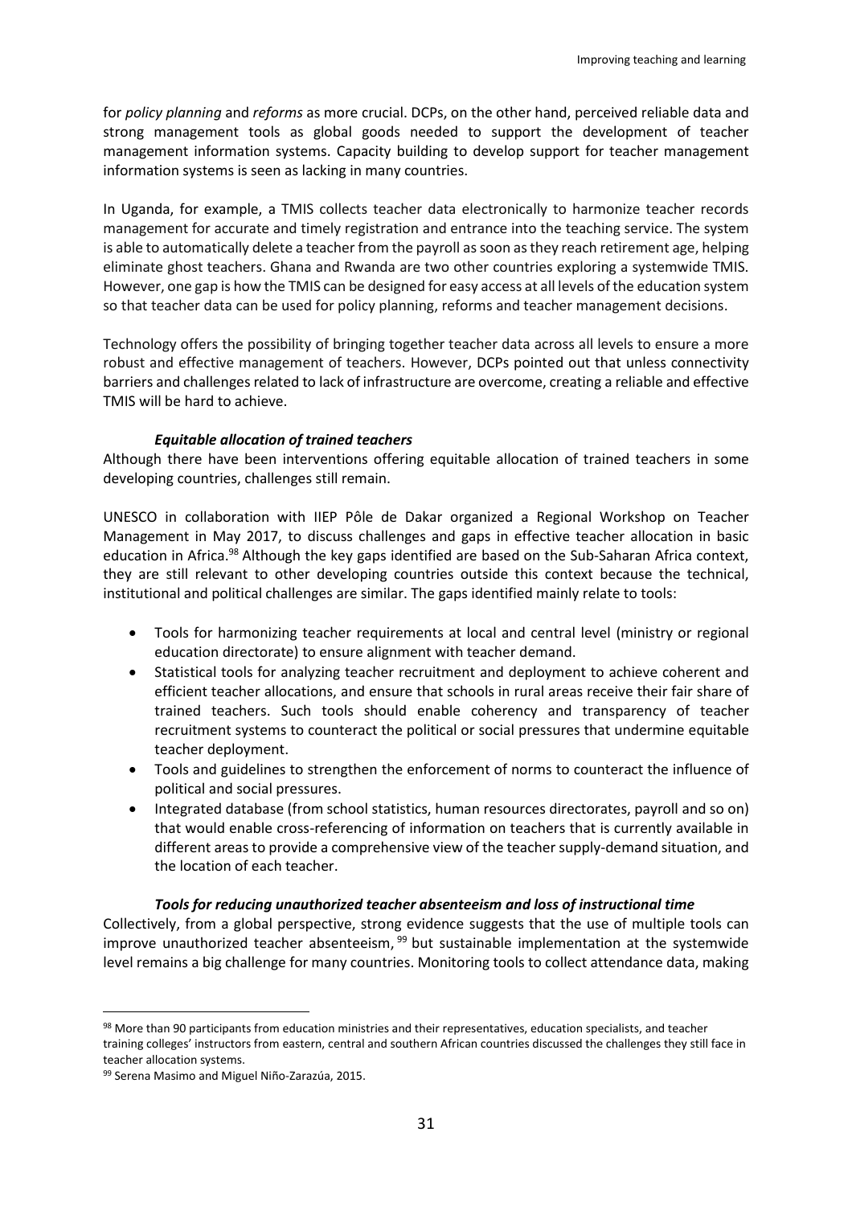for *policy planning* and *reforms* as more crucial. DCPs, on the other hand, perceived reliable data and strong management tools as global goods needed to support the development of teacher management information systems. Capacity building to develop support for teacher management information systems is seen as lacking in many countries.

In Uganda, for example, a TMIS collects teacher data electronically to harmonize teacher records management for accurate and timely registration and entrance into the teaching service. The system is able to automatically delete a teacher from the payroll as soon as they reach retirement age, helping eliminate ghost teachers. Ghana and Rwanda are two other countries exploring a systemwide TMIS. However, one gap is how the TMIS can be designed for easy access at all levels of the education system so that teacher data can be used for policy planning, reforms and teacher management decisions.

Technology offers the possibility of bringing together teacher data across all levels to ensure a more robust and effective management of teachers. However, DCPs pointed out that unless connectivity barriers and challenges related to lack of infrastructure are overcome, creating a reliable and effective TMIS will be hard to achieve.

#### *Equitable allocation of trained teachers*

Although there have been interventions offering equitable allocation of trained teachers in some developing countries, challenges still remain.

UNESCO in collaboration with IIEP Pôle de Dakar organized a Regional Workshop on Teacher Management in May 2017, to discuss challenges and gaps in effective teacher allocation in basic education in Africa.[98] Although the key gaps identified are based on the Sub-Saharan Africa context, they are still relevant to other developing countries outside this context because the technical, institutional and political challenges are similar. The gaps identified mainly relate to tools:

- Tools for harmonizing teacher requirements at local and central level (ministry or regional education directorate) to ensure alignment with teacher demand.
- Statistical tools for analyzing teacher recruitment and deployment to achieve coherent and efficient teacher allocations, and ensure that schools in rural areas receive their fair share of trained teachers. Such tools should enable coherency and transparency of teacher recruitment systems to counteract the political or social pressures that undermine equitable teacher deployment.
- Tools and guidelines to strengthen the enforcement of norms to counteract the influence of political and social pressures.
- Integrated database (from school statistics, human resources directorates, payroll and so on) that would enable cross-referencing of information on teachers that is currently available in different areas to provide a comprehensive view of the teacher supply-demand situation, and the location of each teacher.

#### *Tools for reducing unauthorized teacher absenteeism and loss of instructional time*

Collectively, from a global perspective, strong evidence suggests that the use of multiple tools can improve unauthorized teacher absenteeism,[99] but sustainable implementation at the systemwide level remains a big challenge for many countries. Monitoring tools to collect attendance data, making

---

[98] More than 90 participants from education ministries and their representatives, education specialists, and teacher training colleges' instructors from eastern, central and southern African countries discussed the challenges they still face in teacher allocation systems.

[99] Serena Masimo and Miguel Niño-Zarazúa, 2015.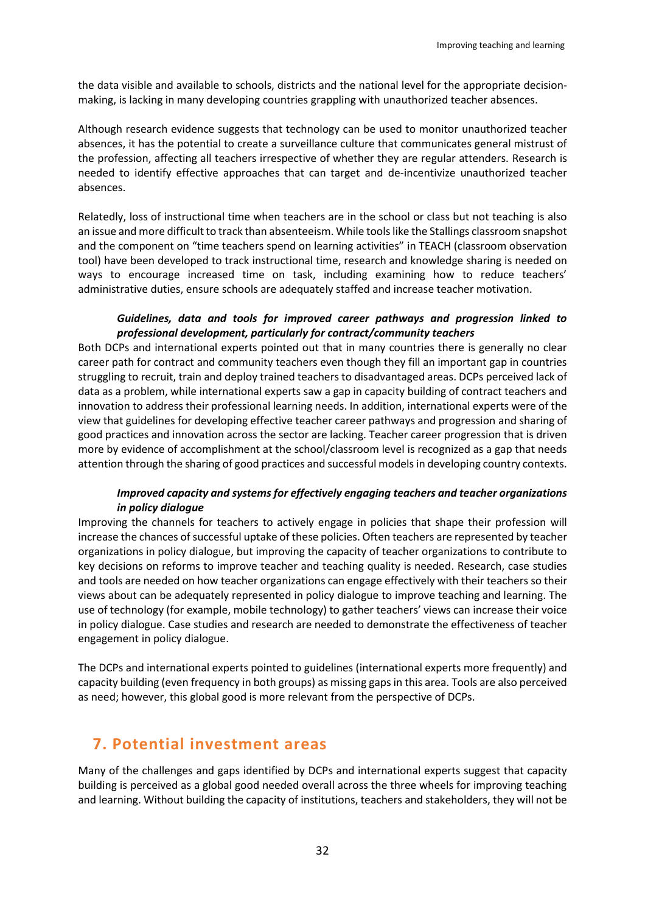the data visible and available to schools, districts and the national level for the appropriate decision-making, is lacking in many developing countries grappling with unauthorized teacher absences.

Although research evidence suggests that technology can be used to monitor unauthorized teacher absences, it has the potential to create a surveillance culture that communicates general mistrust of the profession, affecting all teachers irrespective of whether they are regular attenders. Research is needed to identify effective approaches that can target and de-incentivize unauthorized teacher absences.

Relatedly, loss of instructional time when teachers are in the school or class but not teaching is also an issue and more difficult to track than absenteeism. While tools like the Stallings classroom snapshot and the component on "time teachers spend on learning activities" in TEACH (classroom observation tool) have been developed to track instructional time, research and knowledge sharing is needed on ways to encourage increased time on task, including examining how to reduce teachers' administrative duties, ensure schools are adequately staffed and increase teacher motivation.

***Guidelines, data and tools for improved career pathways and progression linked to professional development, particularly for contract/community teachers***

Both DCPs and international experts pointed out that in many countries there is generally no clear career path for contract and community teachers even though they fill an important gap in countries struggling to recruit, train and deploy trained teachers to disadvantaged areas. DCPs perceived lack of data as a problem, while international experts saw a gap in capacity building of contract teachers and innovation to address their professional learning needs. In addition, international experts were of the view that guidelines for developing effective teacher career pathways and progression and sharing of good practices and innovation across the sector are lacking. Teacher career progression that is driven more by evidence of accomplishment at the school/classroom level is recognized as a gap that needs attention through the sharing of good practices and successful models in developing country contexts.

***Improved capacity and systems for effectively engaging teachers and teacher organizations in policy dialogue***

Improving the channels for teachers to actively engage in policies that shape their profession will increase the chances of successful uptake of these policies. Often teachers are represented by teacher organizations in policy dialogue, but improving the capacity of teacher organizations to contribute to key decisions on reforms to improve teacher and teaching quality is needed. Research, case studies and tools are needed on how teacher organizations can engage effectively with their teachers so their views about can be adequately represented in policy dialogue to improve teaching and learning. The use of technology (for example, mobile technology) to gather teachers' views can increase their voice in policy dialogue. Case studies and research are needed to demonstrate the effectiveness of teacher engagement in policy dialogue.

The DCPs and international experts pointed to guidelines (international experts more frequently) and capacity building (even frequency in both groups) as missing gaps in this area. Tools are also perceived as need; however, this global good is more relevant from the perspective of DCPs.

## 7. Potential investment areas

Many of the challenges and gaps identified by DCPs and international experts suggest that capacity building is perceived as a global good needed overall across the three wheels for improving teaching and learning. Without building the capacity of institutions, teachers and stakeholders, they will not be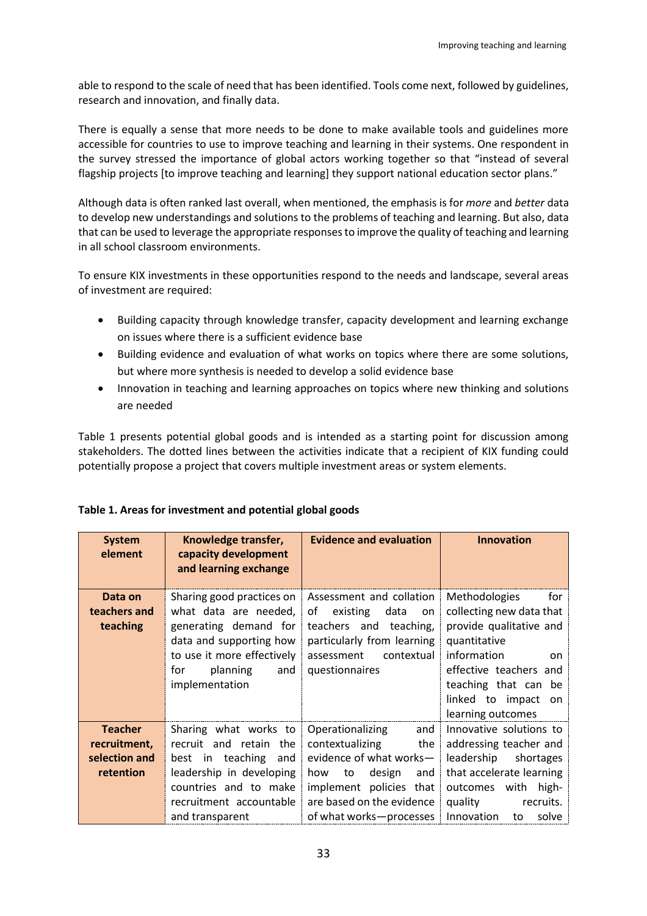able to respond to the scale of need that has been identified. Tools come next, followed by guidelines, research and innovation, and finally data.

There is equally a sense that more needs to be done to make available tools and guidelines more accessible for countries to use to improve teaching and learning in their systems. One respondent in the survey stressed the importance of global actors working together so that "instead of several flagship projects [to improve teaching and learning] they support national education sector plans."

Although data is often ranked last overall, when mentioned, the emphasis is for *more* and *better* data to develop new understandings and solutions to the problems of teaching and learning. But also, data that can be used to leverage the appropriate responses to improve the quality of teaching and learning in all school classroom environments.

To ensure KIX investments in these opportunities respond to the needs and landscape, several areas of investment are required:

- Building capacity through knowledge transfer, capacity development and learning exchange on issues where there is a sufficient evidence base
- Building evidence and evaluation of what works on topics where there are some solutions, but where more synthesis is needed to develop a solid evidence base
- Innovation in teaching and learning approaches on topics where new thinking and solutions are needed

Table 1 presents potential global goods and is intended as a starting point for discussion among stakeholders. The dotted lines between the activities indicate that a recipient of KIX funding could potentially propose a project that covers multiple investment areas or system elements.

**Table 1. Areas for investment and potential global goods**

| System element | Knowledge transfer, capacity development and learning exchange | Evidence and evaluation | Innovation |
|---|---|---|---|
| **Data on teachers and teaching** | Sharing good practices on what data are needed, generating demand for data and supporting how to use it more effectively for planning and implementation | Assessment and collation of existing data on teachers and teaching, particularly from learning assessment contextual questionnaires | Methodologies for collecting new data that provide qualitative and quantitative information on effective teachers and teaching that can be linked to impact on learning outcomes |
| **Teacher recruitment, selection and retention** | Sharing what works to recruit and retain the best in teaching and leadership in developing countries and to make recruitment accountable and transparent | Operationalizing and contextualizing the evidence of what works—how to design and implement policies that are based on the evidence of what works—processes | Innovative solutions to addressing teacher and leadership shortages that accelerate learning outcomes with high-quality recruits. Innovation to solve |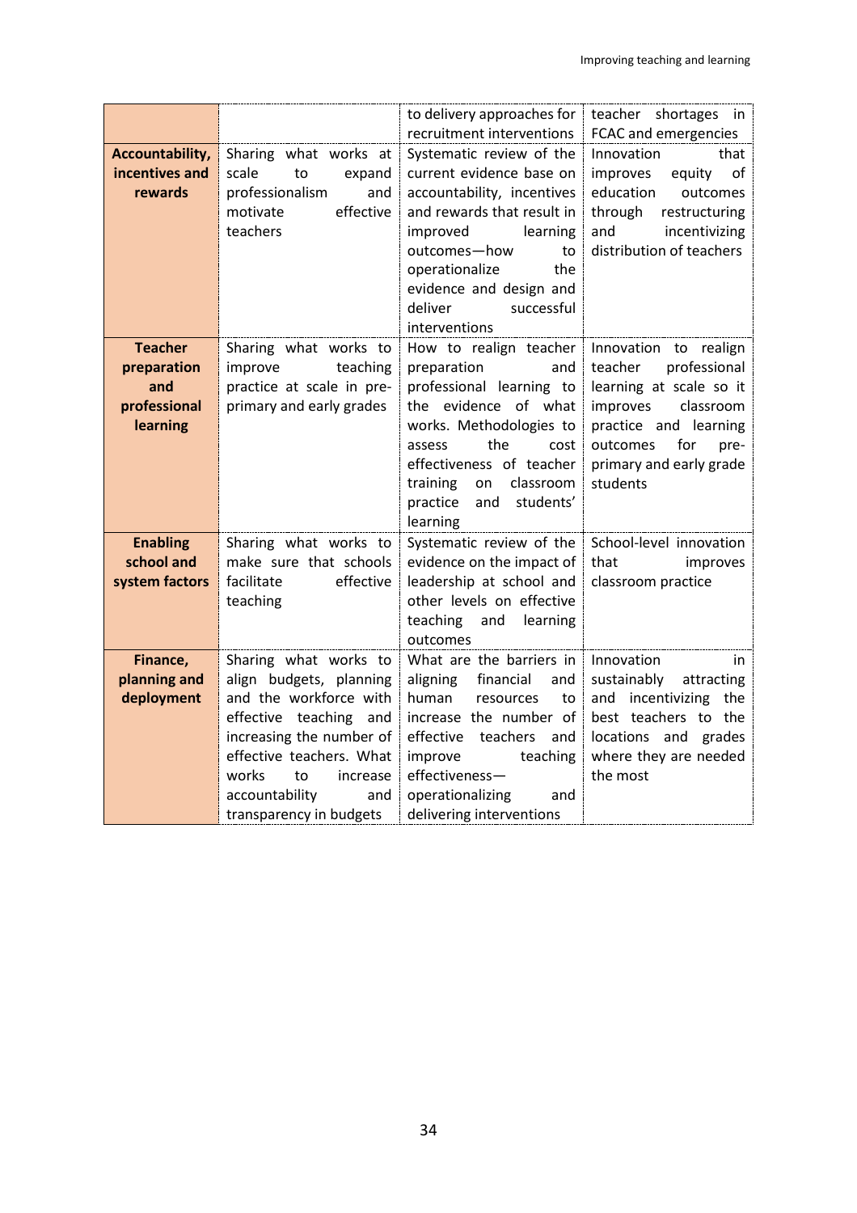| | | | |
|---|---|---|---|
| | | to delivery approaches for recruitment interventions | teacher shortages in FCAC and emergencies |
| **Accountability, incentives and rewards** | Sharing what works at scale to expand professionalism and motivate effective teachers | Systematic review of the current evidence base on accountability, incentives and rewards that result in improved learning outcomes—how to operationalize the evidence and design and deliver successful interventions | Innovation that improves equity of education outcomes through restructuring and incentivizing distribution of teachers |
| **Teacher preparation and professional learning** | Sharing what works to improve teaching practice at scale in pre-primary and early grades | How to realign teacher preparation and professional learning to the evidence of what works. Methodologies to assess the cost effectiveness of teacher training on classroom practice and students' learning | Innovation to realign teacher professional learning at scale so it improves classroom practice and learning outcomes for pre-primary and early grade students |
| **Enabling school and system factors** | Sharing what works to make sure that schools facilitate effective teaching | Systematic review of the evidence on the impact of leadership at school and other levels on effective teaching and learning outcomes | School-level innovation that improves classroom practice |
| **Finance, planning and deployment** | Sharing what works to align budgets, planning and the workforce with effective teaching and increasing the number of effective teachers. What works to increase accountability and transparency in budgets | What are the barriers in aligning financial and human resources to increase the number of effective teachers and improve teaching effectiveness—operationalizing and delivering interventions | Innovation in sustainably attracting and incentivizing the best teachers to the locations and grades where they are needed the most |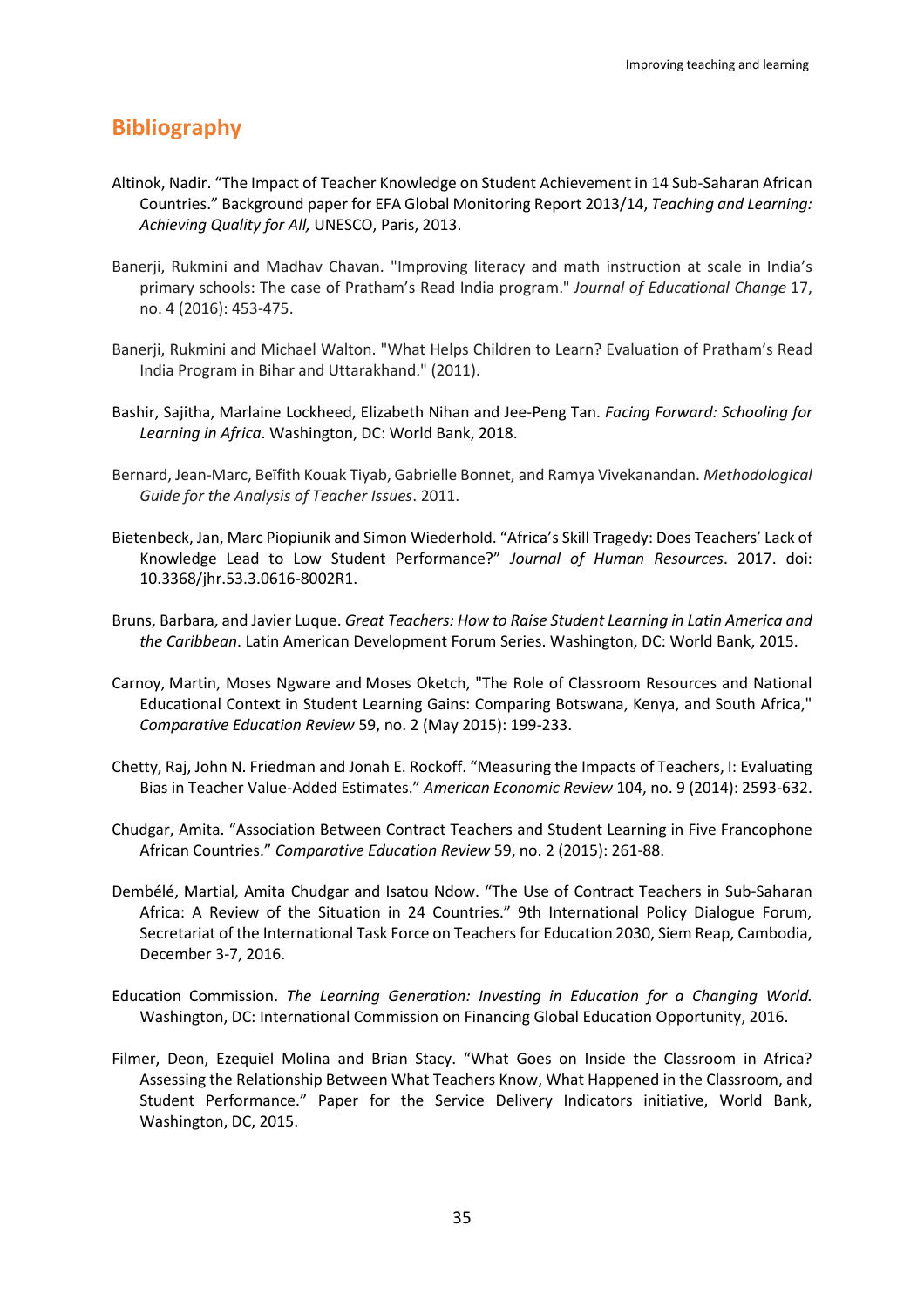## Bibliography

Altinok, Nadir. "The Impact of Teacher Knowledge on Student Achievement in 14 Sub-Saharan African Countries." Background paper for EFA Global Monitoring Report 2013/14, *Teaching and Learning: Achieving Quality for All,* UNESCO, Paris, 2013.

Banerji, Rukmini and Madhav Chavan. "Improving literacy and math instruction at scale in India's primary schools: The case of Pratham's Read India program." *Journal of Educational Change* 17, no. 4 (2016): 453-475.

Banerji, Rukmini and Michael Walton. "What Helps Children to Learn? Evaluation of Pratham's Read India Program in Bihar and Uttarakhand." (2011).

Bashir, Sajitha, Marlaine Lockheed, Elizabeth Nihan and Jee-Peng Tan. *Facing Forward: Schooling for Learning in Africa*. Washington, DC: World Bank, 2018.

Bernard, Jean-Marc, Beïfith Kouak Tiyab, Gabrielle Bonnet, and Ramya Vivekanandan. *Methodological Guide for the Analysis of Teacher Issues*. 2011.

Bietenbeck, Jan, Marc Piopiunik and Simon Wiederhold. "Africa's Skill Tragedy: Does Teachers' Lack of Knowledge Lead to Low Student Performance?" *Journal of Human Resources*. 2017. doi: 10.3368/jhr.53.3.0616-8002R1.

Bruns, Barbara, and Javier Luque. *Great Teachers: How to Raise Student Learning in Latin America and the Caribbean*. Latin American Development Forum Series. Washington, DC: World Bank, 2015.

Carnoy, Martin, Moses Ngware and Moses Oketch, "The Role of Classroom Resources and National Educational Context in Student Learning Gains: Comparing Botswana, Kenya, and South Africa," *Comparative Education Review* 59, no. 2 (May 2015): 199-233.

Chetty, Raj, John N. Friedman and Jonah E. Rockoff. "Measuring the Impacts of Teachers, I: Evaluating Bias in Teacher Value-Added Estimates." *American Economic Review* 104, no. 9 (2014): 2593-632.

Chudgar, Amita. "Association Between Contract Teachers and Student Learning in Five Francophone African Countries." *Comparative Education Review* 59, no. 2 (2015): 261-88.

Dembélé, Martial, Amita Chudgar and Isatou Ndow. "The Use of Contract Teachers in Sub-Saharan Africa: A Review of the Situation in 24 Countries." 9th International Policy Dialogue Forum, Secretariat of the International Task Force on Teachers for Education 2030, Siem Reap, Cambodia, December 3-7, 2016.

Education Commission. *The Learning Generation: Investing in Education for a Changing World.* Washington, DC: International Commission on Financing Global Education Opportunity, 2016.

Filmer, Deon, Ezequiel Molina and Brian Stacy. "What Goes on Inside the Classroom in Africa? Assessing the Relationship Between What Teachers Know, What Happened in the Classroom, and Student Performance." Paper for the Service Delivery Indicators initiative, World Bank, Washington, DC, 2015.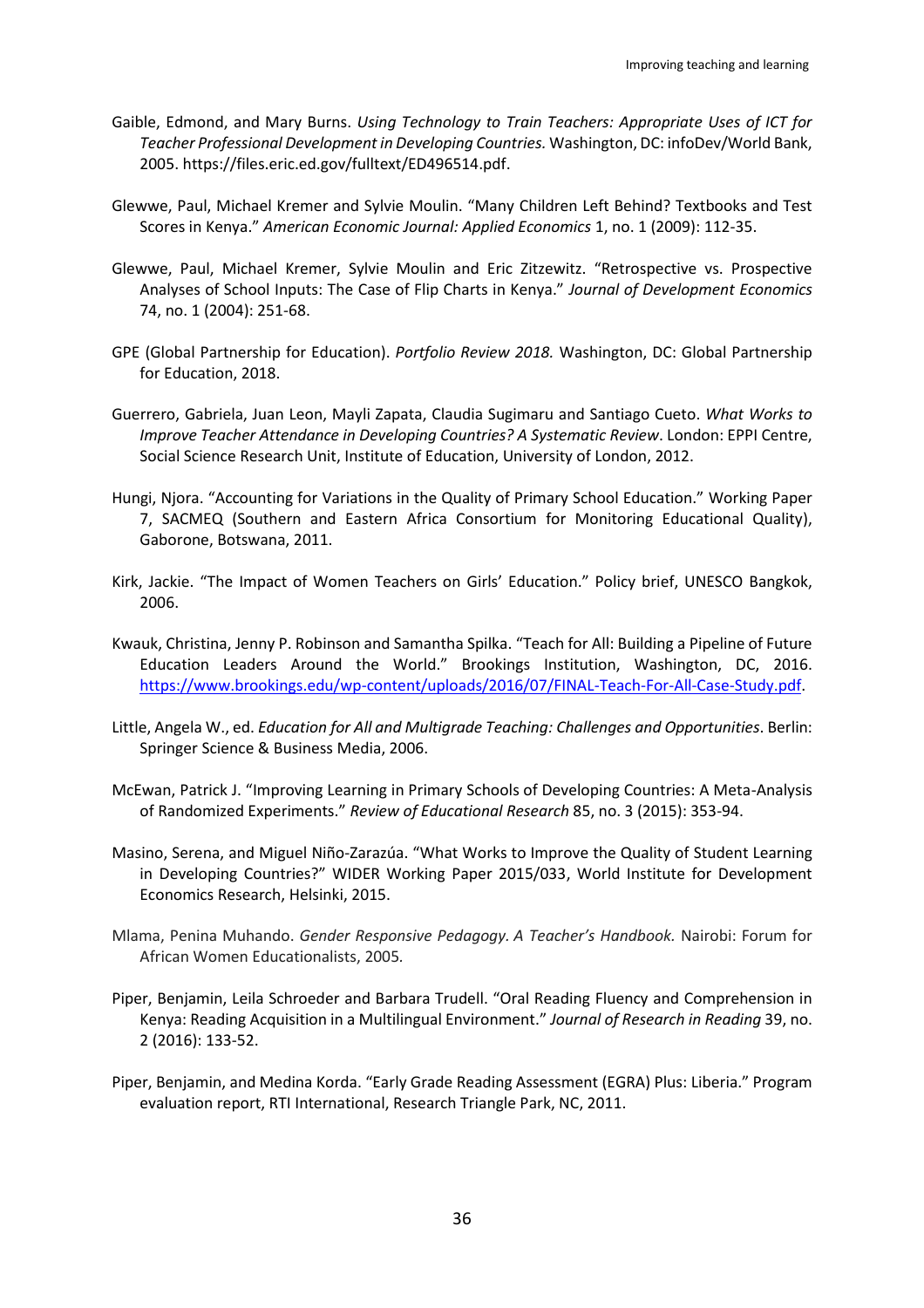Gaible, Edmond, and Mary Burns. *Using Technology to Train Teachers: Appropriate Uses of ICT for Teacher Professional Development in Developing Countries.* Washington, DC: infoDev/World Bank, 2005. https://files.eric.ed.gov/fulltext/ED496514.pdf.

Glewwe, Paul, Michael Kremer and Sylvie Moulin. "Many Children Left Behind? Textbooks and Test Scores in Kenya." *American Economic Journal: Applied Economics* 1, no. 1 (2009): 112-35.

Glewwe, Paul, Michael Kremer, Sylvie Moulin and Eric Zitzewitz. "Retrospective vs. Prospective Analyses of School Inputs: The Case of Flip Charts in Kenya." *Journal of Development Economics* 74, no. 1 (2004): 251-68.

GPE (Global Partnership for Education). *Portfolio Review 2018.* Washington, DC: Global Partnership for Education, 2018.

Guerrero, Gabriela, Juan Leon, Mayli Zapata, Claudia Sugimaru and Santiago Cueto. *What Works to Improve Teacher Attendance in Developing Countries? A Systematic Review*. London: EPPI Centre, Social Science Research Unit, Institute of Education, University of London, 2012.

Hungi, Njora. "Accounting for Variations in the Quality of Primary School Education." Working Paper 7, SACMEQ (Southern and Eastern Africa Consortium for Monitoring Educational Quality), Gaborone, Botswana, 2011.

Kirk, Jackie. "The Impact of Women Teachers on Girls' Education." Policy brief, UNESCO Bangkok, 2006.

Kwauk, Christina, Jenny P. Robinson and Samantha Spilka. "Teach for All: Building a Pipeline of Future Education Leaders Around the World." Brookings Institution, Washington, DC, 2016. https://www.brookings.edu/wp-content/uploads/2016/07/FINAL-Teach-For-All-Case-Study.pdf.

Little, Angela W., ed. *Education for All and Multigrade Teaching: Challenges and Opportunities*. Berlin: Springer Science & Business Media, 2006.

McEwan, Patrick J. "Improving Learning in Primary Schools of Developing Countries: A Meta-Analysis of Randomized Experiments." *Review of Educational Research* 85, no. 3 (2015): 353-94.

Masino, Serena, and Miguel Niño-Zarazúa. "What Works to Improve the Quality of Student Learning in Developing Countries?" WIDER Working Paper 2015/033, World Institute for Development Economics Research, Helsinki, 2015.

Mlama, Penina Muhando. *Gender Responsive Pedagogy. A Teacher's Handbook.* Nairobi: Forum for African Women Educationalists, 2005.

Piper, Benjamin, Leila Schroeder and Barbara Trudell. "Oral Reading Fluency and Comprehension in Kenya: Reading Acquisition in a Multilingual Environment." *Journal of Research in Reading* 39, no. 2 (2016): 133-52.

Piper, Benjamin, and Medina Korda. "Early Grade Reading Assessment (EGRA) Plus: Liberia." Program evaluation report, RTI International, Research Triangle Park, NC, 2011.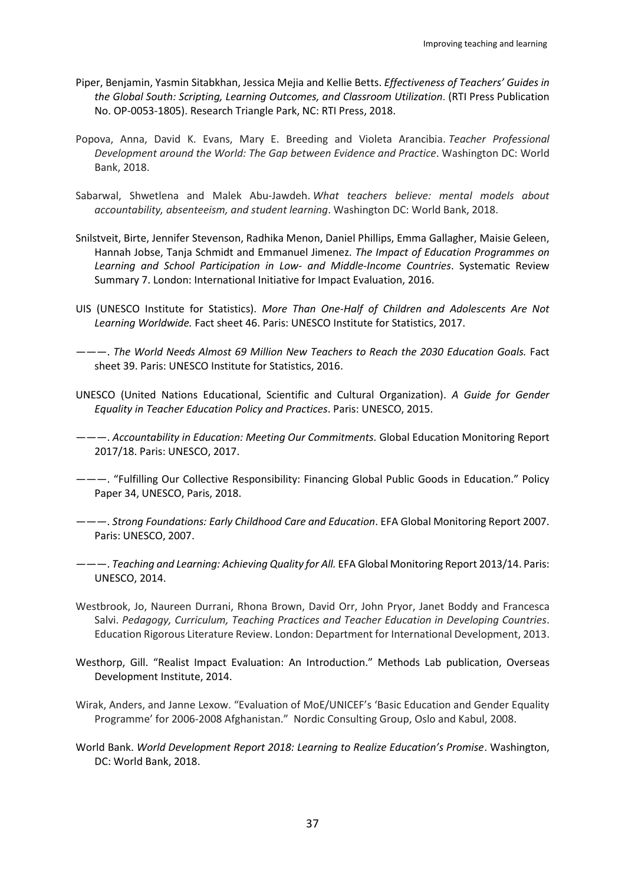Piper, Benjamin, Yasmin Sitabkhan, Jessica Mejia and Kellie Betts. *Effectiveness of Teachers' Guides in the Global South: Scripting, Learning Outcomes, and Classroom Utilization*. (RTI Press Publication No. OP-0053-1805). Research Triangle Park, NC: RTI Press, 2018.

Popova, Anna, David K. Evans, Mary E. Breeding and Violeta Arancibia. *Teacher Professional Development around the World: The Gap between Evidence and Practice*. Washington DC: World Bank, 2018.

Sabarwal, Shwetlena and Malek Abu-Jawdeh. *What teachers believe: mental models about accountability, absenteeism, and student learning*. Washington DC: World Bank, 2018.

Snilstveit, Birte, Jennifer Stevenson, Radhika Menon, Daniel Phillips, Emma Gallagher, Maisie Geleen, Hannah Jobse, Tanja Schmidt and Emmanuel Jimenez. *The Impact of Education Programmes on Learning and School Participation in Low- and Middle-Income Countries*. Systematic Review Summary 7. London: International Initiative for Impact Evaluation, 2016.

UIS (UNESCO Institute for Statistics). *More Than One-Half of Children and Adolescents Are Not Learning Worldwide.* Fact sheet 46. Paris: UNESCO Institute for Statistics, 2017.

———. *The World Needs Almost 69 Million New Teachers to Reach the 2030 Education Goals.* Fact sheet 39. Paris: UNESCO Institute for Statistics, 2016.

UNESCO (United Nations Educational, Scientific and Cultural Organization). *A Guide for Gender Equality in Teacher Education Policy and Practices*. Paris: UNESCO, 2015.

———. *Accountability in Education: Meeting Our Commitments.* Global Education Monitoring Report 2017/18. Paris: UNESCO, 2017.

———. "Fulfilling Our Collective Responsibility: Financing Global Public Goods in Education." Policy Paper 34, UNESCO, Paris, 2018.

———. *Strong Foundations: Early Childhood Care and Education*. EFA Global Monitoring Report 2007. Paris: UNESCO, 2007.

———. *Teaching and Learning: Achieving Quality for All.* EFA Global Monitoring Report 2013/14. Paris: UNESCO, 2014.

Westbrook, Jo, Naureen Durrani, Rhona Brown, David Orr, John Pryor, Janet Boddy and Francesca Salvi. *Pedagogy, Curriculum, Teaching Practices and Teacher Education in Developing Countries*. Education Rigorous Literature Review. London: Department for International Development, 2013.

Westhorp, Gill. "Realist Impact Evaluation: An Introduction." Methods Lab publication, Overseas Development Institute, 2014.

Wirak, Anders, and Janne Lexow. "Evaluation of MoE/UNICEF's 'Basic Education and Gender Equality Programme' for 2006-2008 Afghanistan." Nordic Consulting Group, Oslo and Kabul, 2008.

World Bank. *World Development Report 2018: Learning to Realize Education's Promise*. Washington, DC: World Bank, 2018.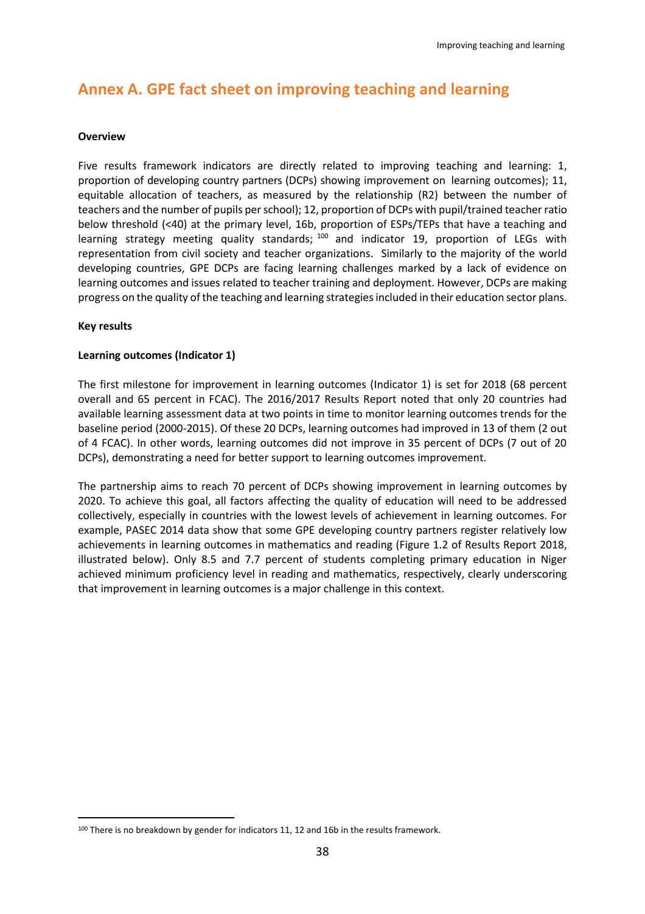## Annex A. GPE fact sheet on improving teaching and learning

**Overview**

Five results framework indicators are directly related to improving teaching and learning: 1, proportion of developing country partners (DCPs) showing improvement on learning outcomes); 11, equitable allocation of teachers, as measured by the relationship (R2) between the number of teachers and the number of pupils per school); 12, proportion of DCPs with pupil/trained teacher ratio below threshold (<40) at the primary level, 16b, proportion of ESPs/TEPs that have a teaching and learning strategy meeting quality standards; [100] and indicator 19, proportion of LEGs with representation from civil society and teacher organizations. Similarly to the majority of the world developing countries, GPE DCPs are facing learning challenges marked by a lack of evidence on learning outcomes and issues related to teacher training and deployment. However, DCPs are making progress on the quality of the teaching and learning strategies included in their education sector plans.

**Key results**

**Learning outcomes (Indicator 1)**

The first milestone for improvement in learning outcomes (Indicator 1) is set for 2018 (68 percent overall and 65 percent in FCAC). The 2016/2017 Results Report noted that only 20 countries had available learning assessment data at two points in time to monitor learning outcomes trends for the baseline period (2000-2015). Of these 20 DCPs, learning outcomes had improved in 13 of them (2 out of 4 FCAC). In other words, learning outcomes did not improve in 35 percent of DCPs (7 out of 20 DCPs), demonstrating a need for better support to learning outcomes improvement.

The partnership aims to reach 70 percent of DCPs showing improvement in learning outcomes by 2020. To achieve this goal, all factors affecting the quality of education will need to be addressed collectively, especially in countries with the lowest levels of achievement in learning outcomes. For example, PASEC 2014 data show that some GPE developing country partners register relatively low achievements in learning outcomes in mathematics and reading (Figure 1.2 of Results Report 2018, illustrated below). Only 8.5 and 7.7 percent of students completing primary education in Niger achieved minimum proficiency level in reading and mathematics, respectively, clearly underscoring that improvement in learning outcomes is a major challenge in this context.

[100] There is no breakdown by gender for indicators 11, 12 and 16b in the results framework.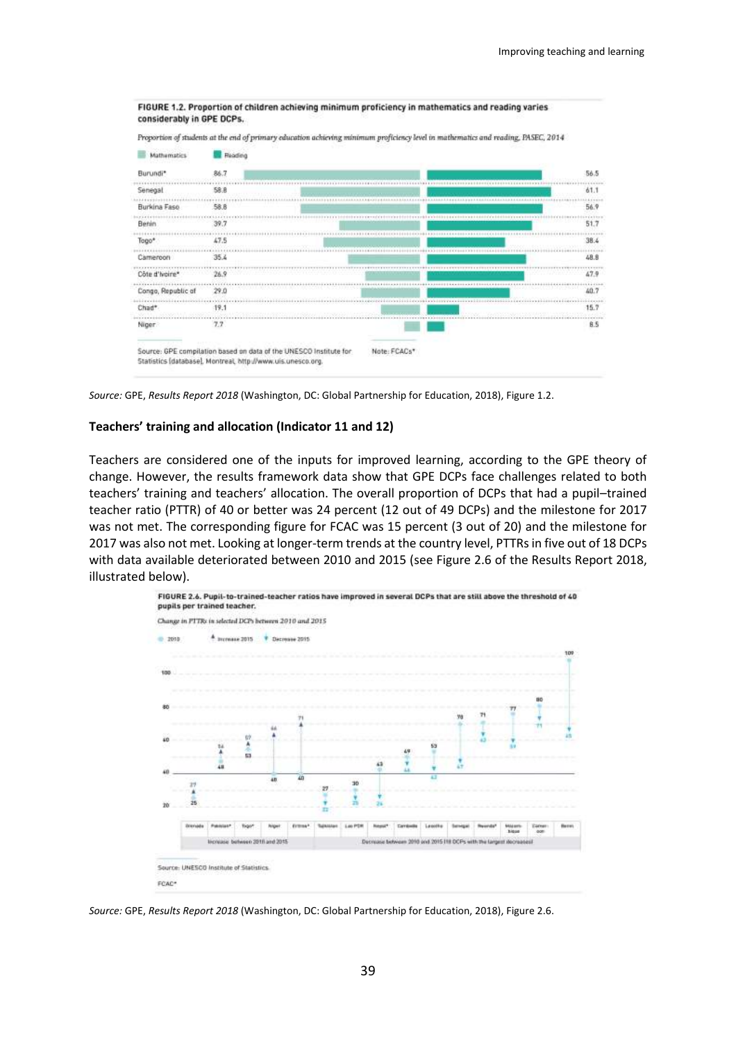**FIGURE 1.2. Proportion of children achieving minimum proficiency in mathematics and reading varies considerably in GPE DCPs.**

*Proportion of students at the end of primary education achieving minimum proficiency level in mathematics and reading, PASEC, 2014*

| Country | Mathematics | Reading |
|---|---|---|
| Burundi* | 86.7 | 56.5 |
| Senegal | 58.8 | 61.1 |
| Burkina Faso | 58.8 | 56.9 |
| Benin | 39.7 | 51.7 |
| Togo* | 47.5 | 38.4 |
| Cameroon | 35.4 | 48.8 |
| Côte d'Ivoire* | 26.9 | 47.9 |
| Congo, Republic of | 29.0 | 40.7 |
| Chad* | 19.1 | 15.7 |
| Niger | 7.7 | 8.5 |

Source: GPE compilation based on data of the UNESCO Institute for Statistics [database], Montreal, http://www.uis.unesco.org.

Note: FCACs*

*Source:* GPE, *Results Report 2018* (Washington, DC: Global Partnership for Education, 2018), Figure 1.2.

**Teachers' training and allocation (Indicator 11 and 12)**

Teachers are considered one of the inputs for improved learning, according to the GPE theory of change. However, the results framework data show that GPE DCPs face challenges related to both teachers' training and teachers' allocation. The overall proportion of DCPs that had a pupil–trained teacher ratio (PTTR) of 40 or better was 24 percent (12 out of 49 DCPs) and the milestone for 2017 was not met. The corresponding figure for FCAC was 15 percent (3 out of 20) and the milestone for 2017 was also not met. Looking at longer-term trends at the country level, PTTRs in five out of 18 DCPs with data available deteriorated between 2010 and 2015 (see Figure 2.6 of the Results Report 2018, illustrated below).

**FIGURE 2.6. Pupil-to-trained-teacher ratios have improved in several DCPs that are still above the threshold of 40 pupils per trained teacher.**

*Change in PTTRs in selected DCPs between 2010 and 2015*

| Country | 2010 | 2015 | Change |
|---|---|---|---|
| Grenada | 25 | 27 | Increase |
| Pakistan* | 48 | 54 | Increase |
| Togo* | 53 | 57 | Increase |
| Niger | 40 | 64 | Increase |
| Eritrea* | 40 | 71 | Increase |
| Tajikistan | 27 | 22 | Decrease |
| Lao PDR | 30 | 25 | Decrease |
| Nepal* | 43 | 24 | Decrease |
| Cambodia | 49 | 44 | Decrease |
| Lesotho | 53 | 42 | Decrease |
| Senegal | 70 | 47 | Decrease |
| Rwanda* | 71 | 62 | Decrease |
| Mozambique | 77 | 59 | Decrease |
| Cameroon | 80 | 71 | Decrease |
| Benin | 109 | 65 | Decrease |

Increase between 2010 and 2015 / Decrease between 2010 and 2015 (10 DCPs with the largest decreases)

Source: UNESCO Institute of Statistics.

FCAC*

*Source:* GPE, *Results Report 2018* (Washington, DC: Global Partnership for Education, 2018), Figure 2.6.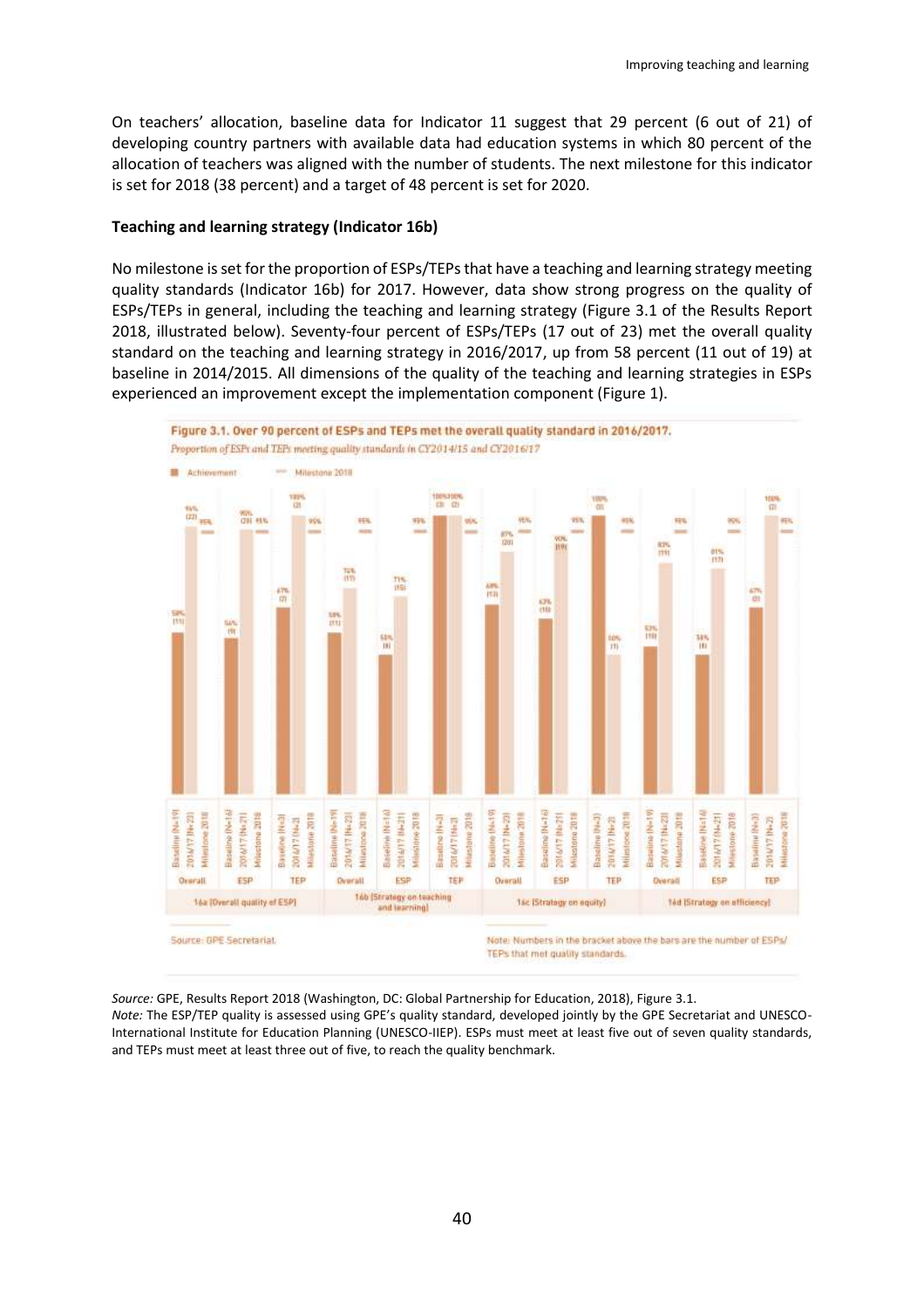On teachers' allocation, baseline data for Indicator 11 suggest that 29 percent (6 out of 21) of developing country partners with available data had education systems in which 80 percent of the allocation of teachers was aligned with the number of students. The next milestone for this indicator is set for 2018 (38 percent) and a target of 48 percent is set for 2020.

**Teaching and learning strategy (Indicator 16b)**

No milestone is set for the proportion of ESPs/TEPs that have a teaching and learning strategy meeting quality standards (Indicator 16b) for 2017. However, data show strong progress on the quality of ESPs/TEPs in general, including the teaching and learning strategy (Figure 3.1 of the Results Report 2018, illustrated below). Seventy-four percent of ESPs/TEPs (17 out of 23) met the overall quality standard on the teaching and learning strategy in 2016/2017, up from 58 percent (11 out of 19) at baseline in 2014/2015. All dimensions of the quality of the teaching and learning strategies in ESPs experienced an improvement except the implementation component (Figure 1).

**Figure 3.1. Over 90 percent of ESPs and TEPs met the overall quality standard in 2016/2017.**

*Proportion of ESPs and TEPs meeting quality standards in CY2014/15 and CY2016/17*

Achievement — Milestone 2018

16a (Overall quality of ESP) | 16b (Strategy on teaching and learning) | 16c (Strategy on equity) | 16d (Strategy on efficiency)

Source: GPE Secretariat.

Note: Numbers in the bracket above the bars are the number of ESPs/TEPs that met quality standards.

*Source:* GPE, Results Report 2018 (Washington, DC: Global Partnership for Education, 2018), Figure 3.1.
*Note:* The ESP/TEP quality is assessed using GPE's quality standard, developed jointly by the GPE Secretariat and UNESCO-International Institute for Education Planning (UNESCO-IIEP). ESPs must meet at least five out of seven quality standards, and TEPs must meet at least three out of five, to reach the quality benchmark.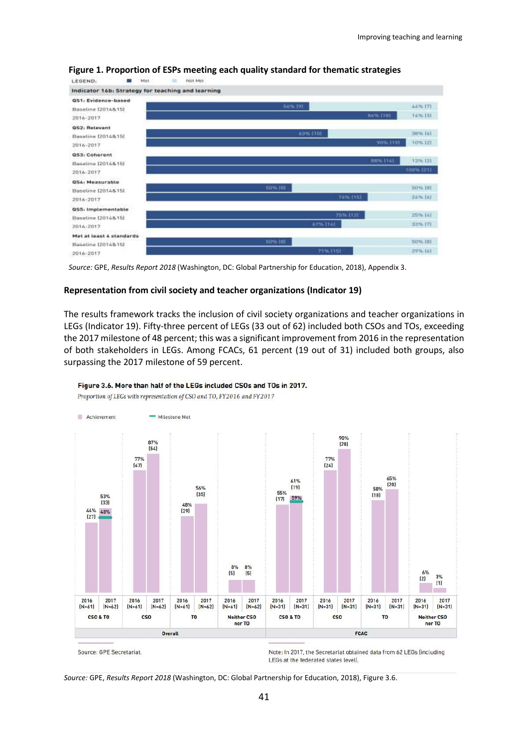**Figure 1. Proportion of ESPs meeting each quality standard for thematic strategies**

LEGEND: Met Not Met

Indicator 16b: Strategy for teaching and learning

QS1: Evidence-based
Baseline (2014&15) 56% (9) 44% (7)
2016-2017 86% (18) 14% (3)

QS2: Relevant
Baseline (2014&15) 63% (10) 38% (6)
2016-2017 90% (19) 10% (2)

QS3: Coherent
Baseline (2014&15) 88% (14) 13% (2)
2016-2017 100% (21)

QS4: Measurable
Baseline (2014&15) 50% (8) 50% (8)
2016-2017 76% (15) 24% (6)

QS5: Implementable
Baseline (2014&15) 75% (12) 25% (4)
2016-2017 67% (14) 33% (7)

Met at least 4 standards
Baseline (2014&15) 50% (8) 50% (8)
2016-2017 71% (15) 29% (6)

*Source:* GPE, *Results Report 2018* (Washington, DC: Global Partnership for Education, 2018), Appendix 3.

### Representation from civil society and teacher organizations (Indicator 19)

The results framework tracks the inclusion of civil society organizations and teacher organizations in LEGs (Indicator 19). Fifty-three percent of LEGs (33 out of 62) included both CSOs and TOs, exceeding the 2017 milestone of 48 percent; this was a significant improvement from 2016 in the representation of both stakeholders in LEGs. Among FCACs, 61 percent (19 out of 31) included both groups, also surpassing the 2017 milestone of 59 percent.

**Figure 3.6. More than half of the LEGs included CSOs and TOs in 2017.**

*Proportion of LEGs with representation of CSO and TO, FY2016 and FY2017*

Achievement Milestone Met

Overall
CSO & TO: 2016 (N=61) 44% (27); 2017 (N=62) 53% (33), milestone 48%
CSO: 2016 (N=61) 77% (47); 2017 (N=62) 87% (54)
TO: 2016 (N=61) 48% (29); 2017 (N=62) 56% (35)
Neither CSO nor TO: 2016 (N=61) 8% (5); 2017 (N=62) 8% (5)

FCAC
CSO & TO: 2016 (N=31) 55% (17); 2017 (N=31) 61% (19), milestone 59%
CSO: 2016 (N=31) 77% (24); 2017 (N=31) 90% (28)
TO: 2016 (N=31) 58% (18); 2017 (N=31) 65% (20)
Neither CSO nor TO: 2016 (N=31) 6% (2); 2017 (N=31) 3% (1)

Source: GPE Secretariat.

Note: In 2017, the Secretariat obtained data from 62 LEGs (including LEGs at the federated states level).

*Source:* GPE, *Results Report 2018* (Washington, DC: Global Partnership for Education, 2018), Figure 3.6.